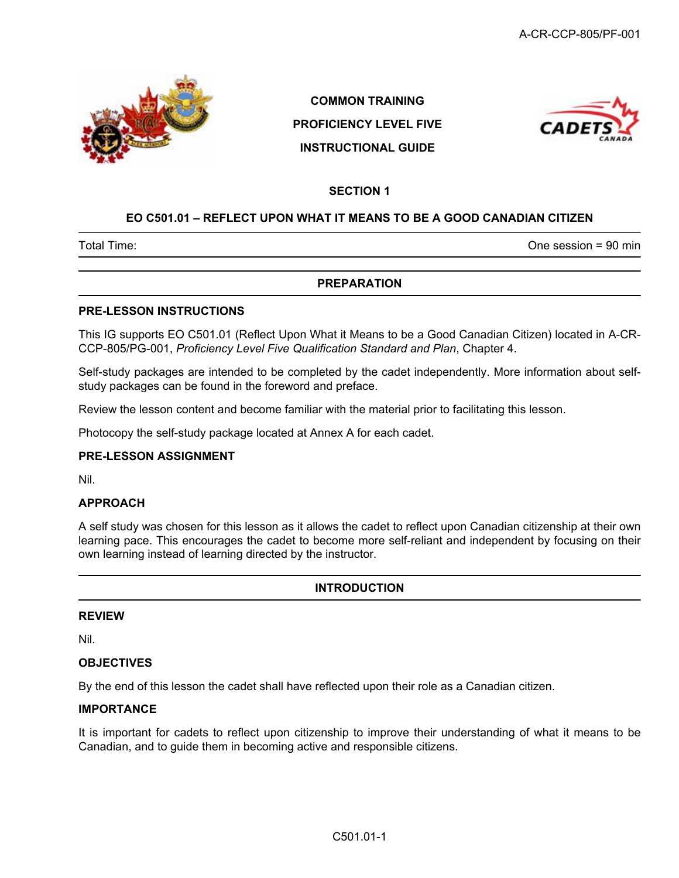COMMON TRAINING

PROFICIENCY LEVEL FIVE

INSTRUCTIONAL GUIDE

## SECTION 1

## EO C501.01 – REFLECT UPON WHAT IT MEANS TO BE A GOOD CANADIAN CITIZEN

| Total Time: | One session = 90 min |
|---|---|

## PREPARATION

### PRE-LESSON INSTRUCTIONS

This IG supports EO C501.01 (Reflect Upon What it Means to be a Good Canadian Citizen) located in A-CR-CCP-805/PG-001, *Proficiency Level Five Qualification Standard and Plan*, Chapter 4.

Self-study packages are intended to be completed by the cadet independently. More information about self-study packages can be found in the foreword and preface.

Review the lesson content and become familiar with the material prior to facilitating this lesson.

Photocopy the self-study package located at Annex A for each cadet.

### PRE-LESSON ASSIGNMENT

Nil.

### APPROACH

A self study was chosen for this lesson as it allows the cadet to reflect upon Canadian citizenship at their own learning pace. This encourages the cadet to become more self-reliant and independent by focusing on their own learning instead of learning directed by the instructor.

## INTRODUCTION

### REVIEW

Nil.

### OBJECTIVES

By the end of this lesson the cadet shall have reflected upon their role as a Canadian citizen.

### IMPORTANCE

It is important for cadets to reflect upon citizenship to improve their understanding of what it means to be Canadian, and to guide them in becoming active and responsible citizens.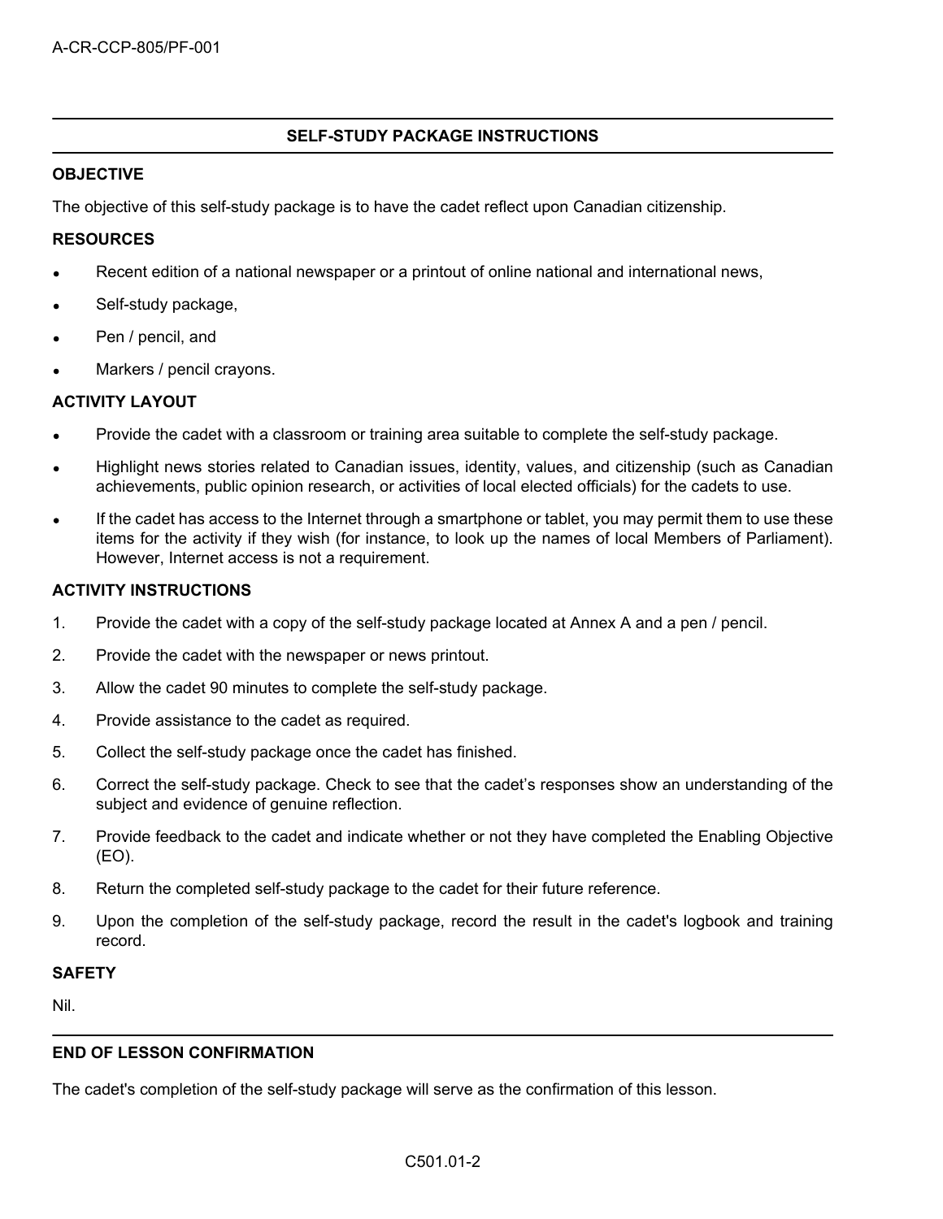## SELF-STUDY PACKAGE INSTRUCTIONS

### OBJECTIVE

The objective of this self-study package is to have the cadet reflect upon Canadian citizenship.

### RESOURCES

- Recent edition of a national newspaper or a printout of online national and international news,
- Self-study package,
- Pen / pencil, and
- Markers / pencil crayons.

### ACTIVITY LAYOUT

- Provide the cadet with a classroom or training area suitable to complete the self-study package.
- Highlight news stories related to Canadian issues, identity, values, and citizenship (such as Canadian achievements, public opinion research, or activities of local elected officials) for the cadets to use.
- If the cadet has access to the Internet through a smartphone or tablet, you may permit them to use these items for the activity if they wish (for instance, to look up the names of local Members of Parliament). However, Internet access is not a requirement.

### ACTIVITY INSTRUCTIONS

1. Provide the cadet with a copy of the self-study package located at Annex A and a pen / pencil.
2. Provide the cadet with the newspaper or news printout.
3. Allow the cadet 90 minutes to complete the self-study package.
4. Provide assistance to the cadet as required.
5. Collect the self-study package once the cadet has finished.
6. Correct the self-study package. Check to see that the cadet's responses show an understanding of the subject and evidence of genuine reflection.
7. Provide feedback to the cadet and indicate whether or not they have completed the Enabling Objective (EO).
8. Return the completed self-study package to the cadet for their future reference.
9. Upon the completion of the self-study package, record the result in the cadet's logbook and training record.

### SAFETY

Nil.

## END OF LESSON CONFIRMATION

The cadet's completion of the self-study package will serve as the confirmation of this lesson.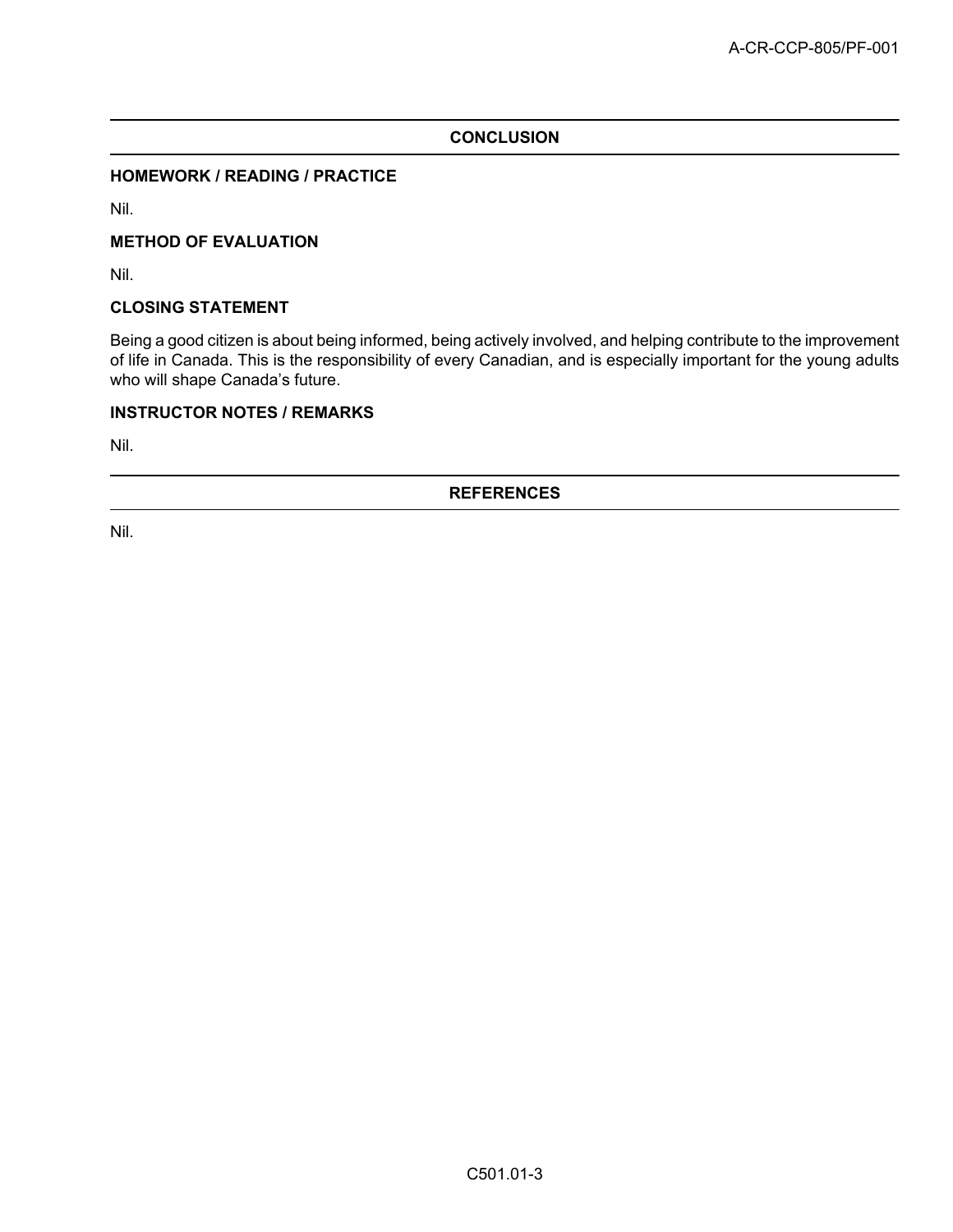## CONCLUSION

### HOMEWORK / READING / PRACTICE

Nil.

### METHOD OF EVALUATION

Nil.

### CLOSING STATEMENT

Being a good citizen is about being informed, being actively involved, and helping contribute to the improvement of life in Canada. This is the responsibility of every Canadian, and is especially important for the young adults who will shape Canada's future.

### INSTRUCTOR NOTES / REMARKS

Nil.

## REFERENCES

Nil.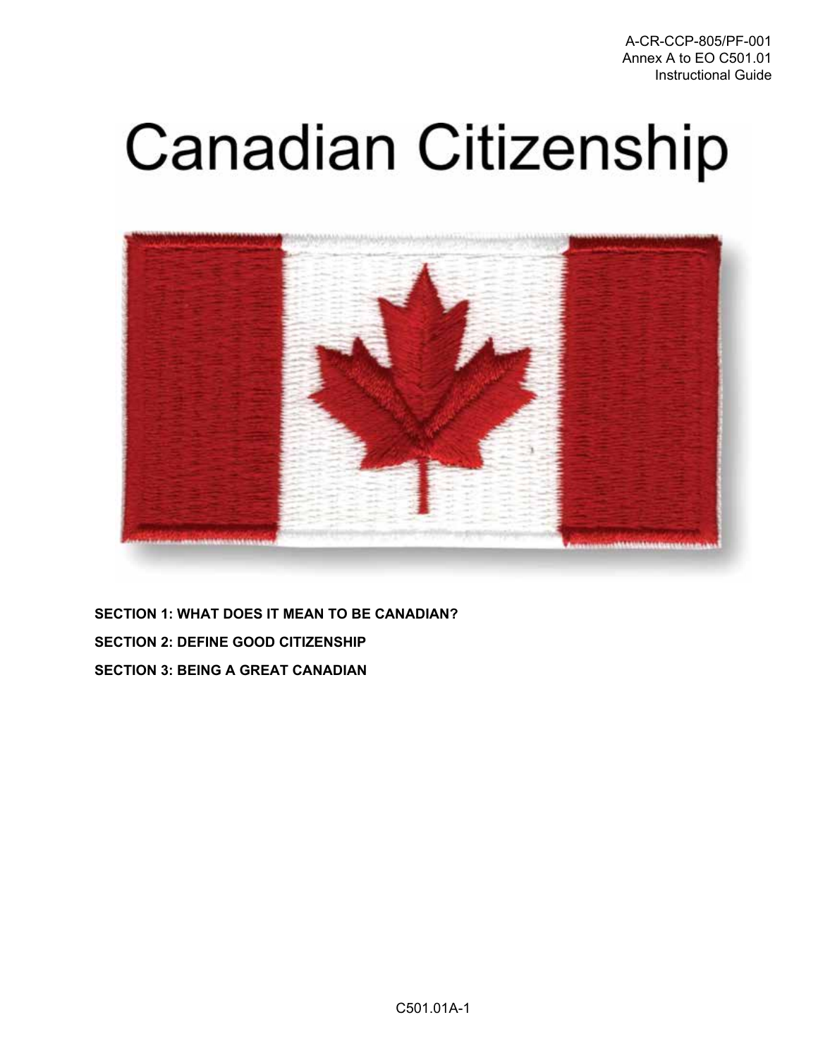# Canadian Citizenship

**SECTION 1: WHAT DOES IT MEAN TO BE CANADIAN?**

**SECTION 2: DEFINE GOOD CITIZENSHIP**

**SECTION 3: BEING A GREAT CANADIAN**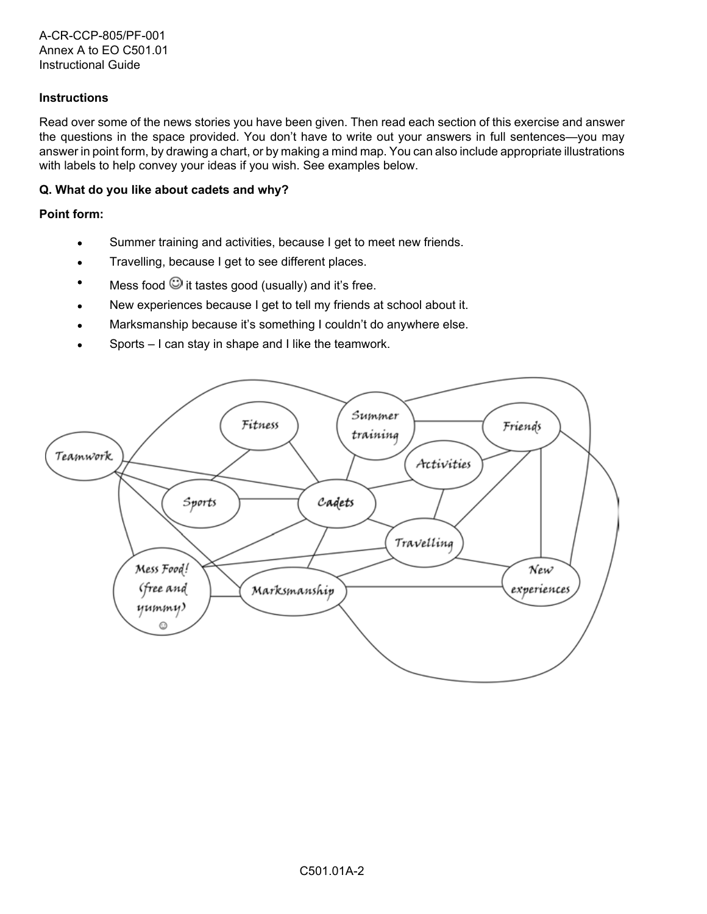### Instructions

Read over some of the news stories you have been given. Then read each section of this exercise and answer the questions in the space provided. You don't have to write out your answers in full sentences—you may answer in point form, by drawing a chart, or by making a mind map. You can also include appropriate illustrations with labels to help convey your ideas if you wish. See examples below.

**Q. What do you like about cadets and why?**

**Point form:**

- Summer training and activities, because I get to meet new friends.
- Travelling, because I get to see different places.
- Mess food ☺ it tastes good (usually) and it's free.
- New experiences because I get to tell my friends at school about it.
- Marksmanship because it's something I couldn't do anywhere else.
- Sports – I can stay in shape and I like the teamwork.

Teamwork

Fitness

Summer training

Friends

Activities

Sports

Cadets

Travelling

Mess Food! (free and yummy) ☺

Marksmanship

New experiences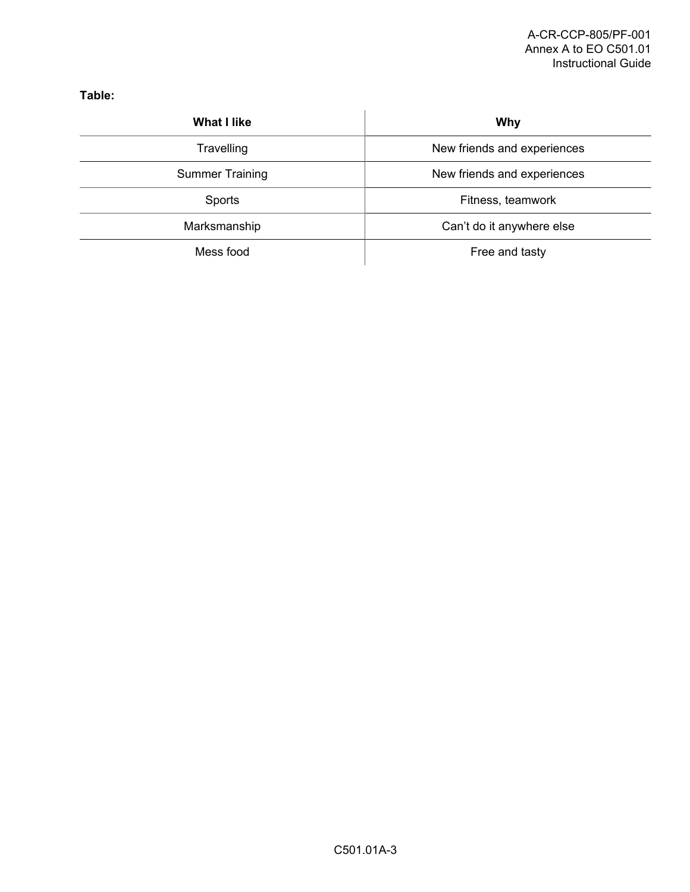**Table:**

| What I like | Why |
|---|---|
| Travelling | New friends and experiences |
| Summer Training | New friends and experiences |
| Sports | Fitness, teamwork |
| Marksmanship | Can't do it anywhere else |
| Mess food | Free and tasty |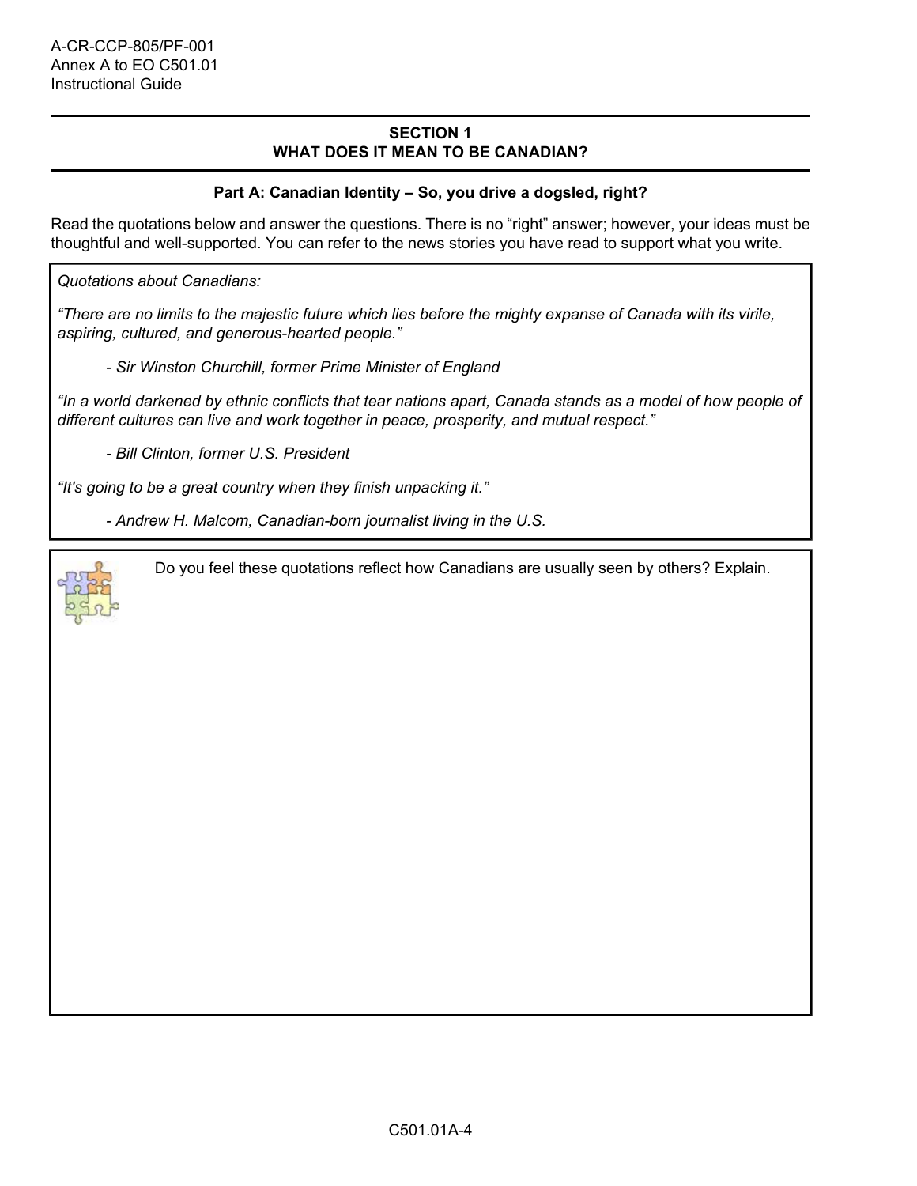## SECTION 1
## WHAT DOES IT MEAN TO BE CANADIAN?

### Part A: Canadian Identity – So, you drive a dogsled, right?

Read the quotations below and answer the questions. There is no "right" answer; however, your ideas must be thoughtful and well-supported. You can refer to the news stories you have read to support what you write.

*Quotations about Canadians:*

*"There are no limits to the majestic future which lies before the mighty expanse of Canada with its virile, aspiring, cultured, and generous-hearted people."*

*- Sir Winston Churchill, former Prime Minister of England*

*"In a world darkened by ethnic conflicts that tear nations apart, Canada stands as a model of how people of different cultures can live and work together in peace, prosperity, and mutual respect."*

*- Bill Clinton, former U.S. President*

*"It's going to be a great country when they finish unpacking it."*

*- Andrew H. Malcom, Canadian-born journalist living in the U.S.*

Do you feel these quotations reflect how Canadians are usually seen by others? Explain.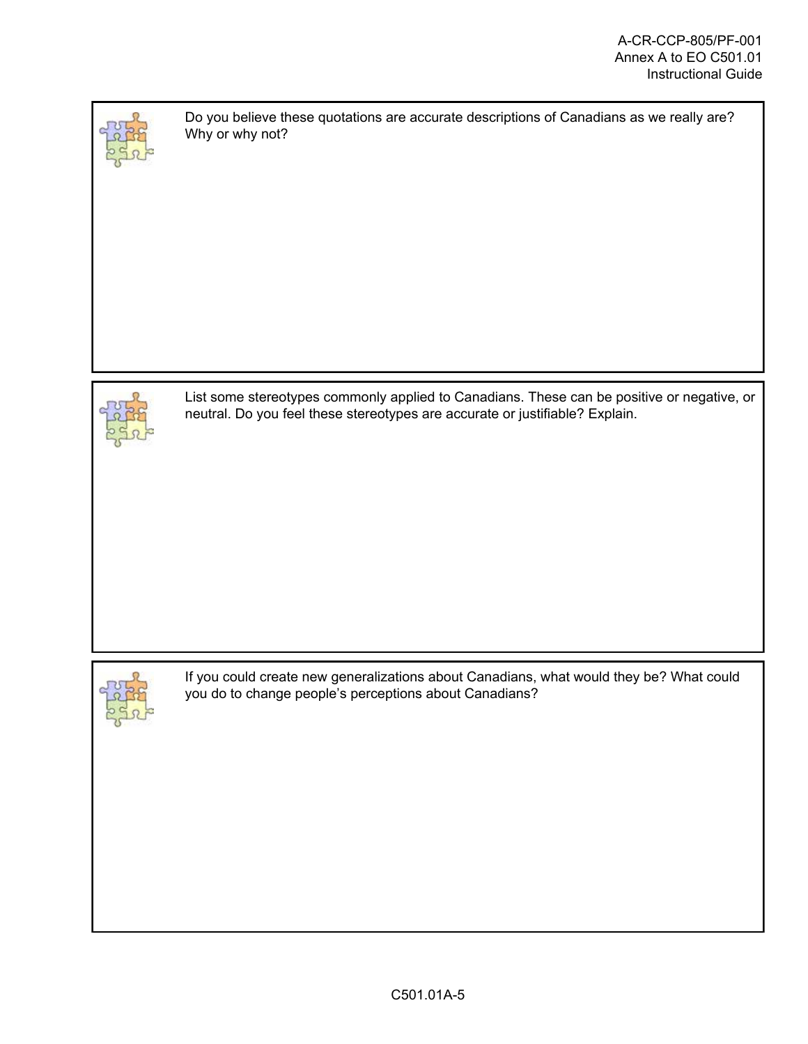Do you believe these quotations are accurate descriptions of Canadians as we really are? Why or why not?

List some stereotypes commonly applied to Canadians. These can be positive or negative, or neutral. Do you feel these stereotypes are accurate or justifiable? Explain.

If you could create new generalizations about Canadians, what would they be? What could you do to change people's perceptions about Canadians?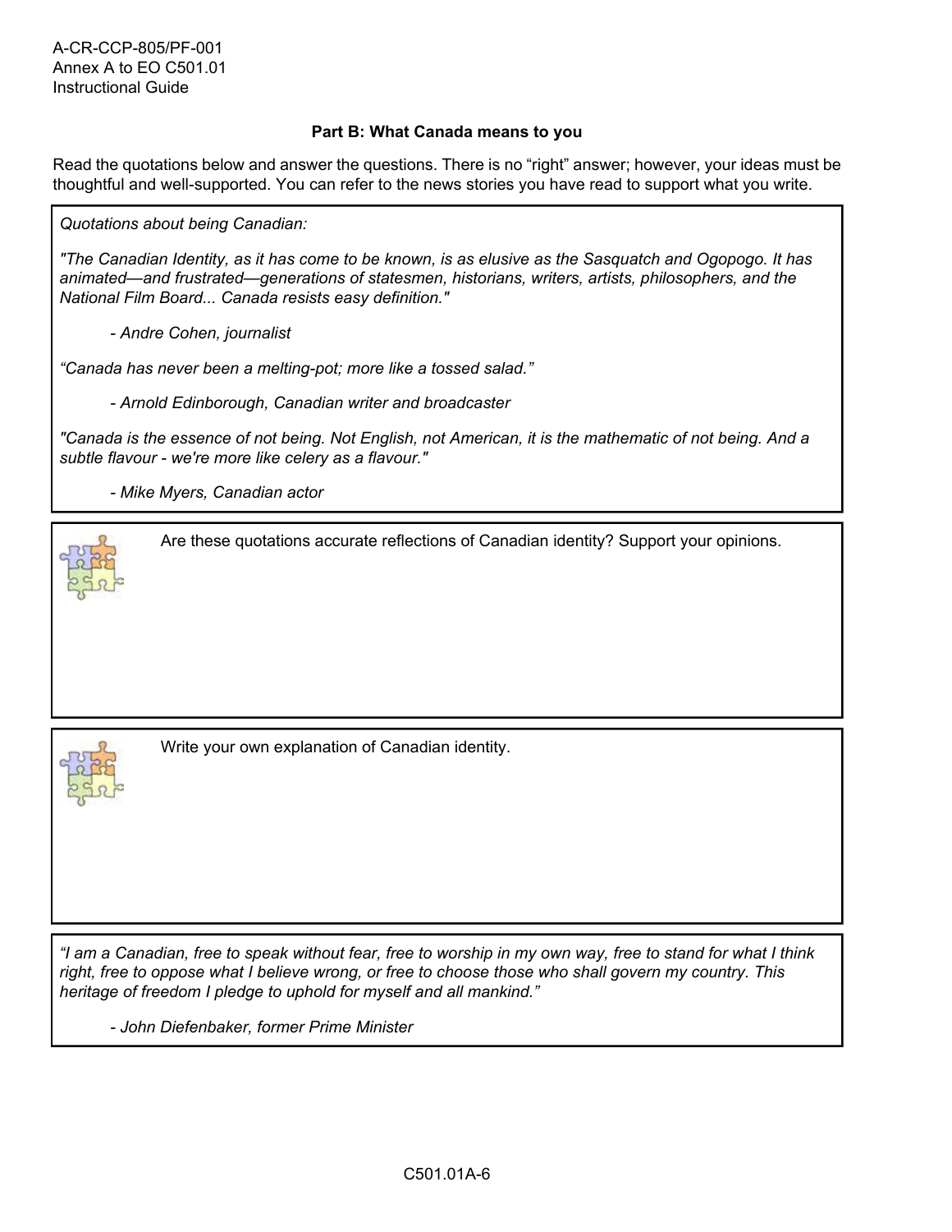**Part B: What Canada means to you**

Read the quotations below and answer the questions. There is no “right” answer; however, your ideas must be thoughtful and well-supported. You can refer to the news stories you have read to support what you write.

*Quotations about being Canadian:*

*"The Canadian Identity, as it has come to be known, is as elusive as the Sasquatch and Ogopogo. It has animated—and frustrated—generations of statesmen, historians, writers, artists, philosophers, and the National Film Board... Canada resists easy definition."*

*- Andre Cohen, journalist*

*“Canada has never been a melting-pot; more like a tossed salad.”*

*- Arnold Edinborough, Canadian writer and broadcaster*

*"Canada is the essence of not being. Not English, not American, it is the mathematic of not being. And a subtle flavour - we're more like celery as a flavour."*

*- Mike Myers, Canadian actor*

Are these quotations accurate reflections of Canadian identity? Support your opinions.

Write your own explanation of Canadian identity.

*“I am a Canadian, free to speak without fear, free to worship in my own way, free to stand for what I think right, free to oppose what I believe wrong, or free to choose those who shall govern my country. This heritage of freedom I pledge to uphold for myself and all mankind.”*

*- John Diefenbaker, former Prime Minister*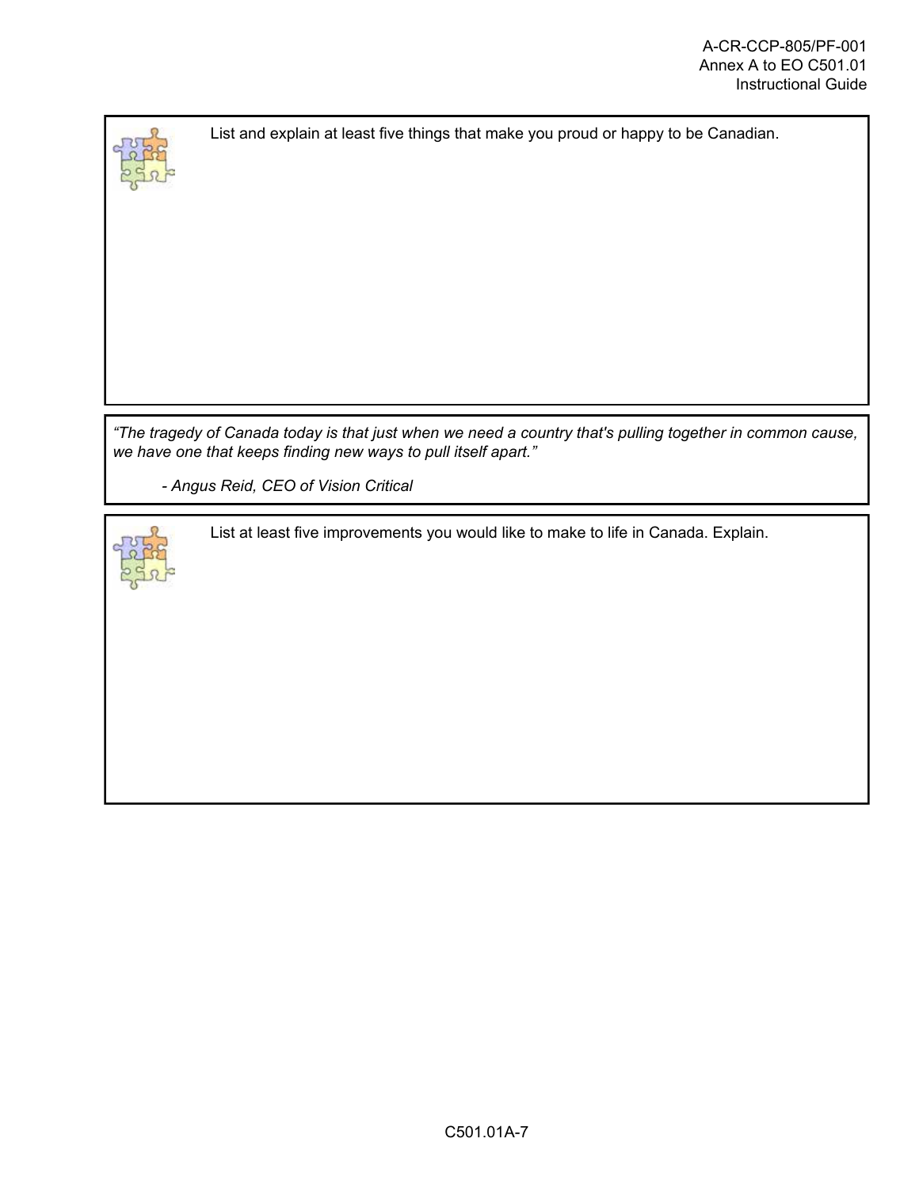List and explain at least five things that make you proud or happy to be Canadian.

*"The tragedy of Canada today is that just when we need a country that's pulling together in common cause, we have one that keeps finding new ways to pull itself apart."*

*- Angus Reid, CEO of Vision Critical*

List at least five improvements you would like to make to life in Canada. Explain.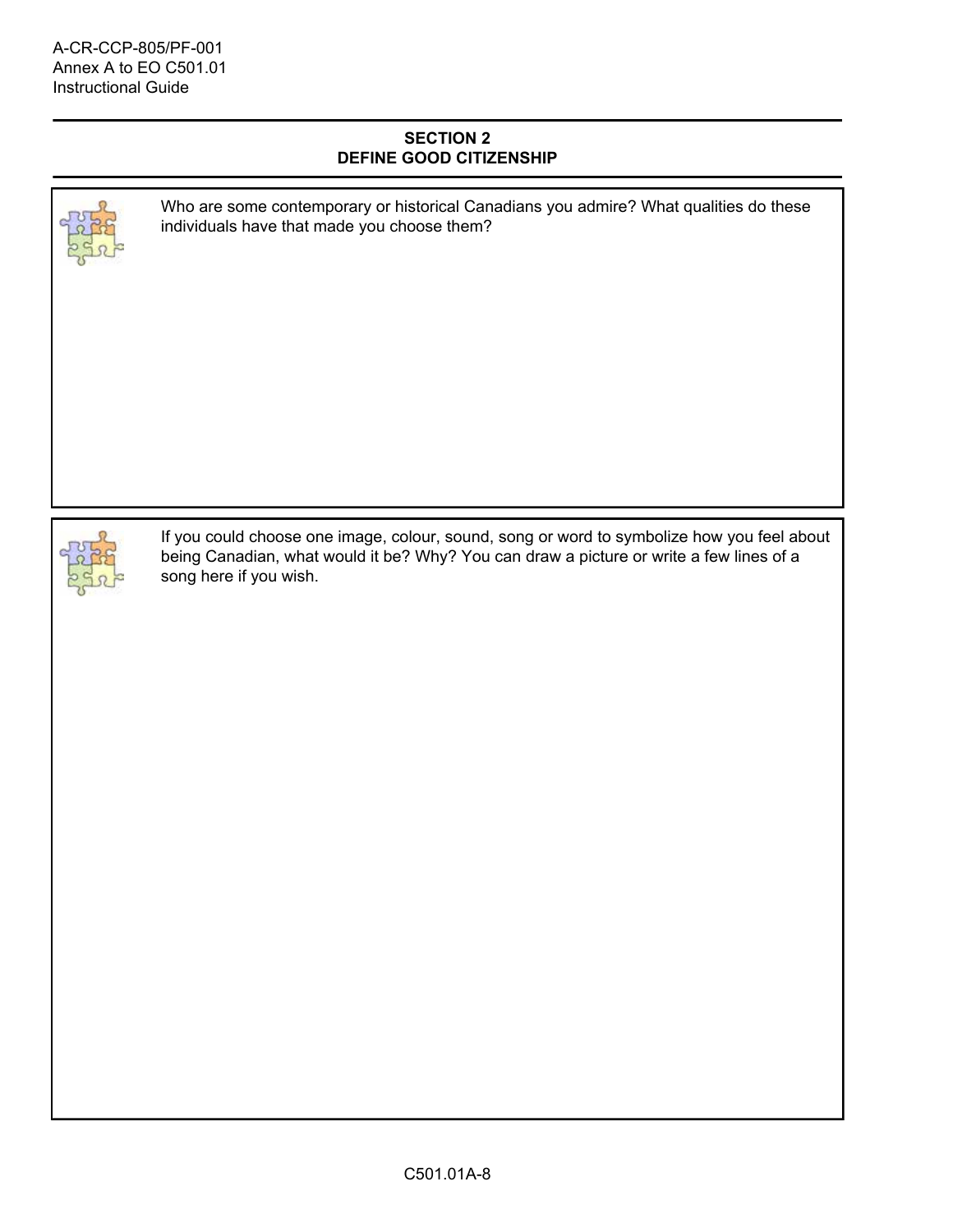## SECTION 2
## DEFINE GOOD CITIZENSHIP

Who are some contemporary or historical Canadians you admire? What qualities do these individuals have that made you choose them?

If you could choose one image, colour, sound, song or word to symbolize how you feel about being Canadian, what would it be? Why? You can draw a picture or write a few lines of a song here if you wish.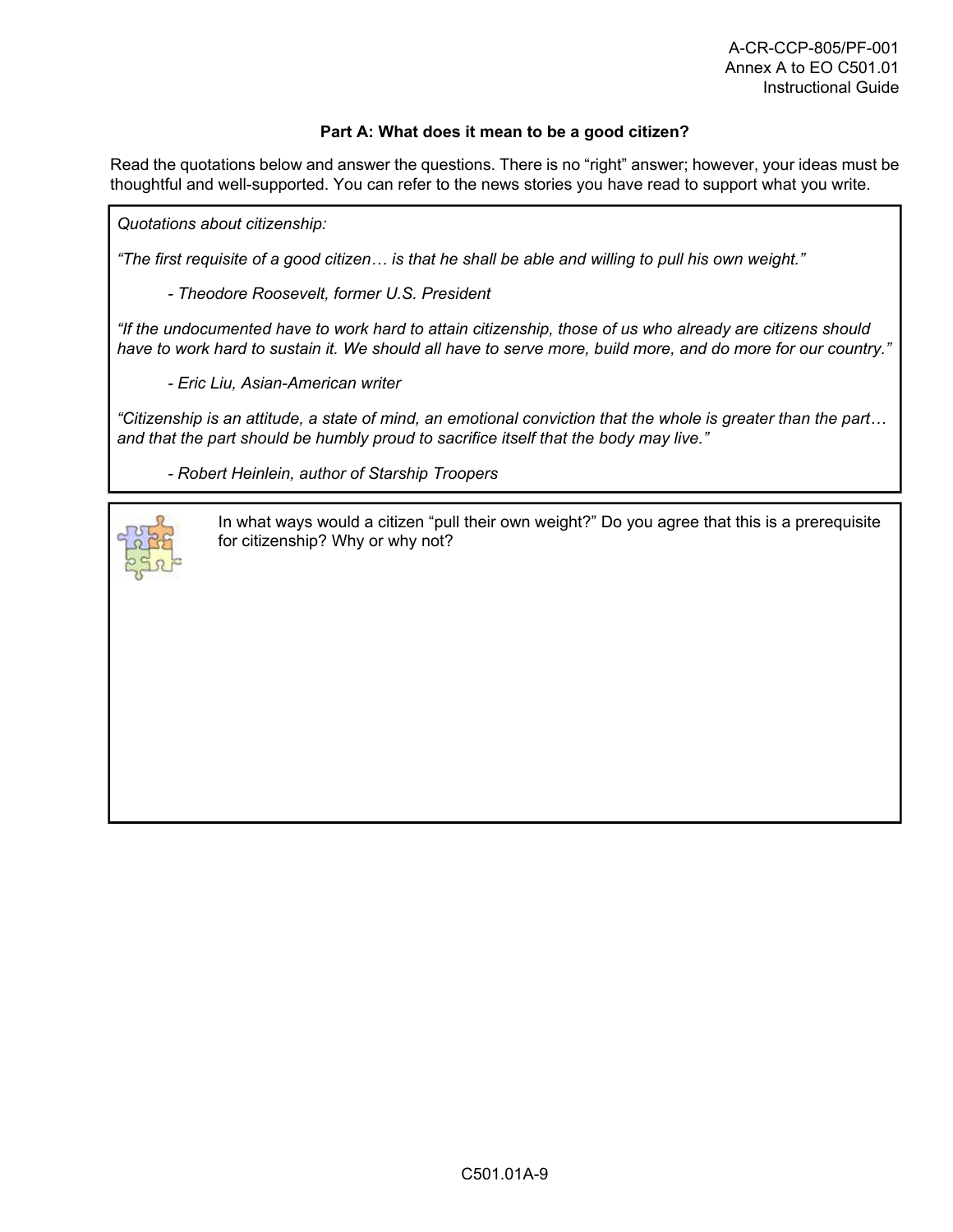### Part A: What does it mean to be a good citizen?

Read the quotations below and answer the questions. There is no "right" answer; however, your ideas must be thoughtful and well-supported. You can refer to the news stories you have read to support what you write.

*Quotations about citizenship:*

*"The first requisite of a good citizen… is that he shall be able and willing to pull his own weight."*

> *- Theodore Roosevelt, former U.S. President*

*"If the undocumented have to work hard to attain citizenship, those of us who already are citizens should have to work hard to sustain it. We should all have to serve more, build more, and do more for our country."*

> *- Eric Liu, Asian-American writer*

*"Citizenship is an attitude, a state of mind, an emotional conviction that the whole is greater than the part… and that the part should be humbly proud to sacrifice itself that the body may live."*

> *- Robert Heinlein, author of Starship Troopers*

In what ways would a citizen "pull their own weight?" Do you agree that this is a prerequisite for citizenship? Why or why not?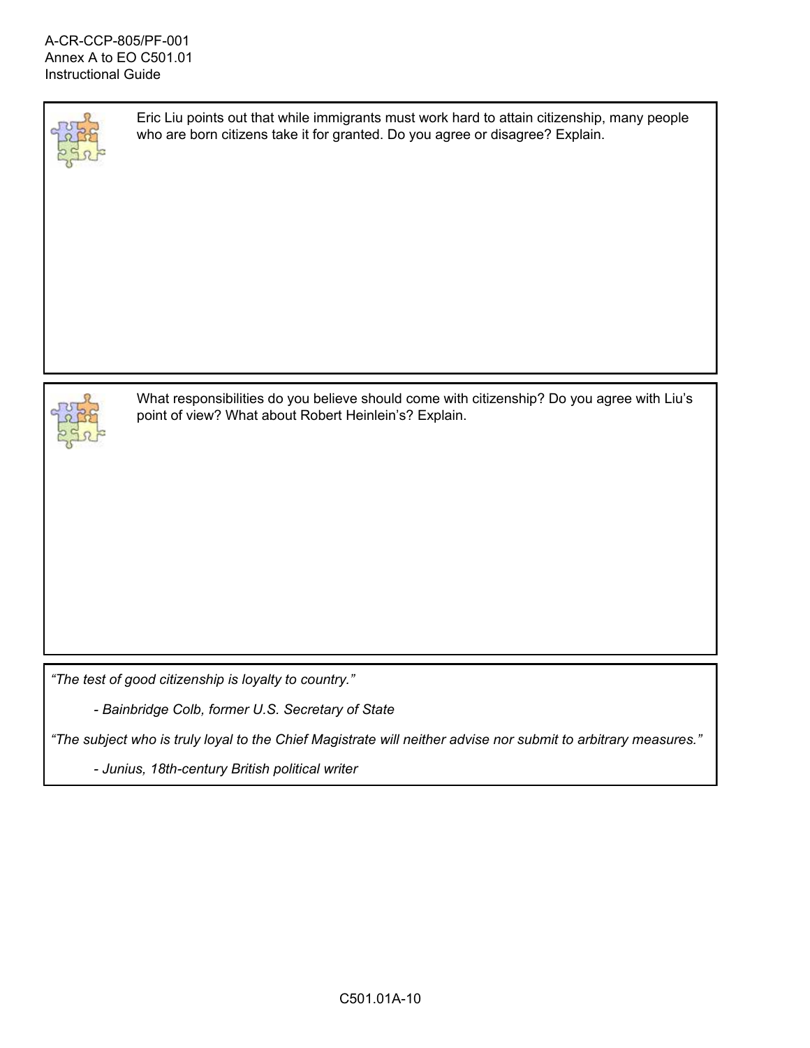Eric Liu points out that while immigrants must work hard to attain citizenship, many people who are born citizens take it for granted. Do you agree or disagree? Explain.

What responsibilities do you believe should come with citizenship? Do you agree with Liu's point of view? What about Robert Heinlein's? Explain.

*"The test of good citizenship is loyalty to country."*

*- Bainbridge Colb, former U.S. Secretary of State*

*"The subject who is truly loyal to the Chief Magistrate will neither advise nor submit to arbitrary measures."*

*- Junius, 18th-century British political writer*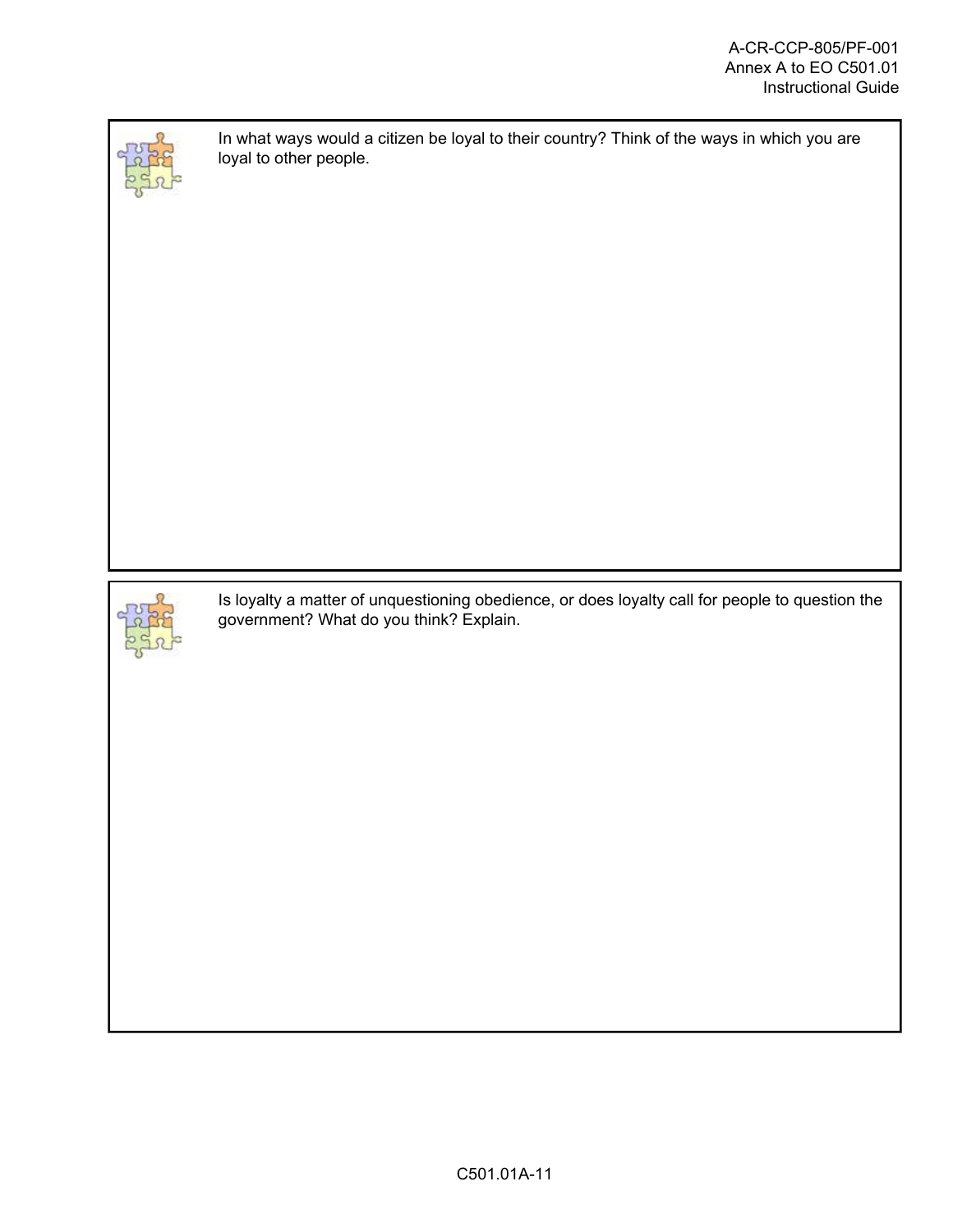In what ways would a citizen be loyal to their country? Think of the ways in which you are loyal to other people.

Is loyalty a matter of unquestioning obedience, or does loyalty call for people to question the government? What do you think? Explain.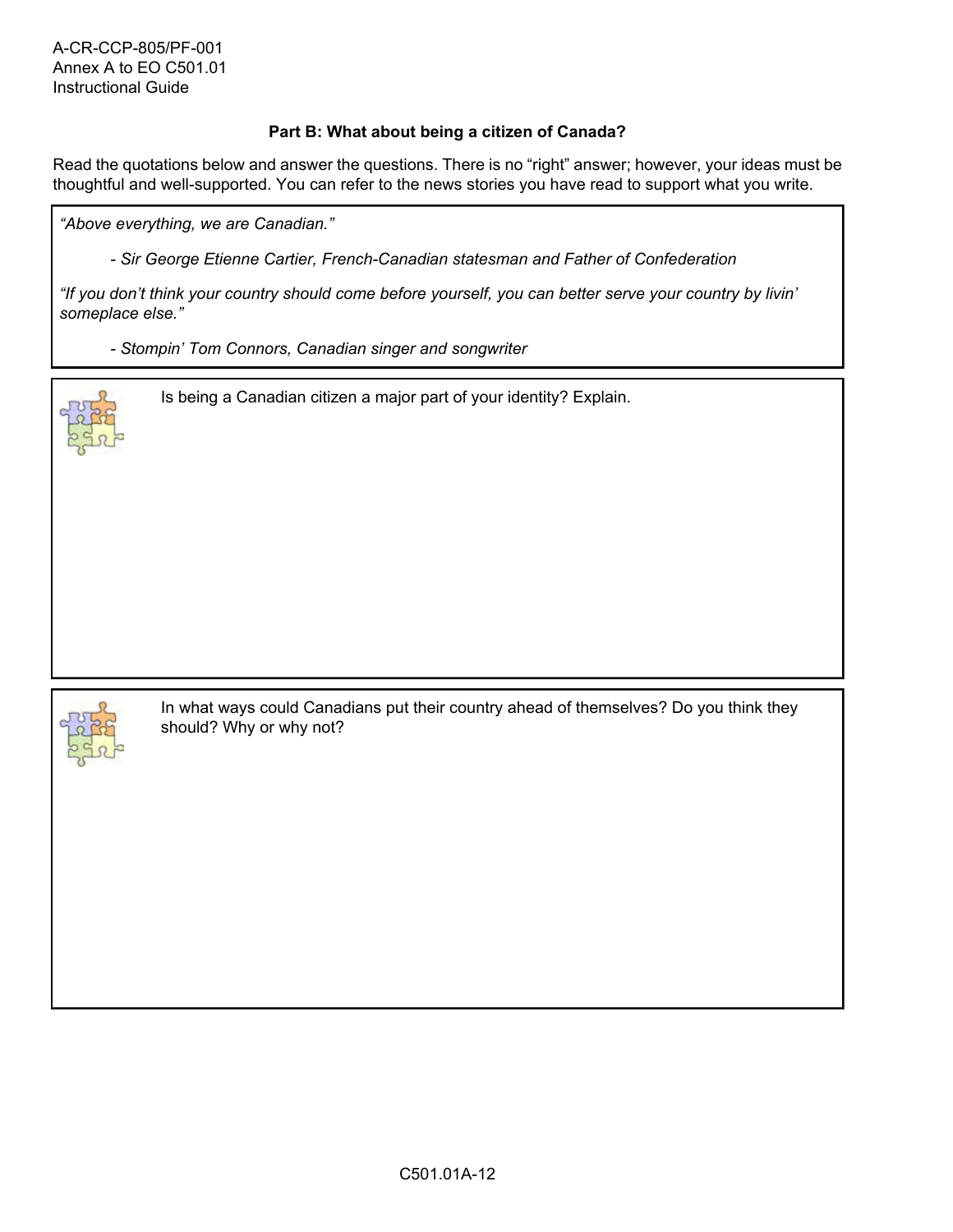### Part B: What about being a citizen of Canada?

Read the quotations below and answer the questions. There is no “right” answer; however, your ideas must be thoughtful and well-supported. You can refer to the news stories you have read to support what you write.

*“Above everything, we are Canadian.”*

*- Sir George Etienne Cartier, French-Canadian statesman and Father of Confederation*

*“If you don’t think your country should come before yourself, you can better serve your country by livin’ someplace else.”*

*- Stompin’ Tom Connors, Canadian singer and songwriter*

Is being a Canadian citizen a major part of your identity? Explain.

In what ways could Canadians put their country ahead of themselves? Do you think they should? Why or why not?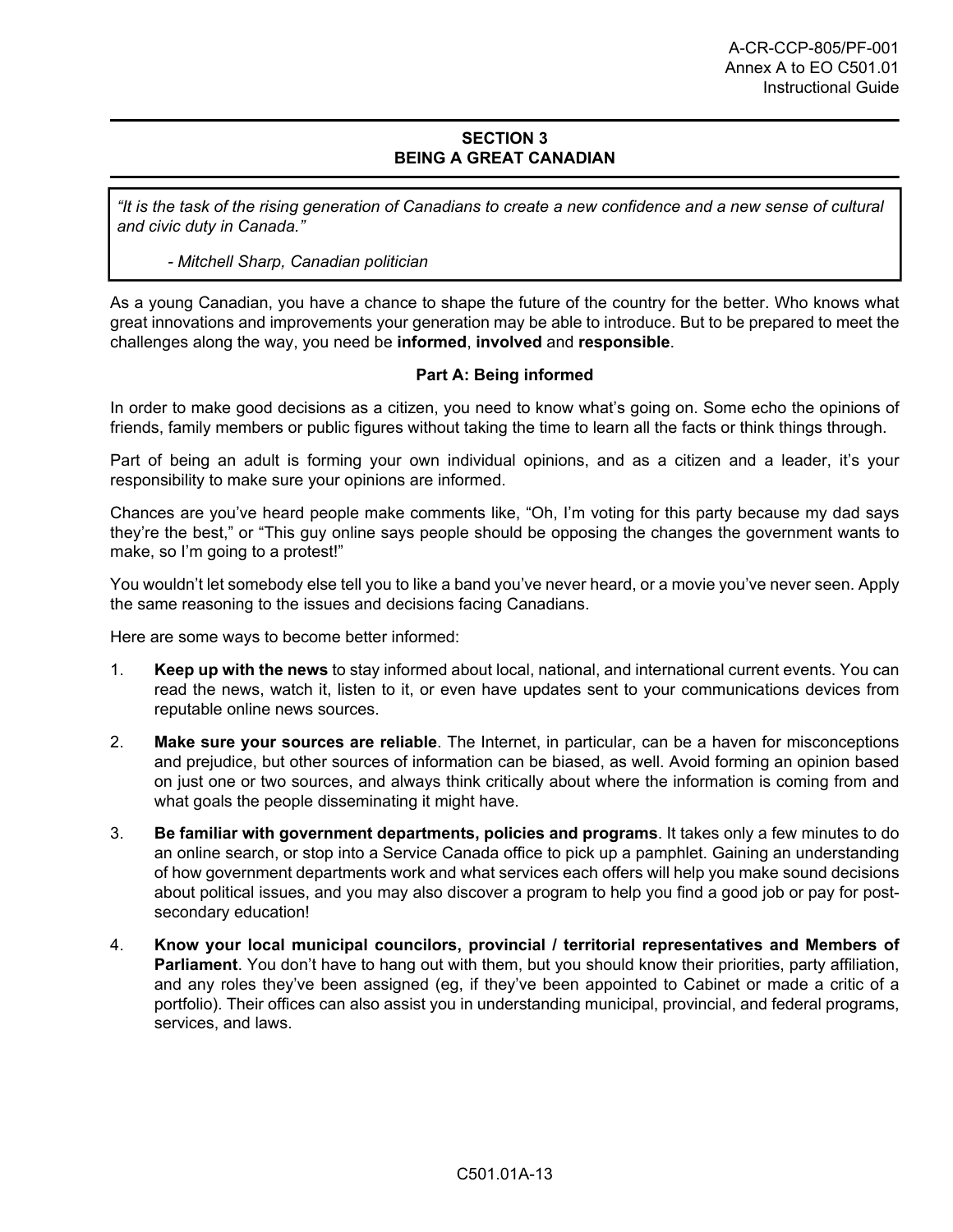## SECTION 3
## BEING A GREAT CANADIAN

> *"It is the task of the rising generation of Canadians to create a new confidence and a new sense of cultural and civic duty in Canada."*
>
> *- Mitchell Sharp, Canadian politician*

As a young Canadian, you have a chance to shape the future of the country for the better. Who knows what great innovations and improvements your generation may be able to introduce. But to be prepared to meet the challenges along the way, you need be **informed**, **involved** and **responsible**.

### Part A: Being informed

In order to make good decisions as a citizen, you need to know what's going on. Some echo the opinions of friends, family members or public figures without taking the time to learn all the facts or think things through.

Part of being an adult is forming your own individual opinions, and as a citizen and a leader, it's your responsibility to make sure your opinions are informed.

Chances are you've heard people make comments like, "Oh, I'm voting for this party because my dad says they're the best," or "This guy online says people should be opposing the changes the government wants to make, so I'm going to a protest!"

You wouldn't let somebody else tell you to like a band you've never heard, or a movie you've never seen. Apply the same reasoning to the issues and decisions facing Canadians.

Here are some ways to become better informed:

1. **Keep up with the news** to stay informed about local, national, and international current events. You can read the news, watch it, listen to it, or even have updates sent to your communications devices from reputable online news sources.
2. **Make sure your sources are reliable**. The Internet, in particular, can be a haven for misconceptions and prejudice, but other sources of information can be biased, as well. Avoid forming an opinion based on just one or two sources, and always think critically about where the information is coming from and what goals the people disseminating it might have.
3. **Be familiar with government departments, policies and programs**. It takes only a few minutes to do an online search, or stop into a Service Canada office to pick up a pamphlet. Gaining an understanding of how government departments work and what services each offers will help you make sound decisions about political issues, and you may also discover a program to help you find a good job or pay for post-secondary education!
4. **Know your local municipal councilors, provincial / territorial representatives and Members of Parliament**. You don't have to hang out with them, but you should know their priorities, party affiliation, and any roles they've been assigned (eg, if they've been appointed to Cabinet or made a critic of a portfolio). Their offices can also assist you in understanding municipal, provincial, and federal programs, services, and laws.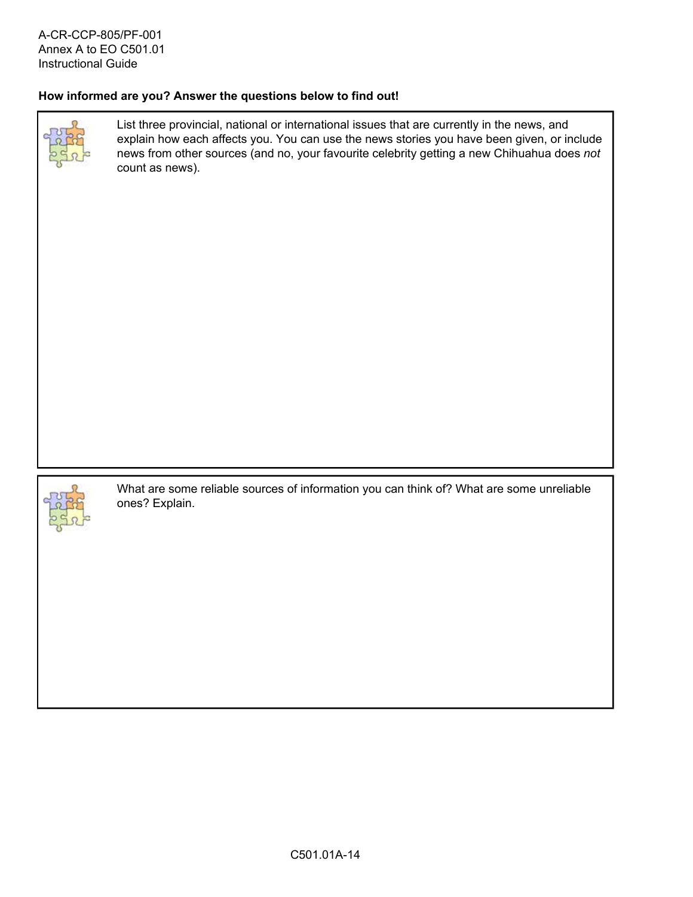**How informed are you? Answer the questions below to find out!**

List three provincial, national or international issues that are currently in the news, and explain how each affects you. You can use the news stories you have been given, or include news from other sources (and no, your favourite celebrity getting a new Chihuahua does *not* count as news).

What are some reliable sources of information you can think of? What are some unreliable ones? Explain.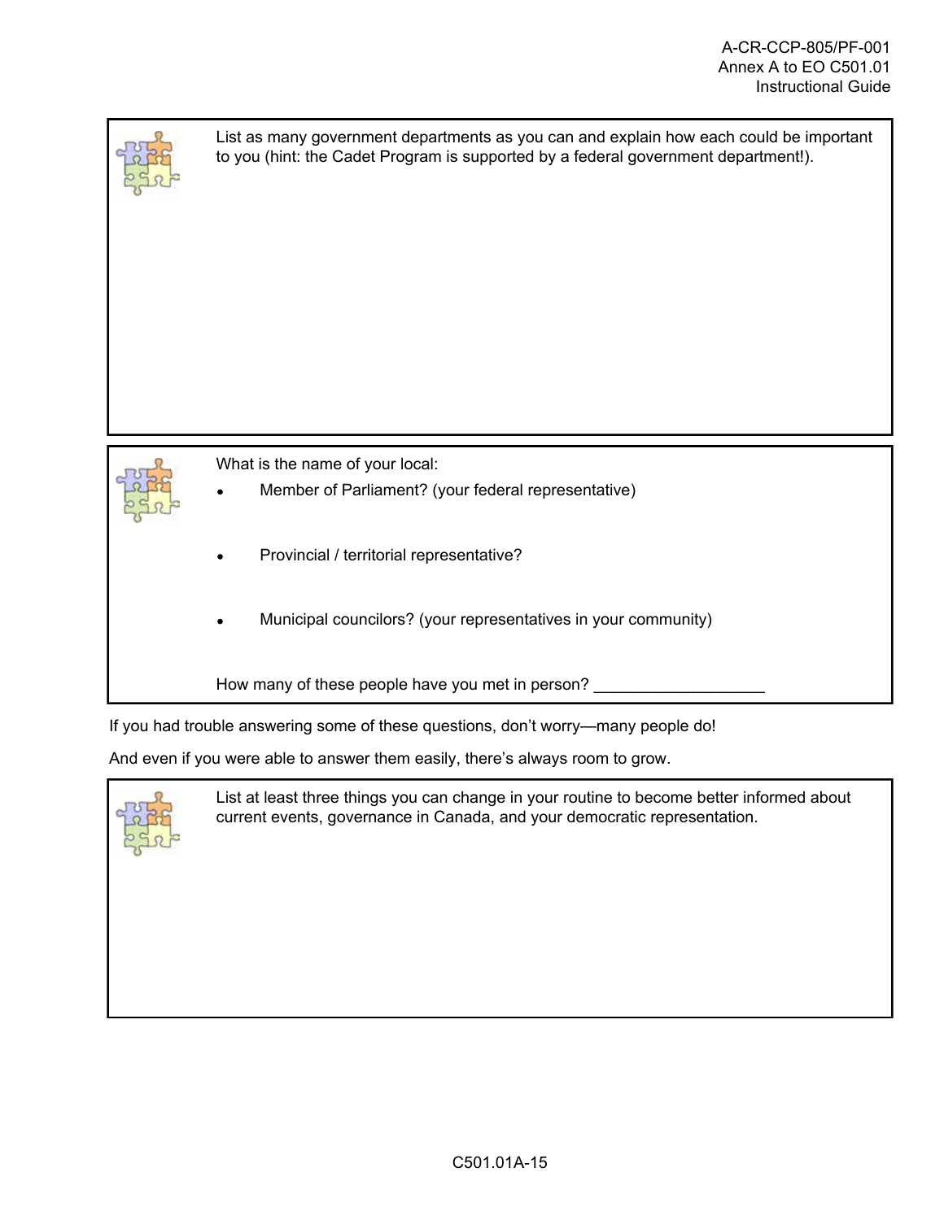List as many government departments as you can and explain how each could be important to you (hint: the Cadet Program is supported by a federal government department!).

What is the name of your local:

- Member of Parliament? (your federal representative)
- Provincial / territorial representative?
- Municipal councilors? (your representatives in your community)

How many of these people have you met in person? ___________________

If you had trouble answering some of these questions, don't worry—many people do!

And even if you were able to answer them easily, there's always room to grow.

List at least three things you can change in your routine to become better informed about current events, governance in Canada, and your democratic representation.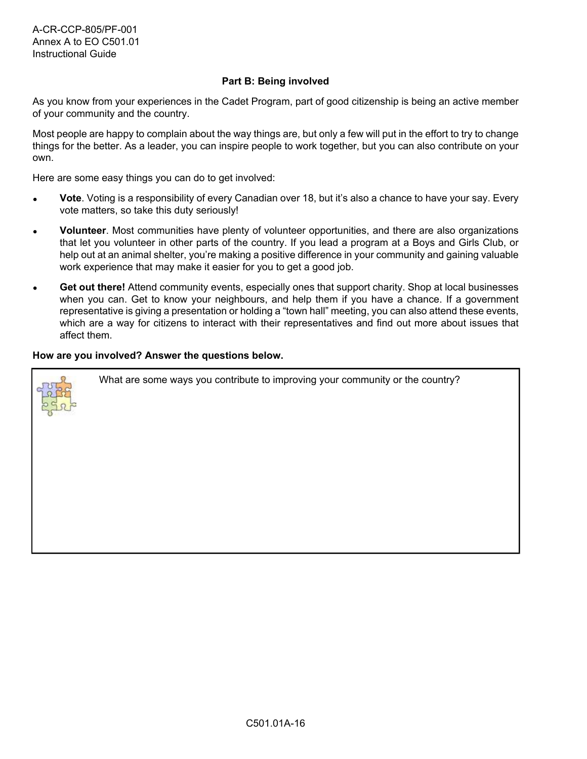## Part B: Being involved

As you know from your experiences in the Cadet Program, part of good citizenship is being an active member of your community and the country.

Most people are happy to complain about the way things are, but only a few will put in the effort to try to change things for the better. As a leader, you can inspire people to work together, but you can also contribute on your own.

Here are some easy things you can do to get involved:

- **Vote**. Voting is a responsibility of every Canadian over 18, but it's also a chance to have your say. Every vote matters, so take this duty seriously!
- **Volunteer**. Most communities have plenty of volunteer opportunities, and there are also organizations that let you volunteer in other parts of the country. If you lead a program at a Boys and Girls Club, or help out at an animal shelter, you're making a positive difference in your community and gaining valuable work experience that may make it easier for you to get a good job.
- **Get out there!** Attend community events, especially ones that support charity. Shop at local businesses when you can. Get to know your neighbours, and help them if you have a chance. If a government representative is giving a presentation or holding a "town hall" meeting, you can also attend these events, which are a way for citizens to interact with their representatives and find out more about issues that affect them.

**How are you involved? Answer the questions below.**

What are some ways you contribute to improving your community or the country?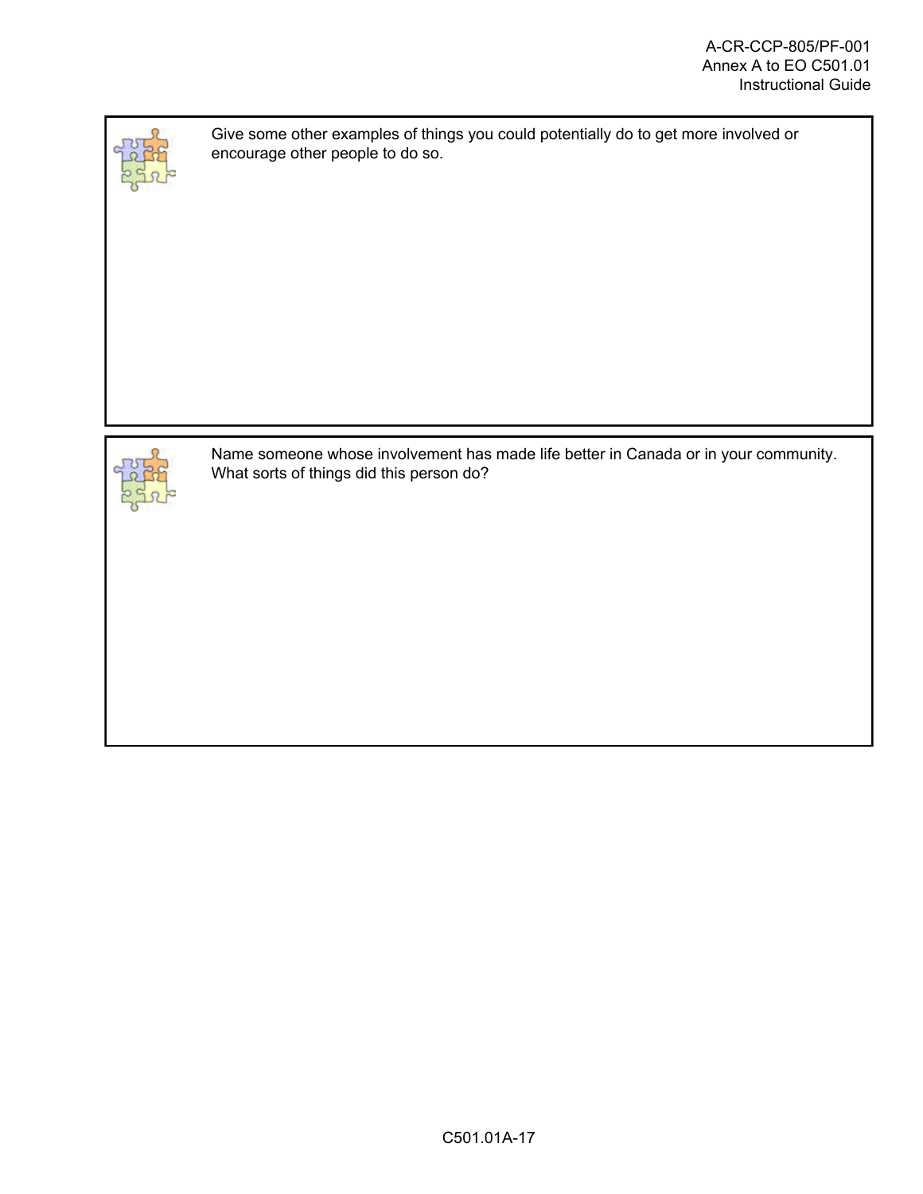Give some other examples of things you could potentially do to get more involved or encourage other people to do so.

Name someone whose involvement has made life better in Canada or in your community. What sorts of things did this person do?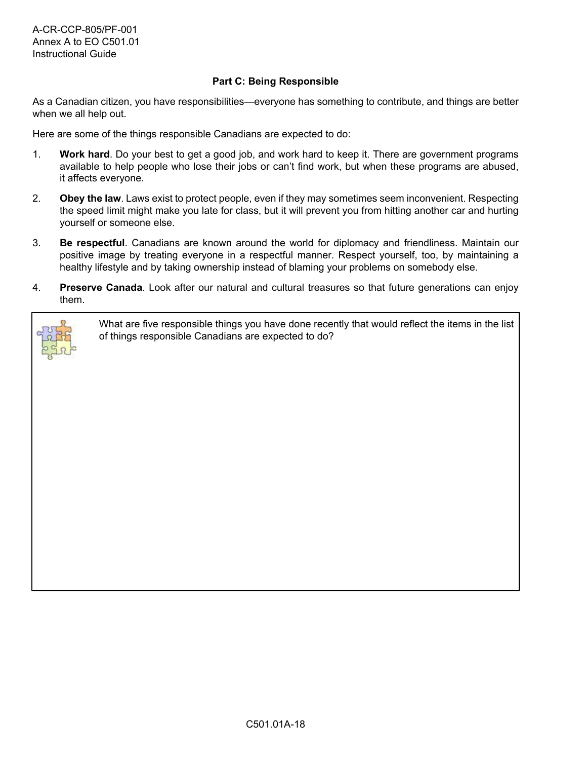### Part C: Being Responsible

As a Canadian citizen, you have responsibilities—everyone has something to contribute, and things are better when we all help out.

Here are some of the things responsible Canadians are expected to do:

1. **Work hard**. Do your best to get a good job, and work hard to keep it. There are government programs available to help people who lose their jobs or can't find work, but when these programs are abused, it affects everyone.
2. **Obey the law**. Laws exist to protect people, even if they may sometimes seem inconvenient. Respecting the speed limit might make you late for class, but it will prevent you from hitting another car and hurting yourself or someone else.
3. **Be respectful**. Canadians are known around the world for diplomacy and friendliness. Maintain our positive image by treating everyone in a respectful manner. Respect yourself, too, by maintaining a healthy lifestyle and by taking ownership instead of blaming your problems on somebody else.
4. **Preserve Canada**. Look after our natural and cultural treasures so that future generations can enjoy them.

| What are five responsible things you have done recently that would reflect the items in the list of things responsible Canadians are expected to do? |
| --- |
| |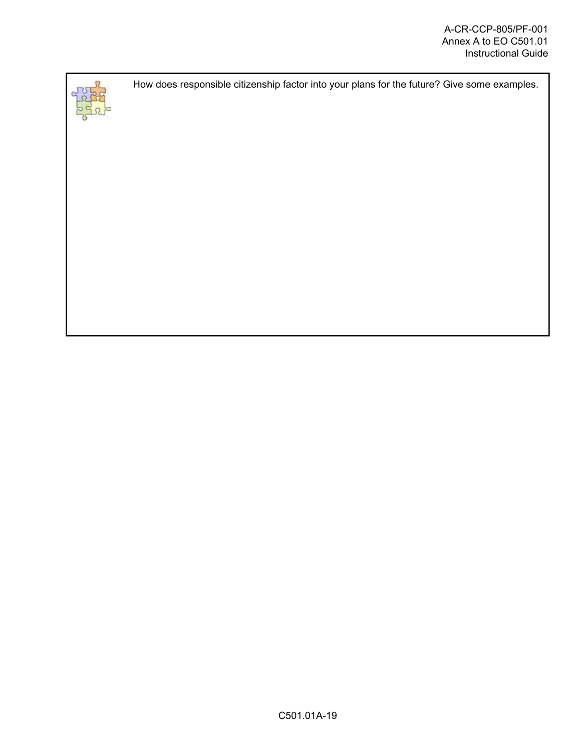How does responsible citizenship factor into your plans for the future? Give some examples.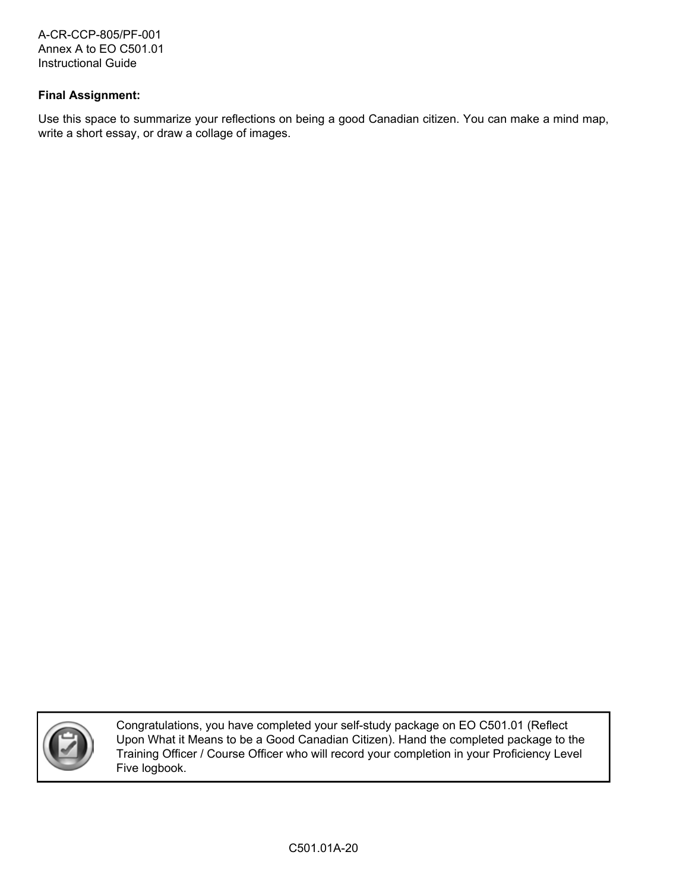**Final Assignment:**

Use this space to summarize your reflections on being a good Canadian citizen. You can make a mind map, write a short essay, or draw a collage of images.

Congratulations, you have completed your self-study package on EO C501.01 (Reflect Upon What it Means to be a Good Canadian Citizen). Hand the completed package to the Training Officer / Course Officer who will record your completion in your Proficiency Level Five logbook.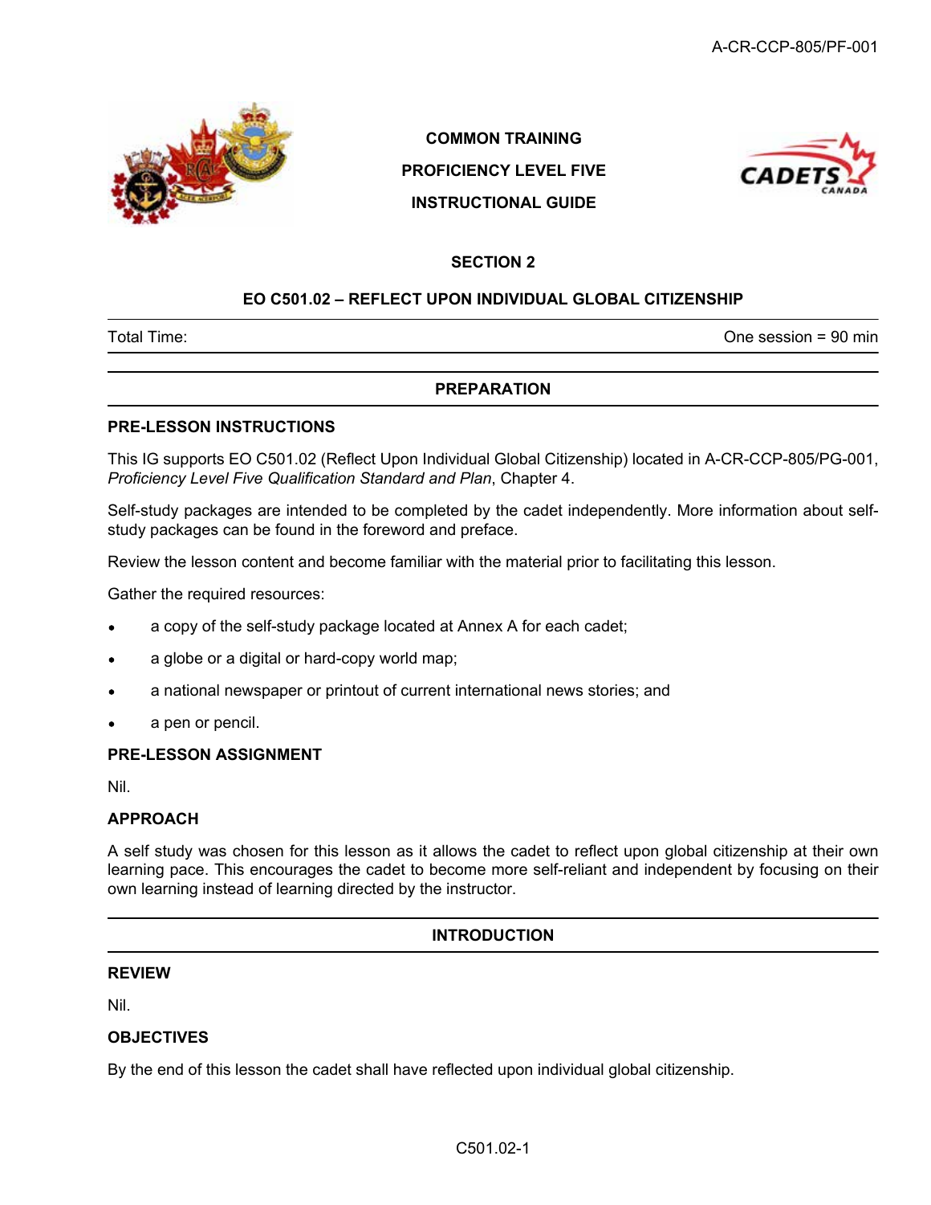COMMON TRAINING

PROFICIENCY LEVEL FIVE

INSTRUCTIONAL GUIDE

## SECTION 2

## EO C501.02 – REFLECT UPON INDIVIDUAL GLOBAL CITIZENSHIP

Total Time: One session = 90 min

## PREPARATION

### PRE-LESSON INSTRUCTIONS

This IG supports EO C501.02 (Reflect Upon Individual Global Citizenship) located in A-CR-CCP-805/PG-001, *Proficiency Level Five Qualification Standard and Plan*, Chapter 4.

Self-study packages are intended to be completed by the cadet independently. More information about self-study packages can be found in the foreword and preface.

Review the lesson content and become familiar with the material prior to facilitating this lesson.

Gather the required resources:

- a copy of the self-study package located at Annex A for each cadet;
- a globe or a digital or hard-copy world map;
- a national newspaper or printout of current international news stories; and
- a pen or pencil.

### PRE-LESSON ASSIGNMENT

Nil.

### APPROACH

A self study was chosen for this lesson as it allows the cadet to reflect upon global citizenship at their own learning pace. This encourages the cadet to become more self-reliant and independent by focusing on their own learning instead of learning directed by the instructor.

## INTRODUCTION

### REVIEW

Nil.

### OBJECTIVES

By the end of this lesson the cadet shall have reflected upon individual global citizenship.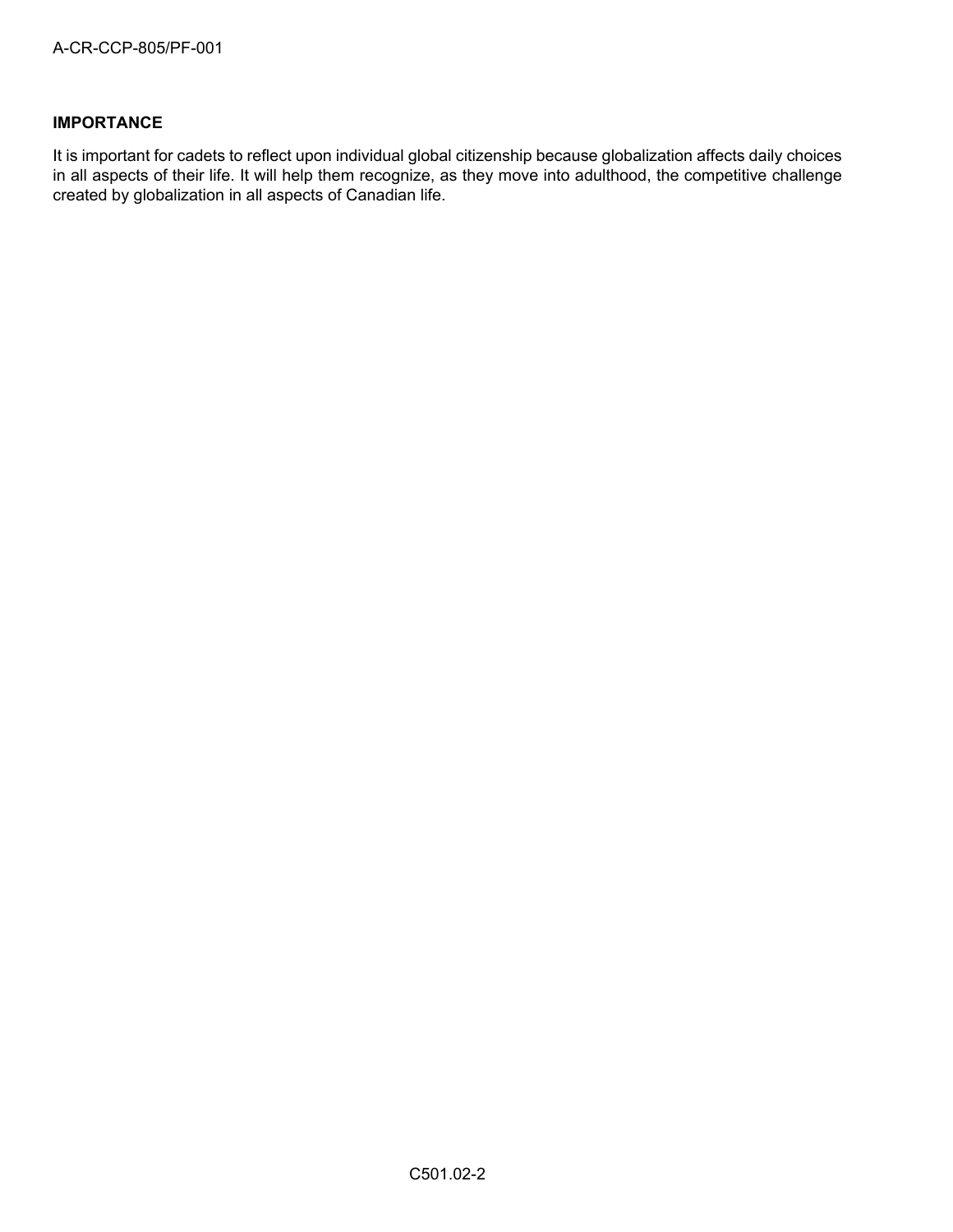**IMPORTANCE**

It is important for cadets to reflect upon individual global citizenship because globalization affects daily choices in all aspects of their life. It will help them recognize, as they move into adulthood, the competitive challenge created by globalization in all aspects of Canadian life.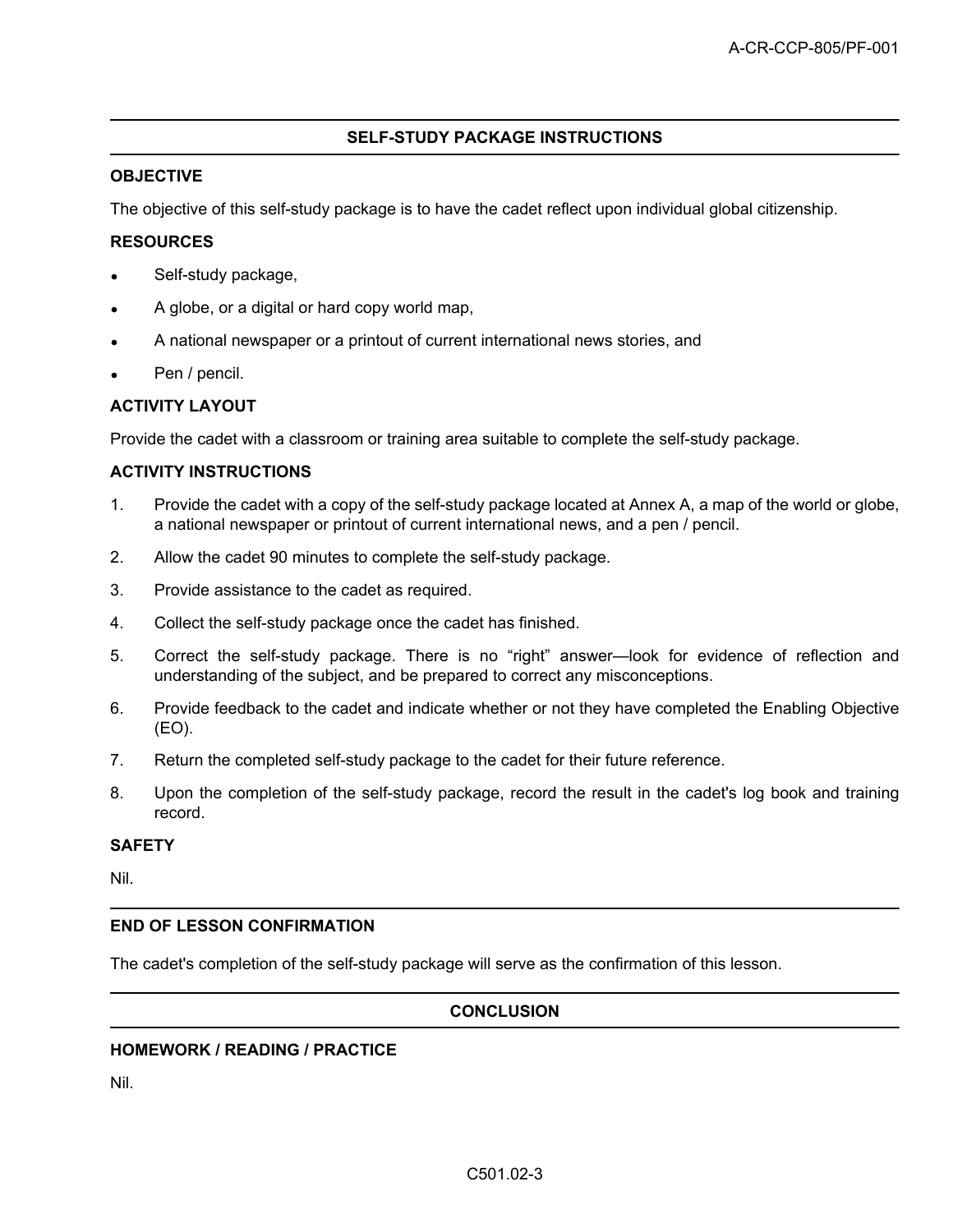## SELF-STUDY PACKAGE INSTRUCTIONS

### OBJECTIVE

The objective of this self-study package is to have the cadet reflect upon individual global citizenship.

### RESOURCES

- Self-study package,
- A globe, or a digital or hard copy world map,
- A national newspaper or a printout of current international news stories, and
- Pen / pencil.

### ACTIVITY LAYOUT

Provide the cadet with a classroom or training area suitable to complete the self-study package.

### ACTIVITY INSTRUCTIONS

1. Provide the cadet with a copy of the self-study package located at Annex A, a map of the world or globe, a national newspaper or printout of current international news, and a pen / pencil.
2. Allow the cadet 90 minutes to complete the self-study package.
3. Provide assistance to the cadet as required.
4. Collect the self-study package once the cadet has finished.
5. Correct the self-study package. There is no “right” answer—look for evidence of reflection and understanding of the subject, and be prepared to correct any misconceptions.
6. Provide feedback to the cadet and indicate whether or not they have completed the Enabling Objective (EO).
7. Return the completed self-study package to the cadet for their future reference.
8. Upon the completion of the self-study package, record the result in the cadet's log book and training record.

### SAFETY

Nil.

## END OF LESSON CONFIRMATION

The cadet's completion of the self-study package will serve as the confirmation of this lesson.

## CONCLUSION

### HOMEWORK / READING / PRACTICE

Nil.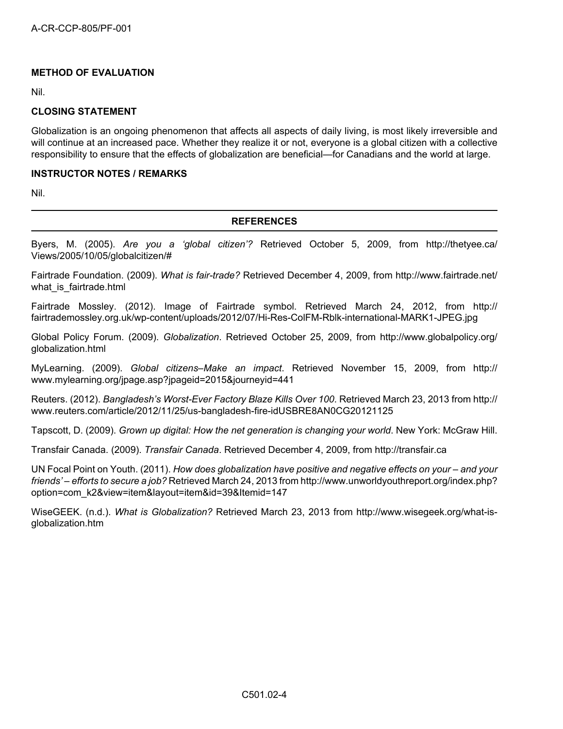**METHOD OF EVALUATION**

Nil.

**CLOSING STATEMENT**

Globalization is an ongoing phenomenon that affects all aspects of daily living, is most likely irreversible and will continue at an increased pace. Whether they realize it or not, everyone is a global citizen with a collective responsibility to ensure that the effects of globalization are beneficial—for Canadians and the world at large.

**INSTRUCTOR NOTES / REMARKS**

Nil.

---

**REFERENCES**

---

Byers, M. (2005). *Are you a 'global citizen'?* Retrieved October 5, 2009, from http://thetyee.ca/Views/2005/10/05/globalcitizen/#

Fairtrade Foundation. (2009). *What is fair-trade?* Retrieved December 4, 2009, from http://www.fairtrade.net/what_is_fairtrade.html

Fairtrade Mossley. (2012). Image of Fairtrade symbol. Retrieved March 24, 2012, from http://fairtrademossley.org.uk/wp-content/uploads/2012/07/Hi-Res-ColFM-Rblk-international-MARK1-JPEG.jpg

Global Policy Forum. (2009). *Globalization*. Retrieved October 25, 2009, from http://www.globalpolicy.org/globalization.html

MyLearning. (2009). *Global citizens–Make an impact*. Retrieved November 15, 2009, from http://www.mylearning.org/jpage.asp?jpageid=2015&journeyid=441

Reuters. (2012). *Bangladesh's Worst-Ever Factory Blaze Kills Over 100*. Retrieved March 23, 2013 from http://www.reuters.com/article/2012/11/25/us-bangladesh-fire-idUSBRE8AN0CG20121125

Tapscott, D. (2009). *Grown up digital: How the net generation is changing your world*. New York: McGraw Hill.

Transfair Canada. (2009). *Transfair Canada*. Retrieved December 4, 2009, from http://transfair.ca

UN Focal Point on Youth. (2011). *How does globalization have positive and negative effects on your – and your friends' – efforts to secure a job?* Retrieved March 24, 2013 from http://www.unworldyouthreport.org/index.php?option=com_k2&view=item&layout=item&id=39&Itemid=147

WiseGEEK. (n.d.). *What is Globalization?* Retrieved March 23, 2013 from http://www.wisegeek.org/what-is-globalization.htm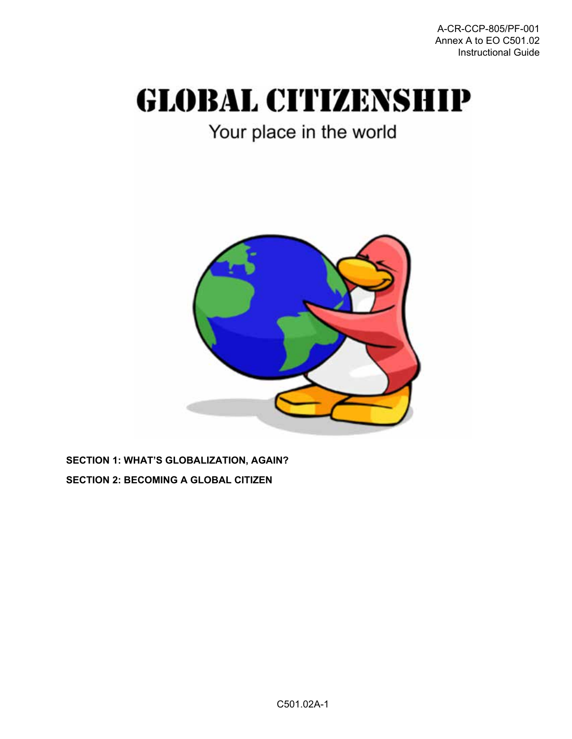# GLOBAL CITIZENSHIP

## Your place in the world

**SECTION 1: WHAT'S GLOBALIZATION, AGAIN?**

**SECTION 2: BECOMING A GLOBAL CITIZEN**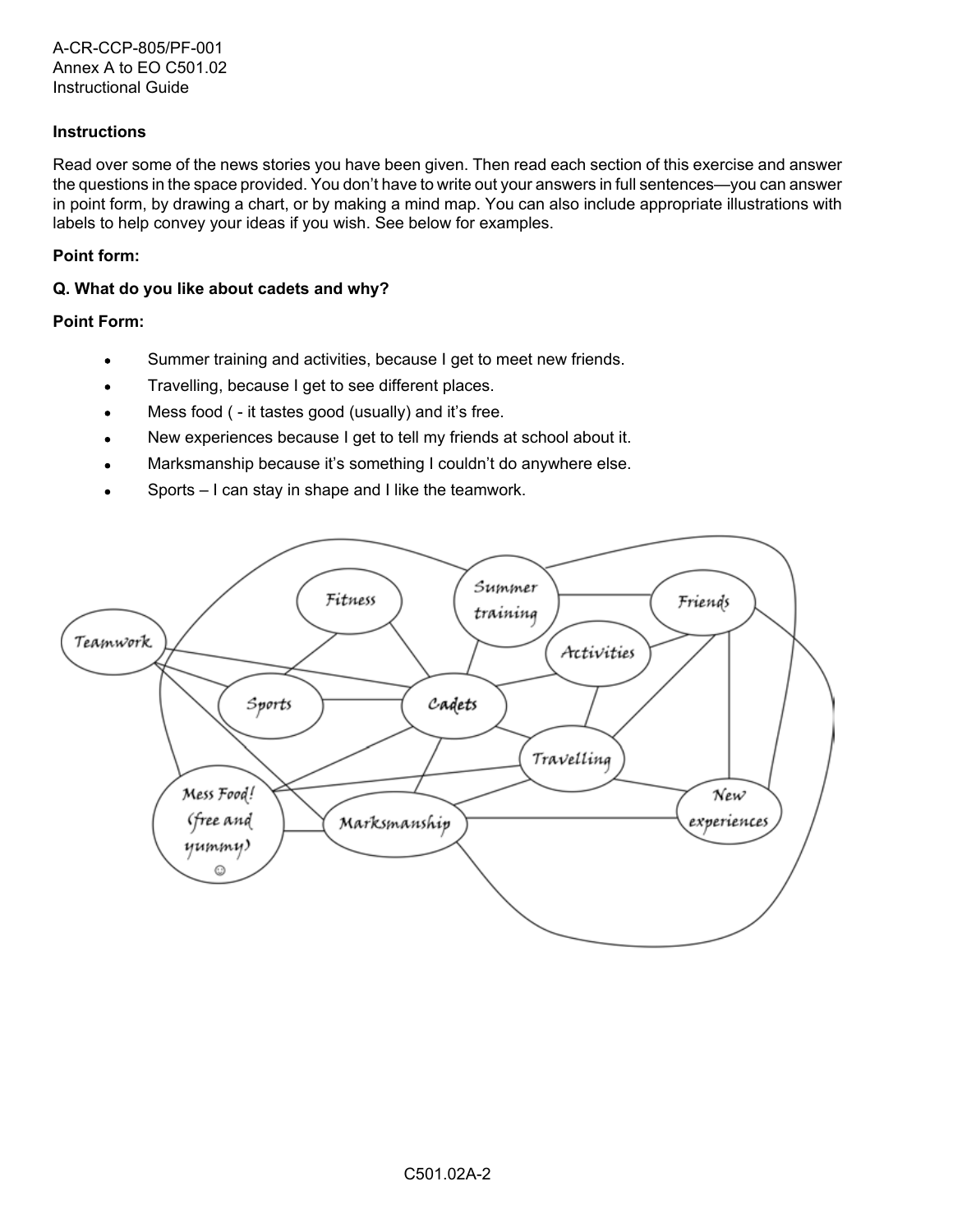### Instructions

Read over some of the news stories you have been given. Then read each section of this exercise and answer the questions in the space provided. You don't have to write out your answers in full sentences—you can answer in point form, by drawing a chart, or by making a mind map. You can also include appropriate illustrations with labels to help convey your ideas if you wish. See below for examples.

**Point form:**

**Q. What do you like about cadets and why?**

**Point Form:**

- Summer training and activities, because I get to meet new friends.
- Travelling, because I get to see different places.
- Mess food ( - it tastes good (usually) and it's free.
- New experiences because I get to tell my friends at school about it.
- Marksmanship because it's something I couldn't do anywhere else.
- Sports – I can stay in shape and I like the teamwork.

Teamwork

Fitness

Summer training

Friends

Activities

Sports

Cadets

Travelling

Mess Food! (free and yummy) ☺

Marksmanship

New experiences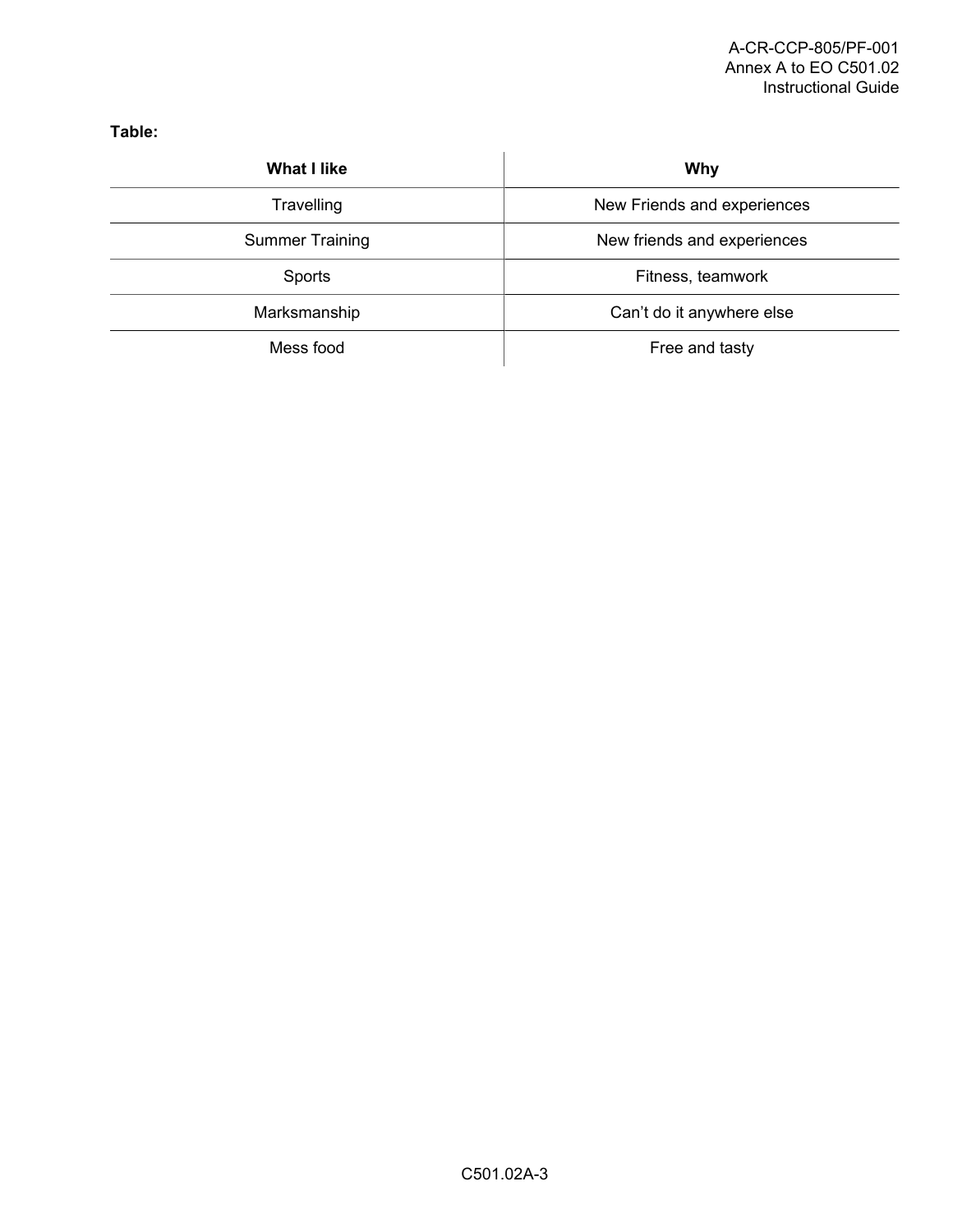**Table:**

| What I like | Why |
|---|---|
| Travelling | New Friends and experiences |
| Summer Training | New friends and experiences |
| Sports | Fitness, teamwork |
| Marksmanship | Can’t do it anywhere else |
| Mess food | Free and tasty |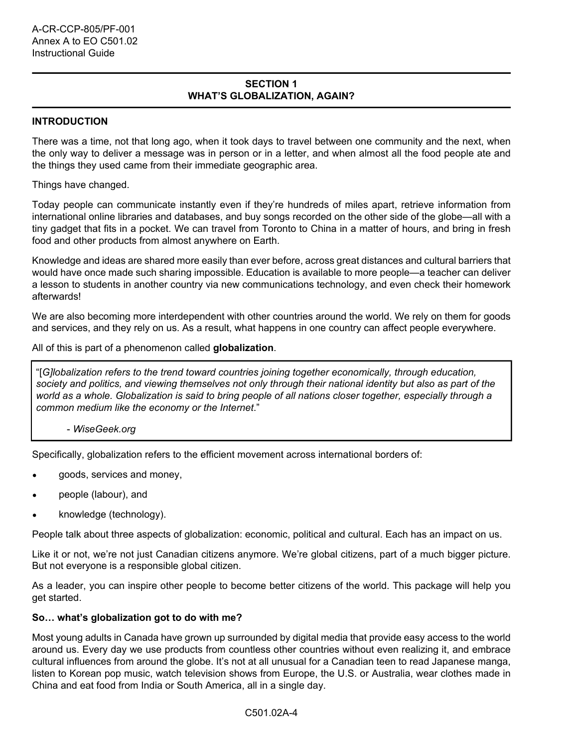## SECTION 1
## WHAT'S GLOBALIZATION, AGAIN?

### INTRODUCTION

There was a time, not that long ago, when it took days to travel between one community and the next, when the only way to deliver a message was in person or in a letter, and when almost all the food people ate and the things they used came from their immediate geographic area.

Things have changed.

Today people can communicate instantly even if they're hundreds of miles apart, retrieve information from international online libraries and databases, and buy songs recorded on the other side of the globe—all with a tiny gadget that fits in a pocket. We can travel from Toronto to China in a matter of hours, and bring in fresh food and other products from almost anywhere on Earth.

Knowledge and ideas are shared more easily than ever before, across great distances and cultural barriers that would have once made such sharing impossible. Education is available to more people—a teacher can deliver a lesson to students in another country via new communications technology, and even check their homework afterwards!

We are also becoming more interdependent with other countries around the world. We rely on them for goods and services, and they rely on us. As a result, what happens in one country can affect people everywhere.

All of this is part of a phenomenon called **globalization**.

> "[*G*]*lobalization refers to the trend toward countries joining together economically, through education, society and politics, and viewing themselves not only through their national identity but also as part of the world as a whole. Globalization is said to bring people of all nations closer together, especially through a common medium like the economy or the Internet*."
>
> \- *WiseGeek.org*

Specifically, globalization refers to the efficient movement across international borders of:

- goods, services and money,
- people (labour), and
- knowledge (technology).

People talk about three aspects of globalization: economic, political and cultural. Each has an impact on us.

Like it or not, we're not just Canadian citizens anymore. We're global citizens, part of a much bigger picture. But not everyone is a responsible global citizen.

As a leader, you can inspire other people to become better citizens of the world. This package will help you get started.

**So… what's globalization got to do with me?**

Most young adults in Canada have grown up surrounded by digital media that provide easy access to the world around us. Every day we use products from countless other countries without even realizing it, and embrace cultural influences from around the globe. It's not at all unusual for a Canadian teen to read Japanese manga, listen to Korean pop music, watch television shows from Europe, the U.S. or Australia, wear clothes made in China and eat food from India or South America, all in a single day.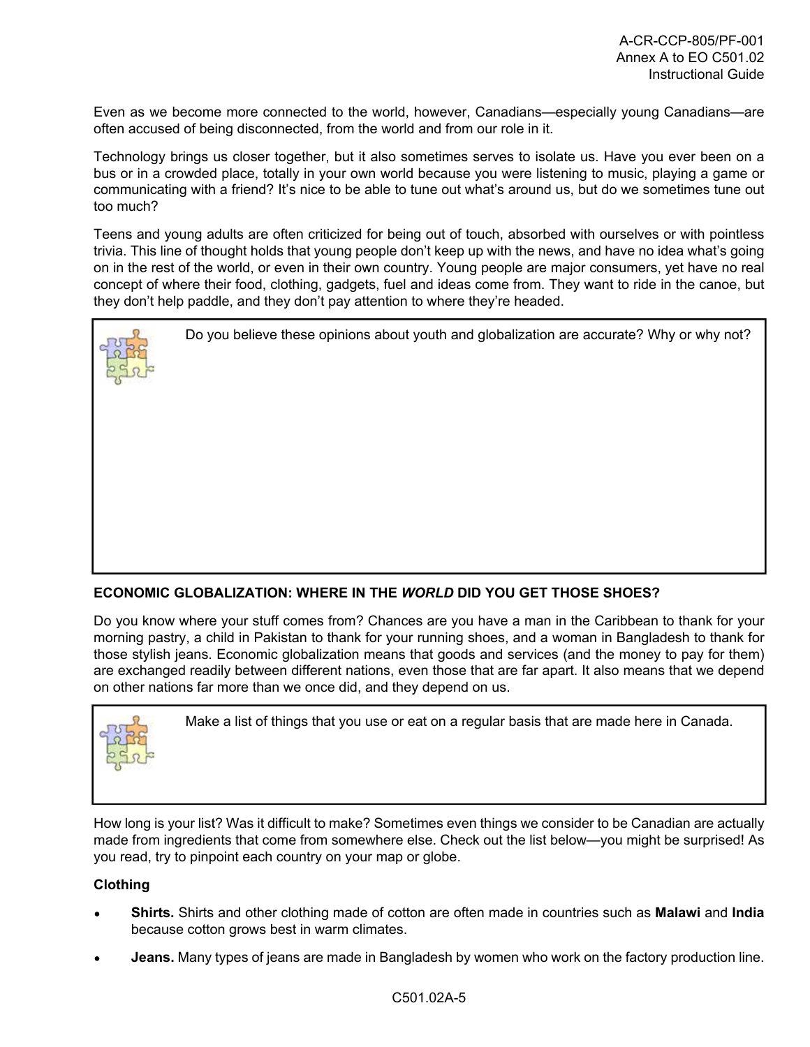Even as we become more connected to the world, however, Canadians—especially young Canadians—are often accused of being disconnected, from the world and from our role in it.

Technology brings us closer together, but it also sometimes serves to isolate us. Have you ever been on a bus or in a crowded place, totally in your own world because you were listening to music, playing a game or communicating with a friend? It's nice to be able to tune out what's around us, but do we sometimes tune out too much?

Teens and young adults are often criticized for being out of touch, absorbed with ourselves or with pointless trivia. This line of thought holds that young people don't keep up with the news, and have no idea what's going on in the rest of the world, or even in their own country. Young people are major consumers, yet have no real concept of where their food, clothing, gadgets, fuel and ideas come from. They want to ride in the canoe, but they don't help paddle, and they don't pay attention to where they're headed.

> Do you believe these opinions about youth and globalization are accurate? Why or why not?

**ECONOMIC GLOBALIZATION: WHERE IN THE *WORLD* DID YOU GET THOSE SHOES?**

Do you know where your stuff comes from? Chances are you have a man in the Caribbean to thank for your morning pastry, a child in Pakistan to thank for your running shoes, and a woman in Bangladesh to thank for those stylish jeans. Economic globalization means that goods and services (and the money to pay for them) are exchanged readily between different nations, even those that are far apart. It also means that we depend on other nations far more than we once did, and they depend on us.

> Make a list of things that you use or eat on a regular basis that are made here in Canada.

How long is your list? Was it difficult to make? Sometimes even things we consider to be Canadian are actually made from ingredients that come from somewhere else. Check out the list below—you might be surprised! As you read, try to pinpoint each country on your map or globe.

**Clothing**

- **Shirts.** Shirts and other clothing made of cotton are often made in countries such as **Malawi** and **India** because cotton grows best in warm climates.
- **Jeans.** Many types of jeans are made in Bangladesh by women who work on the factory production line.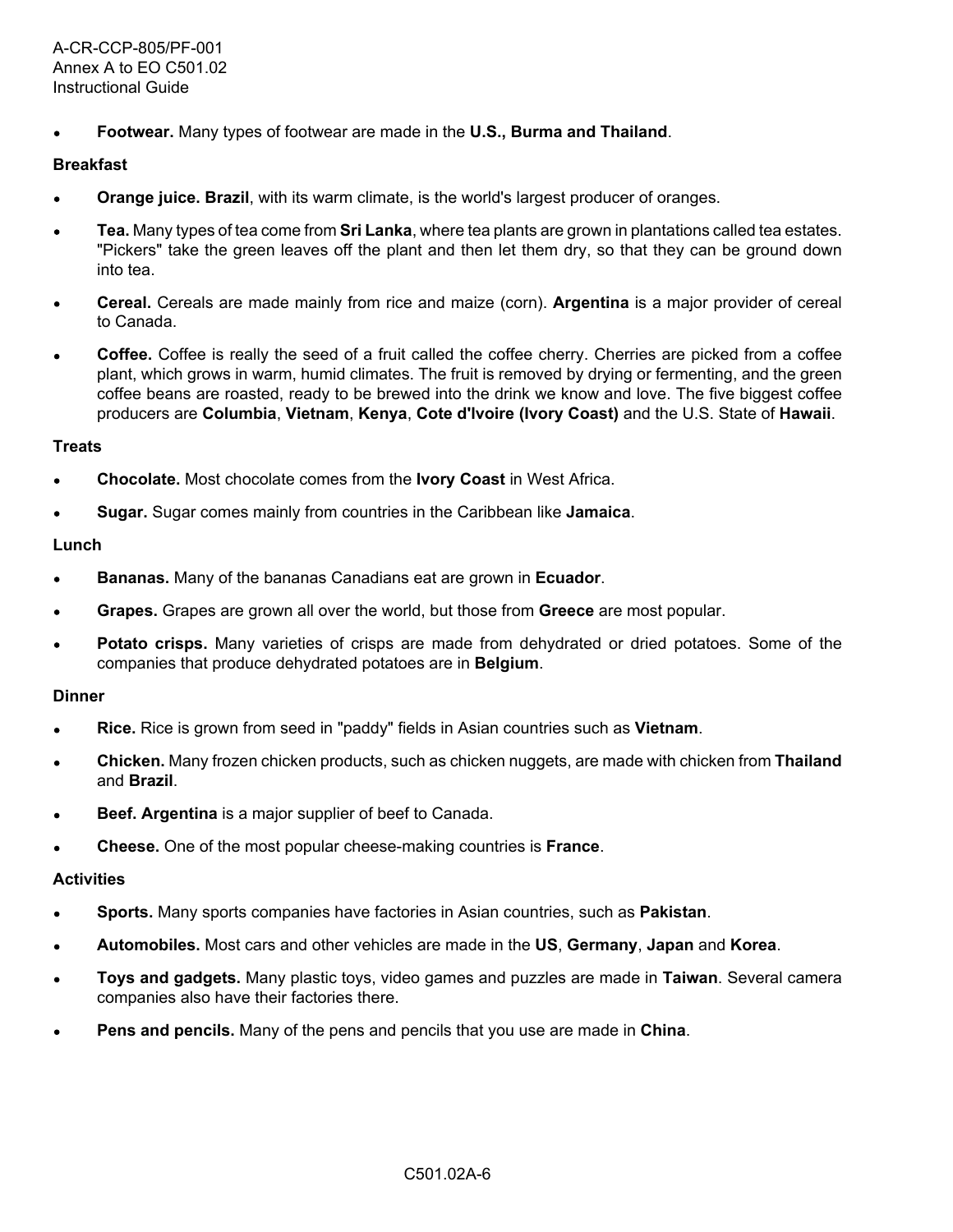- **Footwear.** Many types of footwear are made in the **U.S., Burma and Thailand**.

**Breakfast**

- **Orange juice. Brazil**, with its warm climate, is the world's largest producer of oranges.
- **Tea.** Many types of tea come from **Sri Lanka**, where tea plants are grown in plantations called tea estates. "Pickers" take the green leaves off the plant and then let them dry, so that they can be ground down into tea.
- **Cereal.** Cereals are made mainly from rice and maize (corn). **Argentina** is a major provider of cereal to Canada.
- **Coffee.** Coffee is really the seed of a fruit called the coffee cherry. Cherries are picked from a coffee plant, which grows in warm, humid climates. The fruit is removed by drying or fermenting, and the green coffee beans are roasted, ready to be brewed into the drink we know and love. The five biggest coffee producers are **Columbia**, **Vietnam**, **Kenya**, **Cote d'Ivoire (Ivory Coast)** and the U.S. State of **Hawaii**.

**Treats**

- **Chocolate.** Most chocolate comes from the **Ivory Coast** in West Africa.
- **Sugar.** Sugar comes mainly from countries in the Caribbean like **Jamaica**.

**Lunch**

- **Bananas.** Many of the bananas Canadians eat are grown in **Ecuador**.
- **Grapes.** Grapes are grown all over the world, but those from **Greece** are most popular.
- **Potato crisps.** Many varieties of crisps are made from dehydrated or dried potatoes. Some of the companies that produce dehydrated potatoes are in **Belgium**.

**Dinner**

- **Rice.** Rice is grown from seed in "paddy" fields in Asian countries such as **Vietnam**.
- **Chicken.** Many frozen chicken products, such as chicken nuggets, are made with chicken from **Thailand** and **Brazil**.
- **Beef. Argentina** is a major supplier of beef to Canada.
- **Cheese.** One of the most popular cheese-making countries is **France**.

**Activities**

- **Sports.** Many sports companies have factories in Asian countries, such as **Pakistan**.
- **Automobiles.** Most cars and other vehicles are made in the **US**, **Germany**, **Japan** and **Korea**.
- **Toys and gadgets.** Many plastic toys, video games and puzzles are made in **Taiwan**. Several camera companies also have their factories there.
- **Pens and pencils.** Many of the pens and pencils that you use are made in **China**.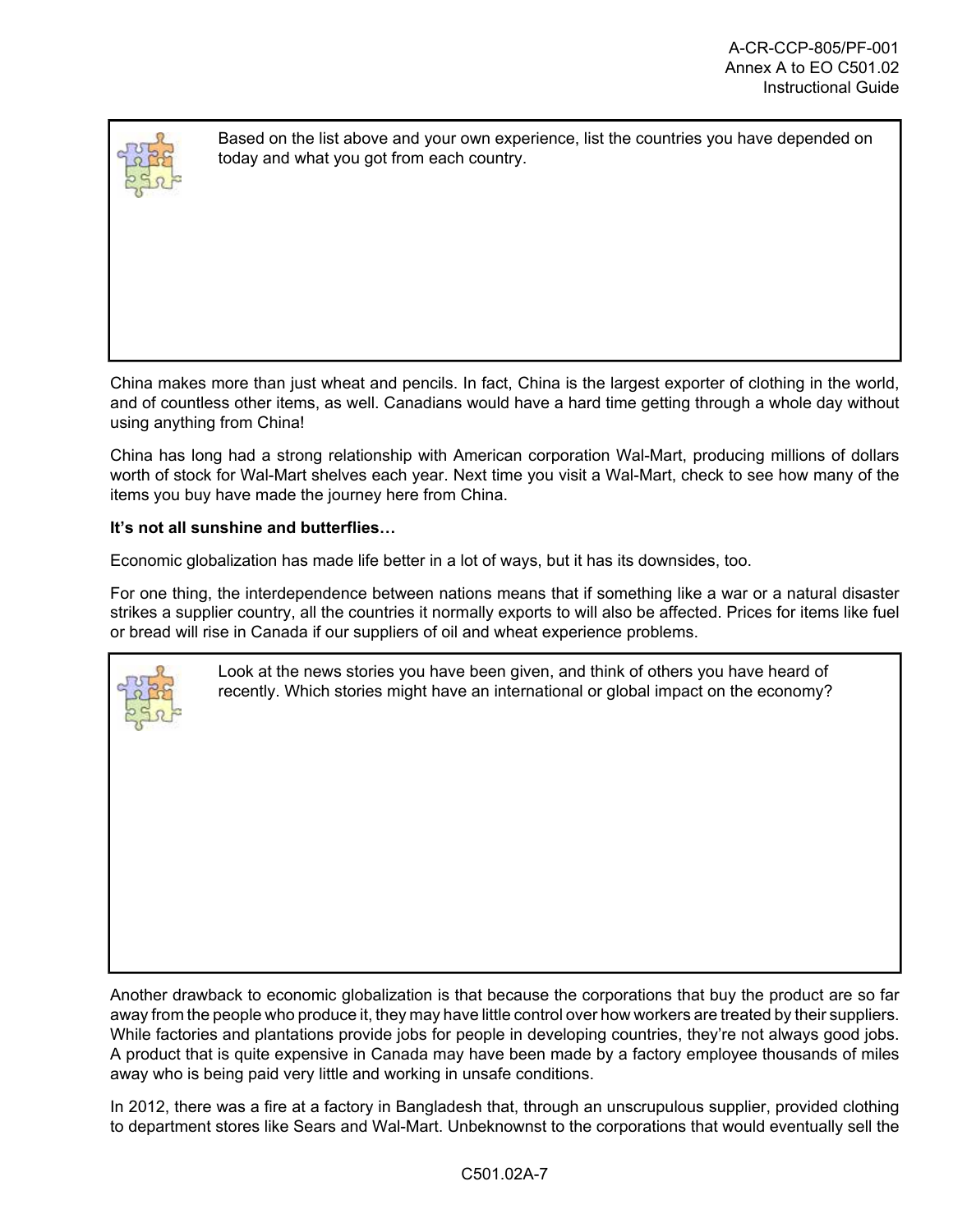Based on the list above and your own experience, list the countries you have depended on today and what you got from each country.

China makes more than just wheat and pencils. In fact, China is the largest exporter of clothing in the world, and of countless other items, as well. Canadians would have a hard time getting through a whole day without using anything from China!

China has long had a strong relationship with American corporation Wal-Mart, producing millions of dollars worth of stock for Wal-Mart shelves each year. Next time you visit a Wal-Mart, check to see how many of the items you buy have made the journey here from China.

**It's not all sunshine and butterflies…**

Economic globalization has made life better in a lot of ways, but it has its downsides, too.

For one thing, the interdependence between nations means that if something like a war or a natural disaster strikes a supplier country, all the countries it normally exports to will also be affected. Prices for items like fuel or bread will rise in Canada if our suppliers of oil and wheat experience problems.

Look at the news stories you have been given, and think of others you have heard of recently. Which stories might have an international or global impact on the economy?

Another drawback to economic globalization is that because the corporations that buy the product are so far away from the people who produce it, they may have little control over how workers are treated by their suppliers. While factories and plantations provide jobs for people in developing countries, they're not always good jobs. A product that is quite expensive in Canada may have been made by a factory employee thousands of miles away who is being paid very little and working in unsafe conditions.

In 2012, there was a fire at a factory in Bangladesh that, through an unscrupulous supplier, provided clothing to department stores like Sears and Wal-Mart. Unbeknownst to the corporations that would eventually sell the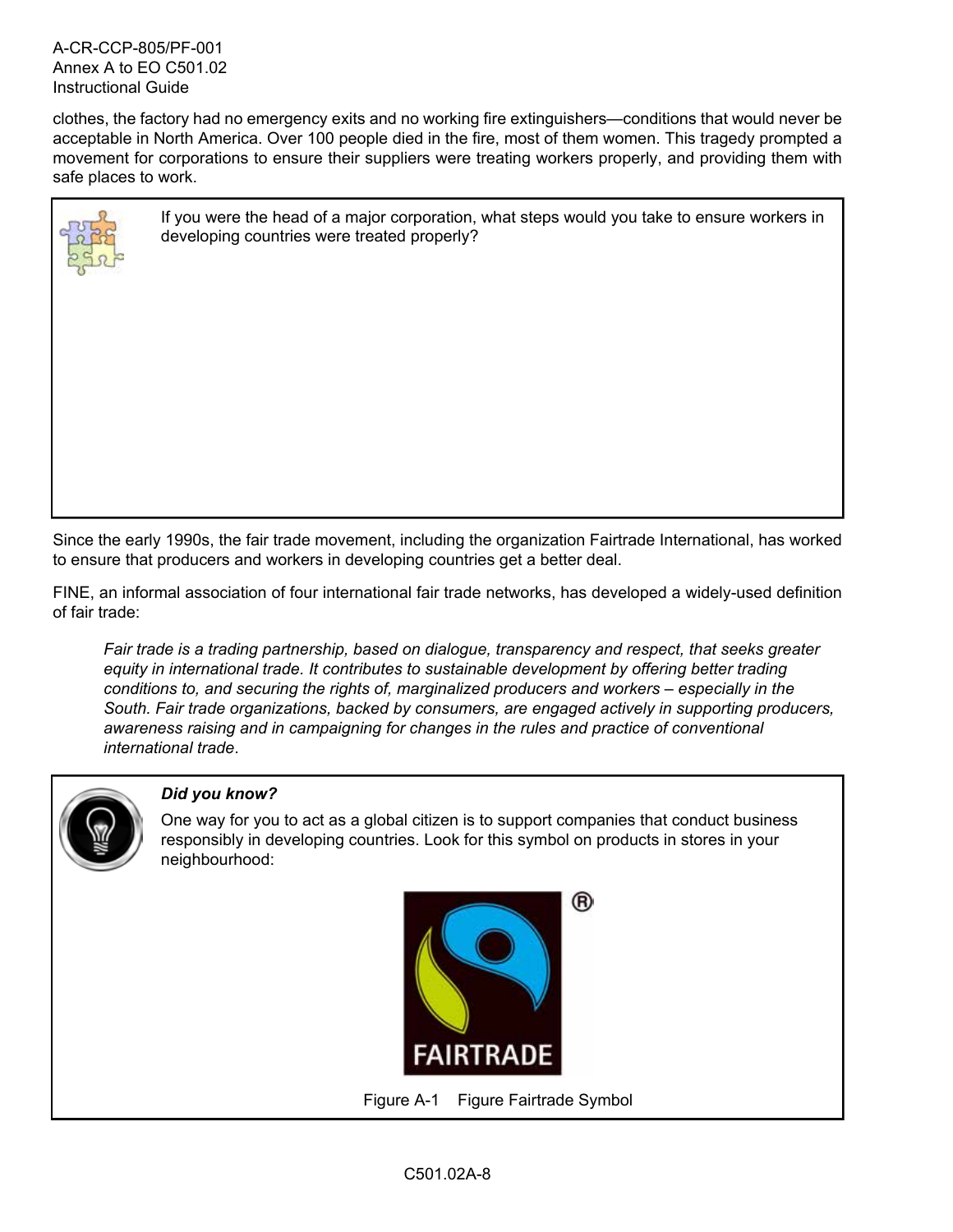clothes, the factory had no emergency exits and no working fire extinguishers—conditions that would never be acceptable in North America. Over 100 people died in the fire, most of them women. This tragedy prompted a movement for corporations to ensure their suppliers were treating workers properly, and providing them with safe places to work.

If you were the head of a major corporation, what steps would you take to ensure workers in developing countries were treated properly?

Since the early 1990s, the fair trade movement, including the organization Fairtrade International, has worked to ensure that producers and workers in developing countries get a better deal.

FINE, an informal association of four international fair trade networks, has developed a widely-used definition of fair trade:

> *Fair trade is a trading partnership, based on dialogue, transparency and respect, that seeks greater equity in international trade. It contributes to sustainable development by offering better trading conditions to, and securing the rights of, marginalized producers and workers – especially in the South. Fair trade organizations, backed by consumers, are engaged actively in supporting producers, awareness raising and in campaigning for changes in the rules and practice of conventional international trade*.

***Did you know?***

One way for you to act as a global citizen is to support companies that conduct business responsibly in developing countries. Look for this symbol on products in stores in your neighbourhood:

Figure A-1 Figure Fairtrade Symbol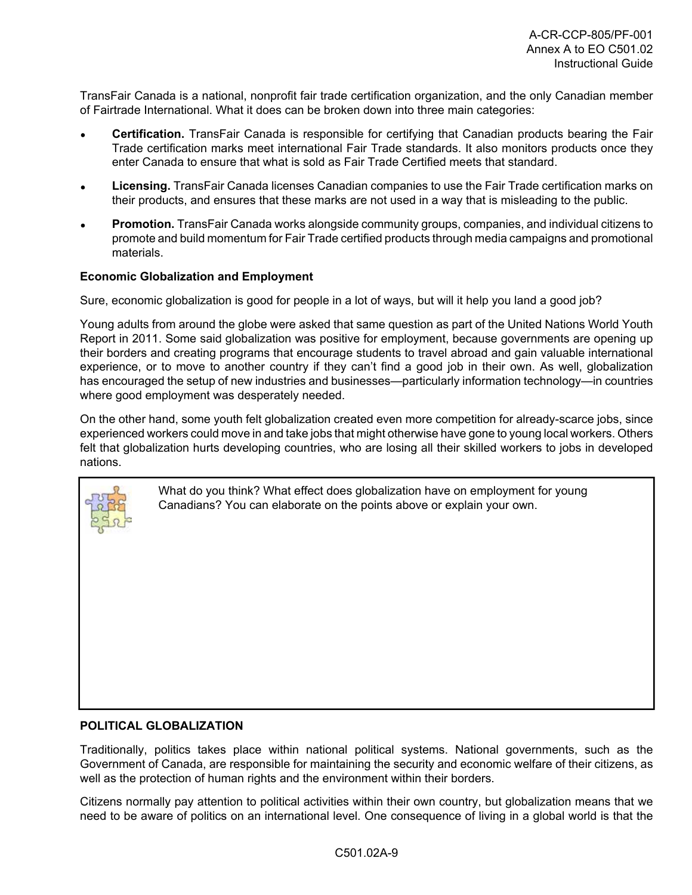TransFair Canada is a national, nonprofit fair trade certification organization, and the only Canadian member of Fairtrade International. What it does can be broken down into three main categories:

- **Certification.** TransFair Canada is responsible for certifying that Canadian products bearing the Fair Trade certification marks meet international Fair Trade standards. It also monitors products once they enter Canada to ensure that what is sold as Fair Trade Certified meets that standard.
- **Licensing.** TransFair Canada licenses Canadian companies to use the Fair Trade certification marks on their products, and ensures that these marks are not used in a way that is misleading to the public.
- **Promotion.** TransFair Canada works alongside community groups, companies, and individual citizens to promote and build momentum for Fair Trade certified products through media campaigns and promotional materials.

**Economic Globalization and Employment**

Sure, economic globalization is good for people in a lot of ways, but will it help you land a good job?

Young adults from around the globe were asked that same question as part of the United Nations World Youth Report in 2011. Some said globalization was positive for employment, because governments are opening up their borders and creating programs that encourage students to travel abroad and gain valuable international experience, or to move to another country if they can't find a good job in their own. As well, globalization has encouraged the setup of new industries and businesses—particularly information technology—in countries where good employment was desperately needed.

On the other hand, some youth felt globalization created even more competition for already-scarce jobs, since experienced workers could move in and take jobs that might otherwise have gone to young local workers. Others felt that globalization hurts developing countries, who are losing all their skilled workers to jobs in developed nations.

> What do you think? What effect does globalization have on employment for young Canadians? You can elaborate on the points above or explain your own.

**POLITICAL GLOBALIZATION**

Traditionally, politics takes place within national political systems. National governments, such as the Government of Canada, are responsible for maintaining the security and economic welfare of their citizens, as well as the protection of human rights and the environment within their borders.

Citizens normally pay attention to political activities within their own country, but globalization means that we need to be aware of politics on an international level. One consequence of living in a global world is that the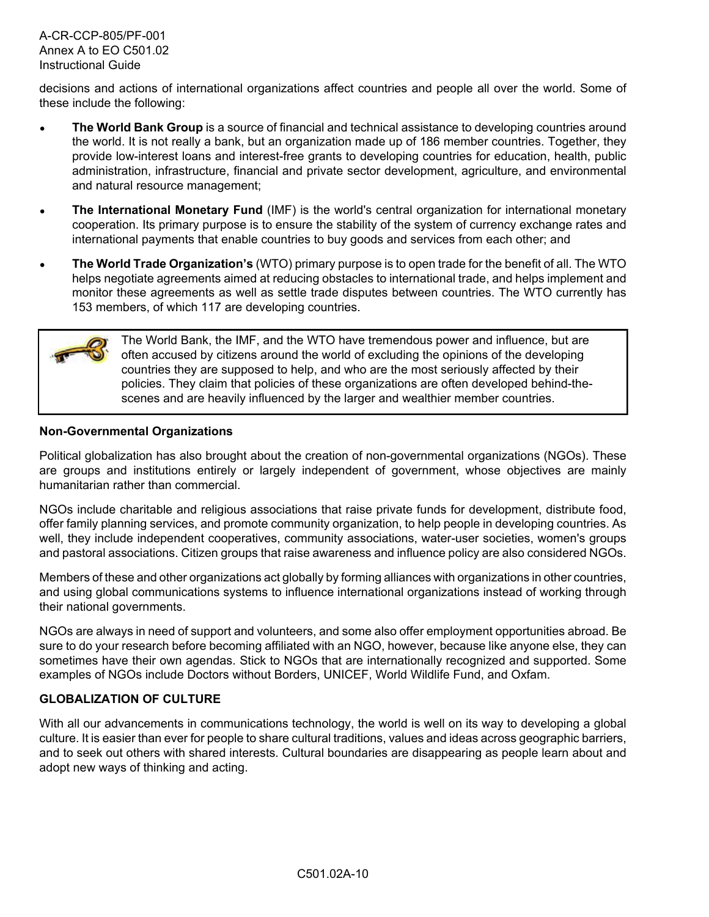decisions and actions of international organizations affect countries and people all over the world. Some of these include the following:

- **The World Bank Group** is a source of financial and technical assistance to developing countries around the world. It is not really a bank, but an organization made up of 186 member countries. Together, they provide low-interest loans and interest-free grants to developing countries for education, health, public administration, infrastructure, financial and private sector development, agriculture, and environmental and natural resource management;
- **The International Monetary Fund** (IMF) is the world's central organization for international monetary cooperation. Its primary purpose is to ensure the stability of the system of currency exchange rates and international payments that enable countries to buy goods and services from each other; and
- **The World Trade Organization's** (WTO) primary purpose is to open trade for the benefit of all. The WTO helps negotiate agreements aimed at reducing obstacles to international trade, and helps implement and monitor these agreements as well as settle trade disputes between countries. The WTO currently has 153 members, of which 117 are developing countries.

> The World Bank, the IMF, and the WTO have tremendous power and influence, but are often accused by citizens around the world of excluding the opinions of the developing countries they are supposed to help, and who are the most seriously affected by their policies. They claim that policies of these organizations are often developed behind-the-scenes and are heavily influenced by the larger and wealthier member countries.

**Non-Governmental Organizations**

Political globalization has also brought about the creation of non-governmental organizations (NGOs). These are groups and institutions entirely or largely independent of government, whose objectives are mainly humanitarian rather than commercial.

NGOs include charitable and religious associations that raise private funds for development, distribute food, offer family planning services, and promote community organization, to help people in developing countries. As well, they include independent cooperatives, community associations, water-user societies, women's groups and pastoral associations. Citizen groups that raise awareness and influence policy are also considered NGOs.

Members of these and other organizations act globally by forming alliances with organizations in other countries, and using global communications systems to influence international organizations instead of working through their national governments.

NGOs are always in need of support and volunteers, and some also offer employment opportunities abroad. Be sure to do your research before becoming affiliated with an NGO, however, because like anyone else, they can sometimes have their own agendas. Stick to NGOs that are internationally recognized and supported. Some examples of NGOs include Doctors without Borders, UNICEF, World Wildlife Fund, and Oxfam.

**GLOBALIZATION OF CULTURE**

With all our advancements in communications technology, the world is well on its way to developing a global culture. It is easier than ever for people to share cultural traditions, values and ideas across geographic barriers, and to seek out others with shared interests. Cultural boundaries are disappearing as people learn about and adopt new ways of thinking and acting.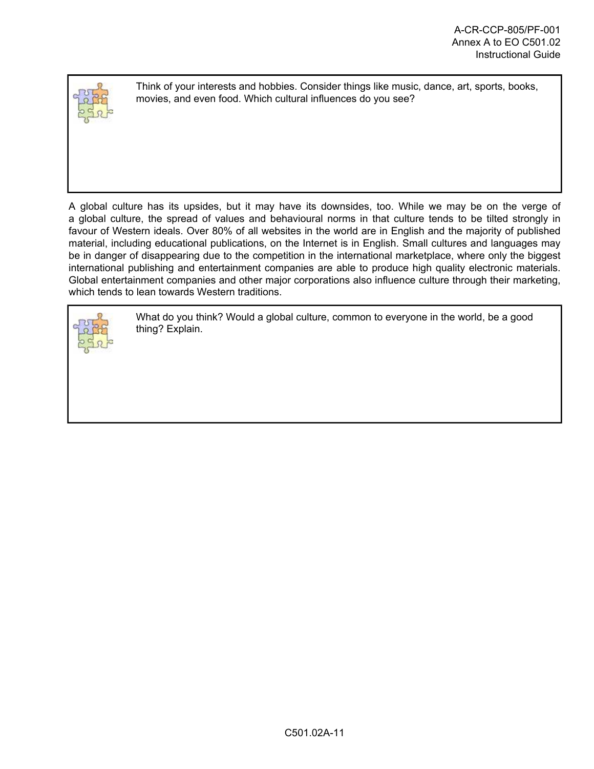Think of your interests and hobbies. Consider things like music, dance, art, sports, books, movies, and even food. Which cultural influences do you see?

A global culture has its upsides, but it may have its downsides, too. While we may be on the verge of a global culture, the spread of values and behavioural norms in that culture tends to be tilted strongly in favour of Western ideals. Over 80% of all websites in the world are in English and the majority of published material, including educational publications, on the Internet is in English. Small cultures and languages may be in danger of disappearing due to the competition in the international marketplace, where only the biggest international publishing and entertainment companies are able to produce high quality electronic materials. Global entertainment companies and other major corporations also influence culture through their marketing, which tends to lean towards Western traditions.

What do you think? Would a global culture, common to everyone in the world, be a good thing? Explain.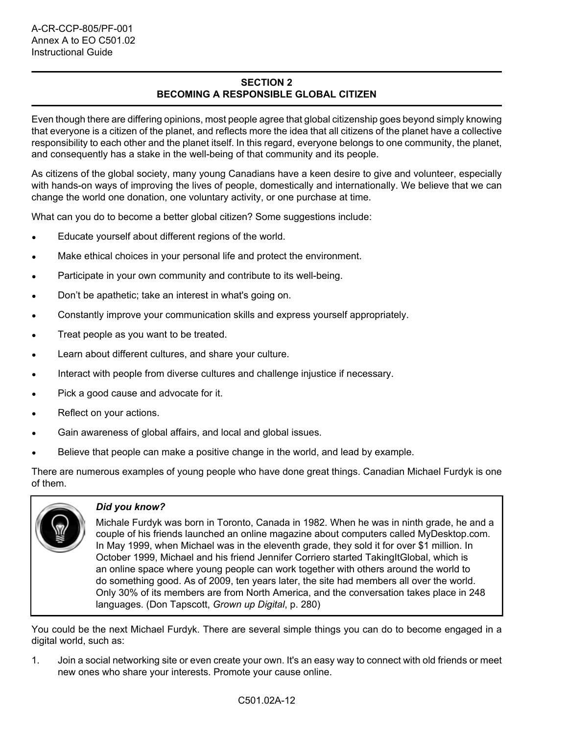## SECTION 2
## BECOMING A RESPONSIBLE GLOBAL CITIZEN

Even though there are differing opinions, most people agree that global citizenship goes beyond simply knowing that everyone is a citizen of the planet, and reflects more the idea that all citizens of the planet have a collective responsibility to each other and the planet itself. In this regard, everyone belongs to one community, the planet, and consequently has a stake in the well-being of that community and its people.

As citizens of the global society, many young Canadians have a keen desire to give and volunteer, especially with hands-on ways of improving the lives of people, domestically and internationally. We believe that we can change the world one donation, one voluntary activity, or one purchase at time.

What can you do to become a better global citizen? Some suggestions include:

- Educate yourself about different regions of the world.
- Make ethical choices in your personal life and protect the environment.
- Participate in your own community and contribute to its well-being.
- Don't be apathetic; take an interest in what's going on.
- Constantly improve your communication skills and express yourself appropriately.
- Treat people as you want to be treated.
- Learn about different cultures, and share your culture.
- Interact with people from diverse cultures and challenge injustice if necessary.
- Pick a good cause and advocate for it.
- Reflect on your actions.
- Gain awareness of global affairs, and local and global issues.
- Believe that people can make a positive change in the world, and lead by example.

There are numerous examples of young people who have done great things. Canadian Michael Furdyk is one of them.

> ***Did you know?***
>
> Michale Furdyk was born in Toronto, Canada in 1982. When he was in ninth grade, he and a couple of his friends launched an online magazine about computers called MyDesktop.com. In May 1999, when Michael was in the eleventh grade, they sold it for over $1 million. In October 1999, Michael and his friend Jennifer Corriero started TakingItGlobal, which is an online space where young people can work together with others around the world to do something good. As of 2009, ten years later, the site had members all over the world. Only 30% of its members are from North America, and the conversation takes place in 248 languages. (Don Tapscott, *Grown up Digital*, p. 280)

You could be the next Michael Furdyk. There are several simple things you can do to become engaged in a digital world, such as:

1. Join a social networking site or even create your own. It's an easy way to connect with old friends or meet new ones who share your interests. Promote your cause online.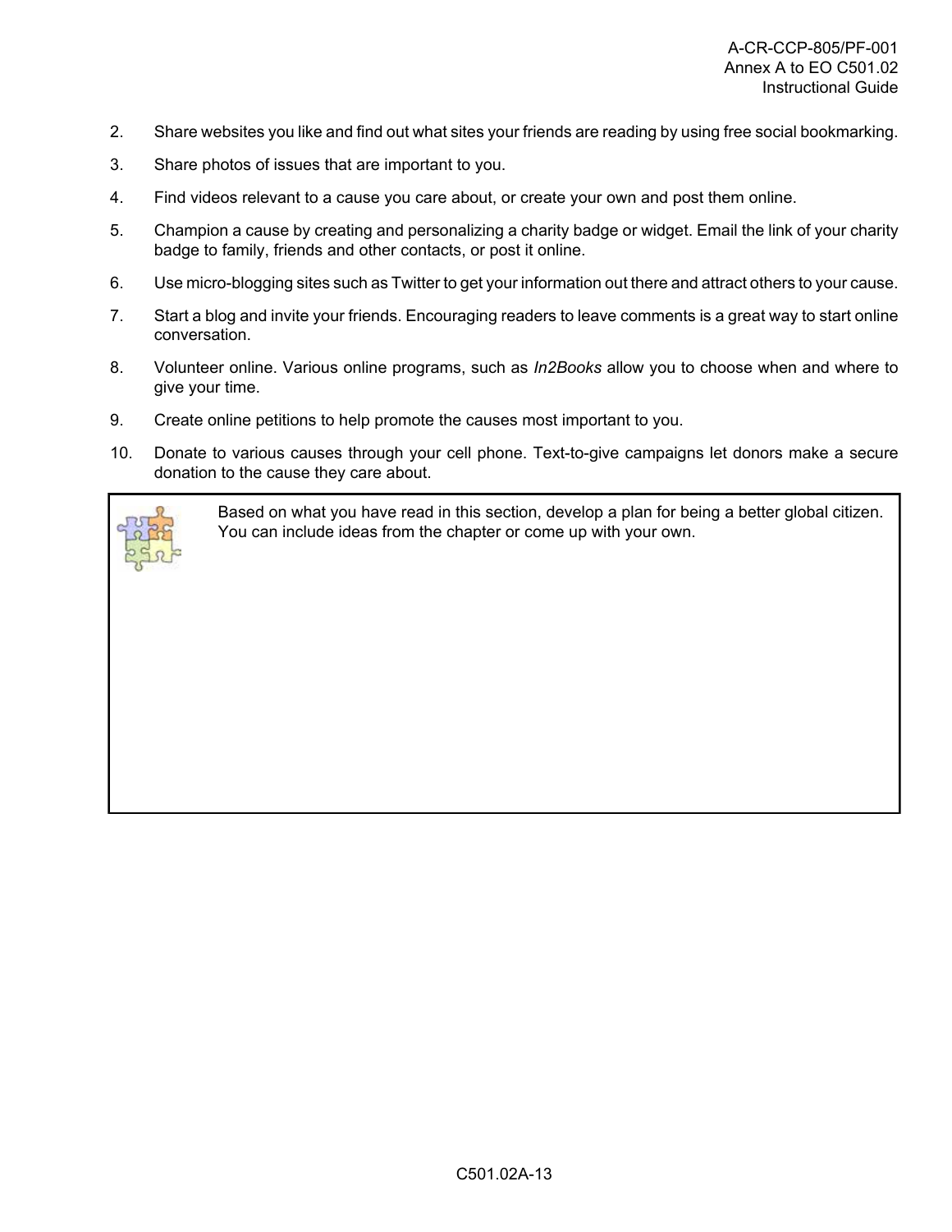2. Share websites you like and find out what sites your friends are reading by using free social bookmarking.
3. Share photos of issues that are important to you.
4. Find videos relevant to a cause you care about, or create your own and post them online.
5. Champion a cause by creating and personalizing a charity badge or widget. Email the link of your charity badge to family, friends and other contacts, or post it online.
6. Use micro-blogging sites such as Twitter to get your information out there and attract others to your cause.
7. Start a blog and invite your friends. Encouraging readers to leave comments is a great way to start online conversation.
8. Volunteer online. Various online programs, such as *In2Books* allow you to choose when and where to give your time.
9. Create online petitions to help promote the causes most important to you.
10. Donate to various causes through your cell phone. Text-to-give campaigns let donors make a secure donation to the cause they care about.

> Based on what you have read in this section, develop a plan for being a better global citizen. You can include ideas from the chapter or come up with your own.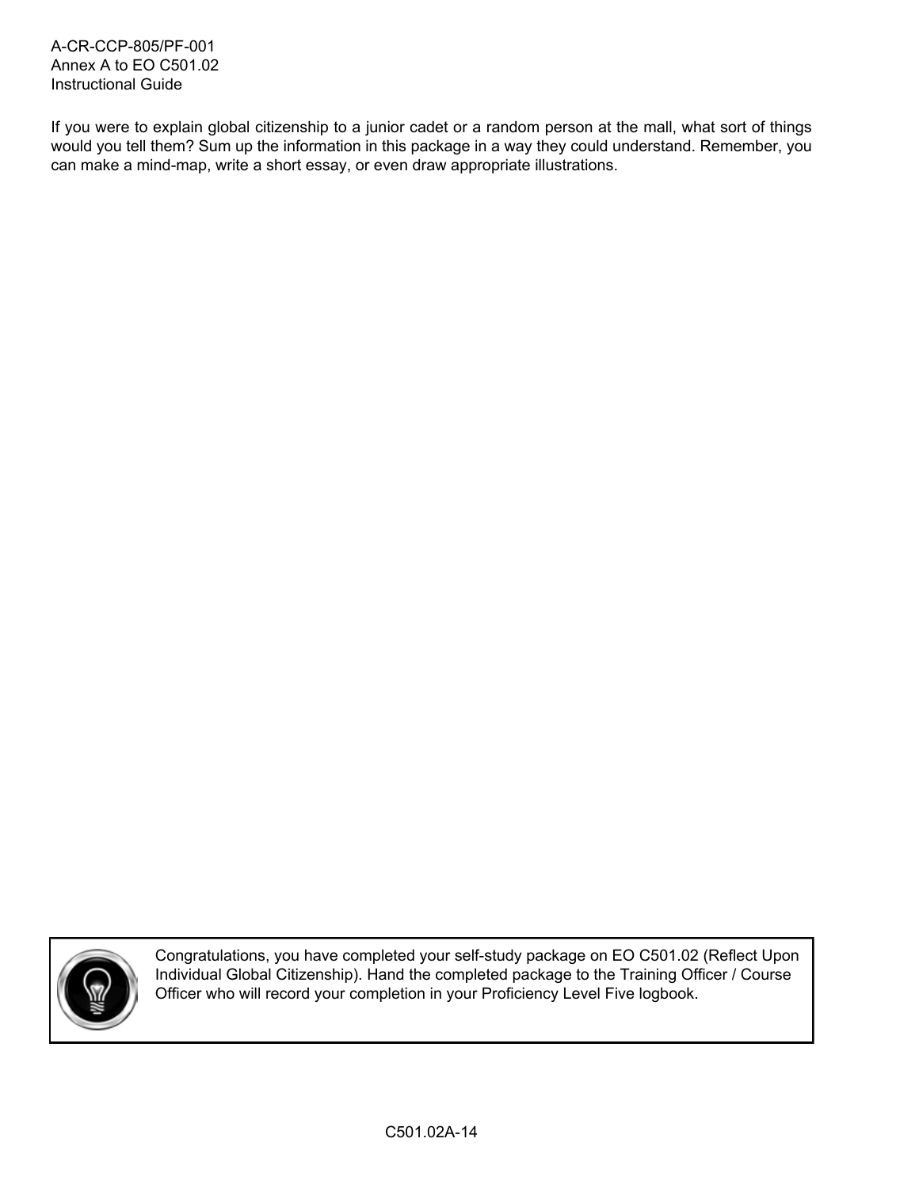If you were to explain global citizenship to a junior cadet or a random person at the mall, what sort of things would you tell them? Sum up the information in this package in a way they could understand. Remember, you can make a mind-map, write a short essay, or even draw appropriate illustrations.

> Congratulations, you have completed your self-study package on EO C501.02 (Reflect Upon Individual Global Citizenship). Hand the completed package to the Training Officer / Course Officer who will record your completion in your Proficiency Level Five logbook.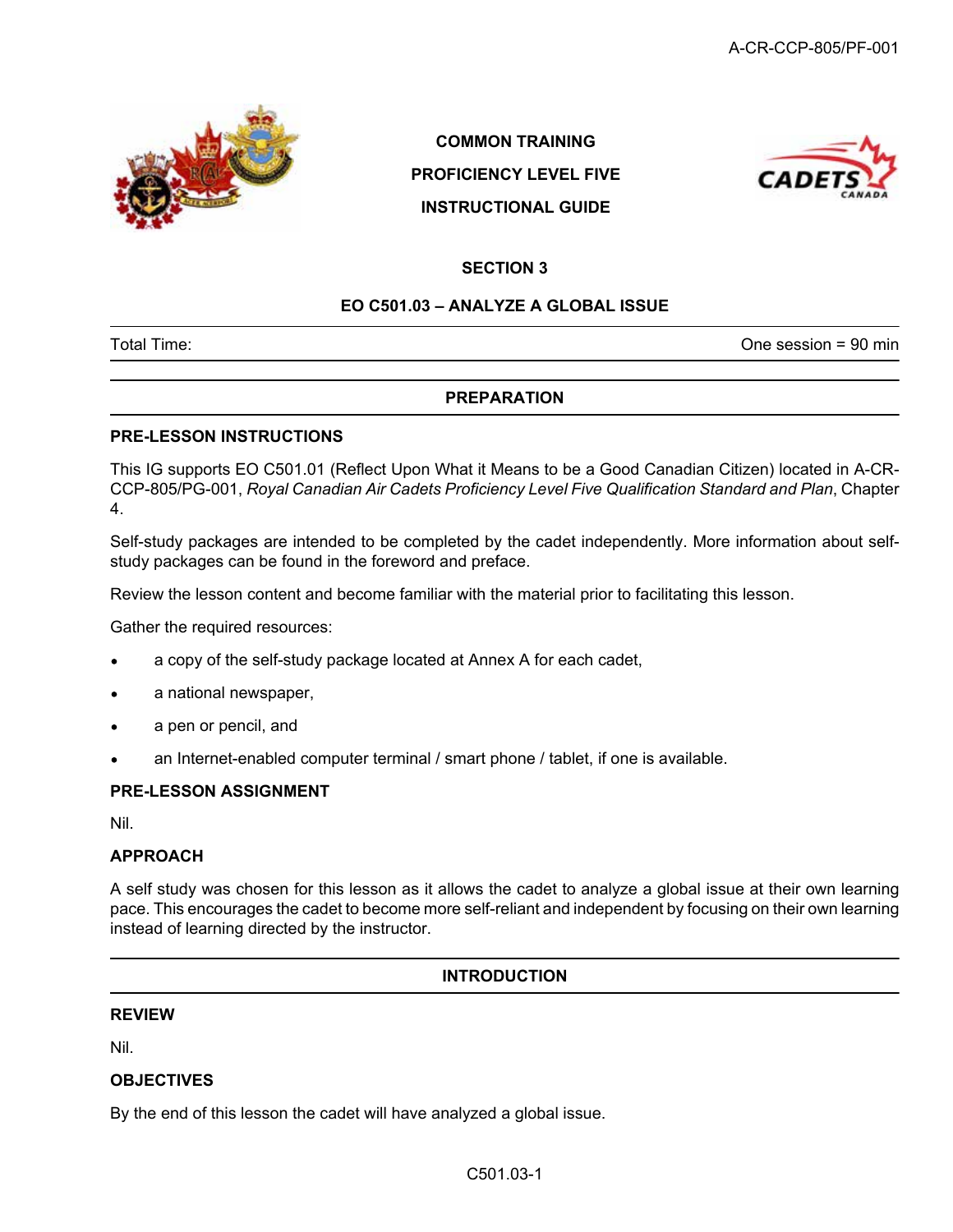**COMMON TRAINING**

**PROFICIENCY LEVEL FIVE**

**INSTRUCTIONAL GUIDE**

**SECTION 3**

**EO C501.03 – ANALYZE A GLOBAL ISSUE**

| Total Time: | One session = 90 min |
|---|---|

## PREPARATION

### PRE-LESSON INSTRUCTIONS

This IG supports EO C501.01 (Reflect Upon What it Means to be a Good Canadian Citizen) located in A-CR-CCP-805/PG-001, *Royal Canadian Air Cadets Proficiency Level Five Qualification Standard and Plan*, Chapter 4.

Self-study packages are intended to be completed by the cadet independently. More information about self-study packages can be found in the foreword and preface.

Review the lesson content and become familiar with the material prior to facilitating this lesson.

Gather the required resources:

- a copy of the self-study package located at Annex A for each cadet,
- a national newspaper,
- a pen or pencil, and
- an Internet-enabled computer terminal / smart phone / tablet, if one is available.

### PRE-LESSON ASSIGNMENT

Nil.

### APPROACH

A self study was chosen for this lesson as it allows the cadet to analyze a global issue at their own learning pace. This encourages the cadet to become more self-reliant and independent by focusing on their own learning instead of learning directed by the instructor.

## INTRODUCTION

### REVIEW

Nil.

### OBJECTIVES

By the end of this lesson the cadet will have analyzed a global issue.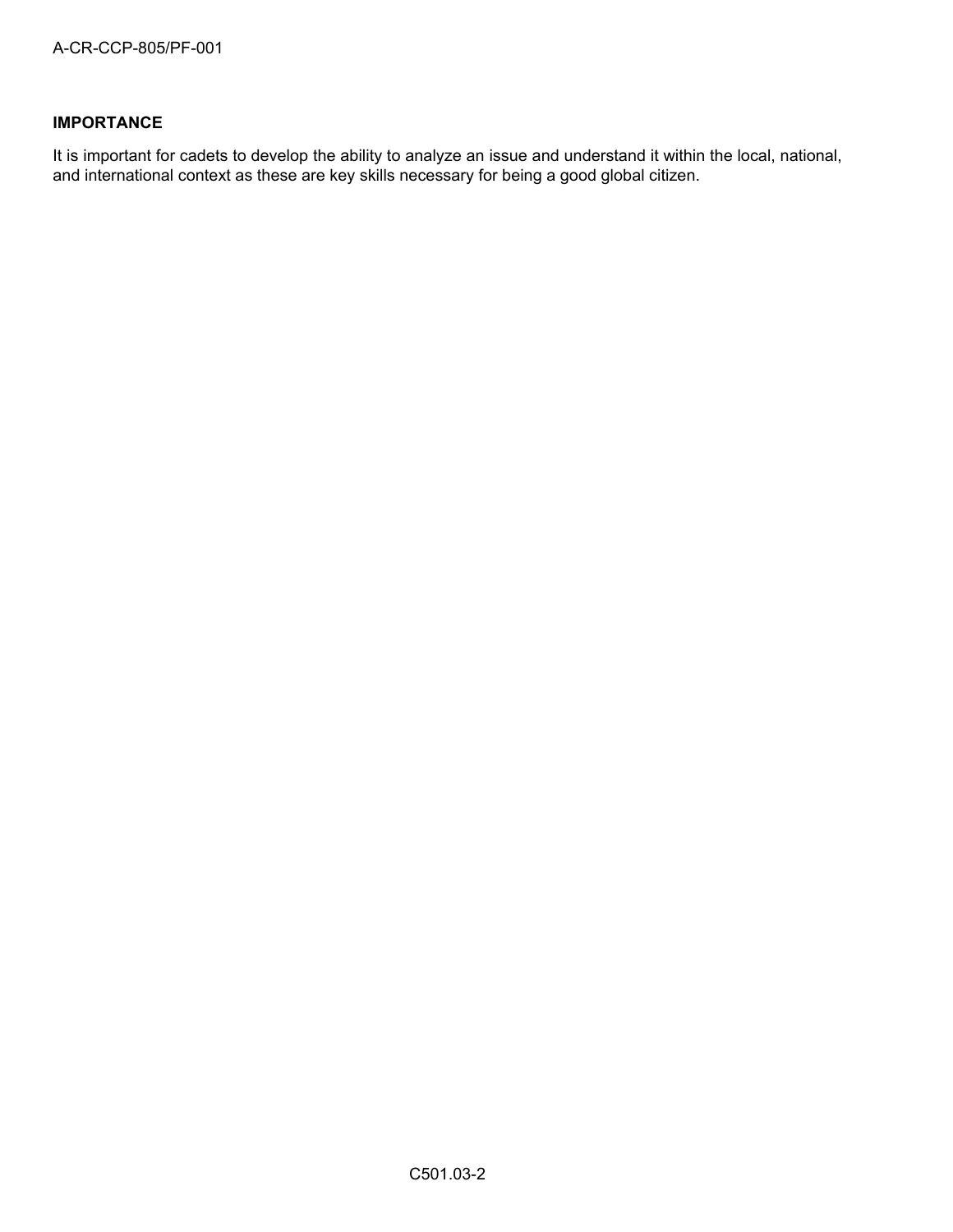**IMPORTANCE**

It is important for cadets to develop the ability to analyze an issue and understand it within the local, national, and international context as these are key skills necessary for being a good global citizen.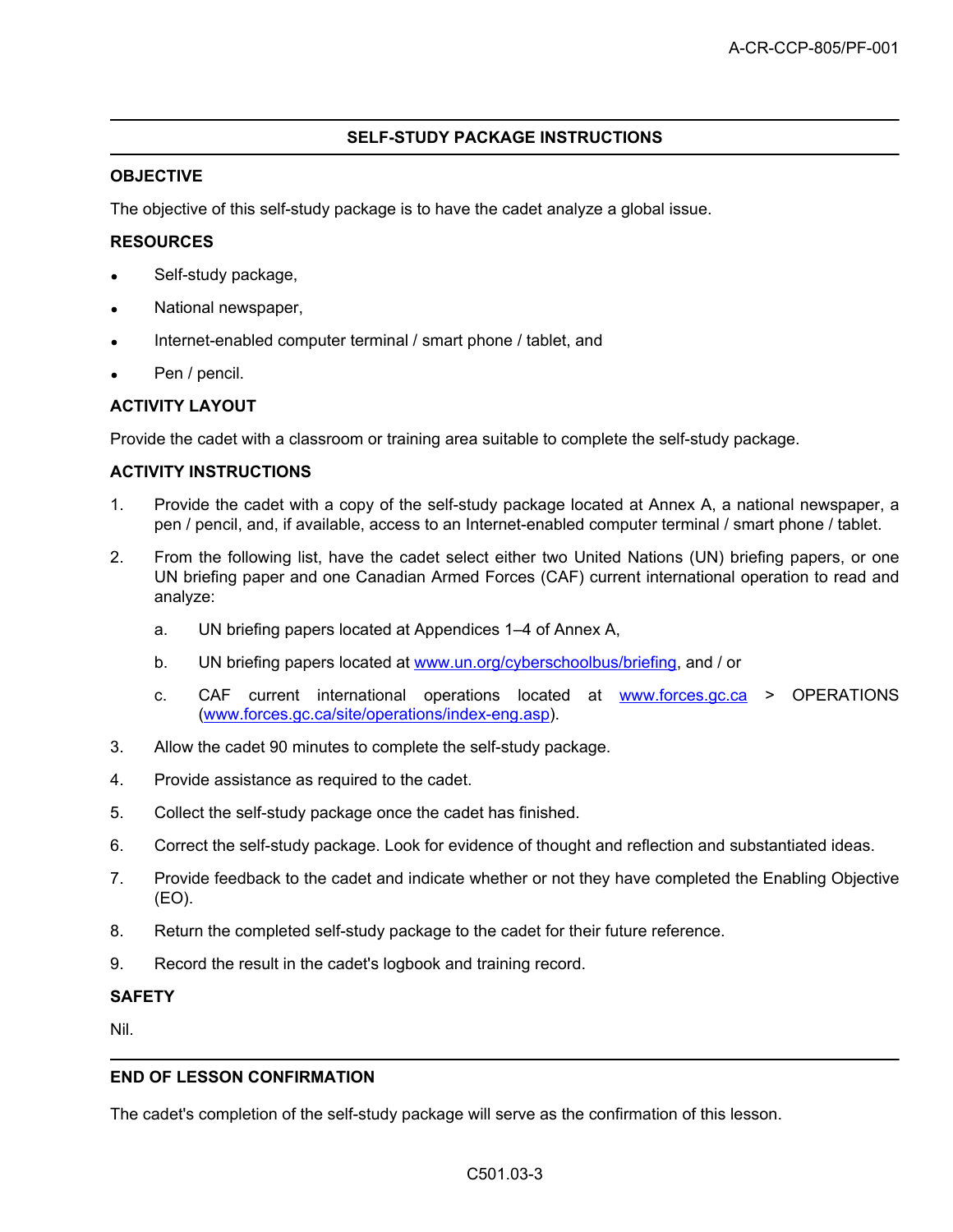## SELF-STUDY PACKAGE INSTRUCTIONS

### OBJECTIVE

The objective of this self-study package is to have the cadet analyze a global issue.

### RESOURCES

- Self-study package,
- National newspaper,
- Internet-enabled computer terminal / smart phone / tablet, and
- Pen / pencil.

### ACTIVITY LAYOUT

Provide the cadet with a classroom or training area suitable to complete the self-study package.

### ACTIVITY INSTRUCTIONS

1. Provide the cadet with a copy of the self-study package located at Annex A, a national newspaper, a pen / pencil, and, if available, access to an Internet-enabled computer terminal / smart phone / tablet.
2. From the following list, have the cadet select either two United Nations (UN) briefing papers, or one UN briefing paper and one Canadian Armed Forces (CAF) current international operation to read and analyze:
   a. UN briefing papers located at Appendices 1–4 of Annex A,
   b. UN briefing papers located at www.un.org/cyberschoolbus/briefing, and / or
   c. CAF current international operations located at www.forces.gc.ca > OPERATIONS (www.forces.gc.ca/site/operations/index-eng.asp).
3. Allow the cadet 90 minutes to complete the self-study package.
4. Provide assistance as required to the cadet.
5. Collect the self-study package once the cadet has finished.
6. Correct the self-study package. Look for evidence of thought and reflection and substantiated ideas.
7. Provide feedback to the cadet and indicate whether or not they have completed the Enabling Objective (EO).
8. Return the completed self-study package to the cadet for their future reference.
9. Record the result in the cadet's logbook and training record.

### SAFETY

Nil.

### END OF LESSON CONFIRMATION

The cadet's completion of the self-study package will serve as the confirmation of this lesson.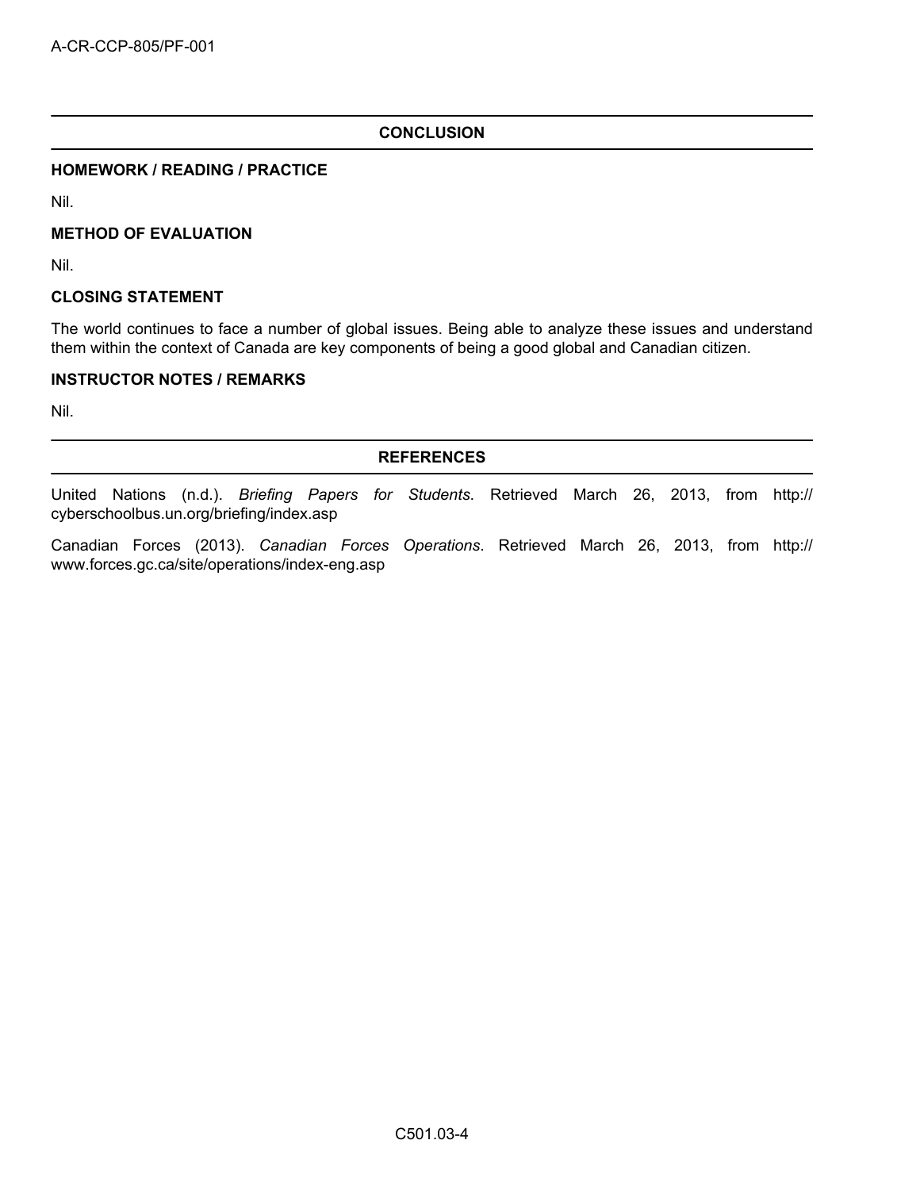## CONCLUSION

### HOMEWORK / READING / PRACTICE

Nil.

### METHOD OF EVALUATION

Nil.

### CLOSING STATEMENT

The world continues to face a number of global issues. Being able to analyze these issues and understand them within the context of Canada are key components of being a good global and Canadian citizen.

### INSTRUCTOR NOTES / REMARKS

Nil.

## REFERENCES

United Nations (n.d.). *Briefing Papers for Students*. Retrieved March 26, 2013, from http://cyberschoolbus.un.org/briefing/index.asp

Canadian Forces (2013). *Canadian Forces Operations*. Retrieved March 26, 2013, from http://www.forces.gc.ca/site/operations/index-eng.asp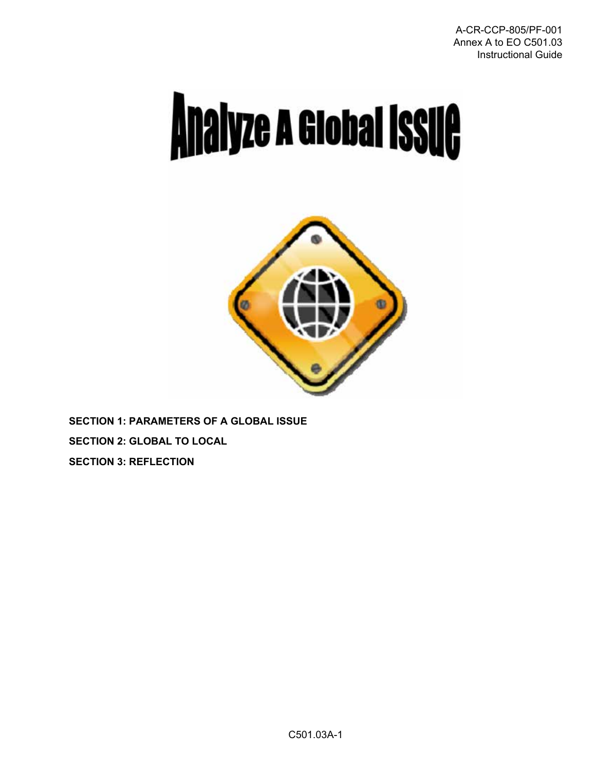# Analyze A Global Issue

**SECTION 1: PARAMETERS OF A GLOBAL ISSUE**

**SECTION 2: GLOBAL TO LOCAL**

**SECTION 3: REFLECTION**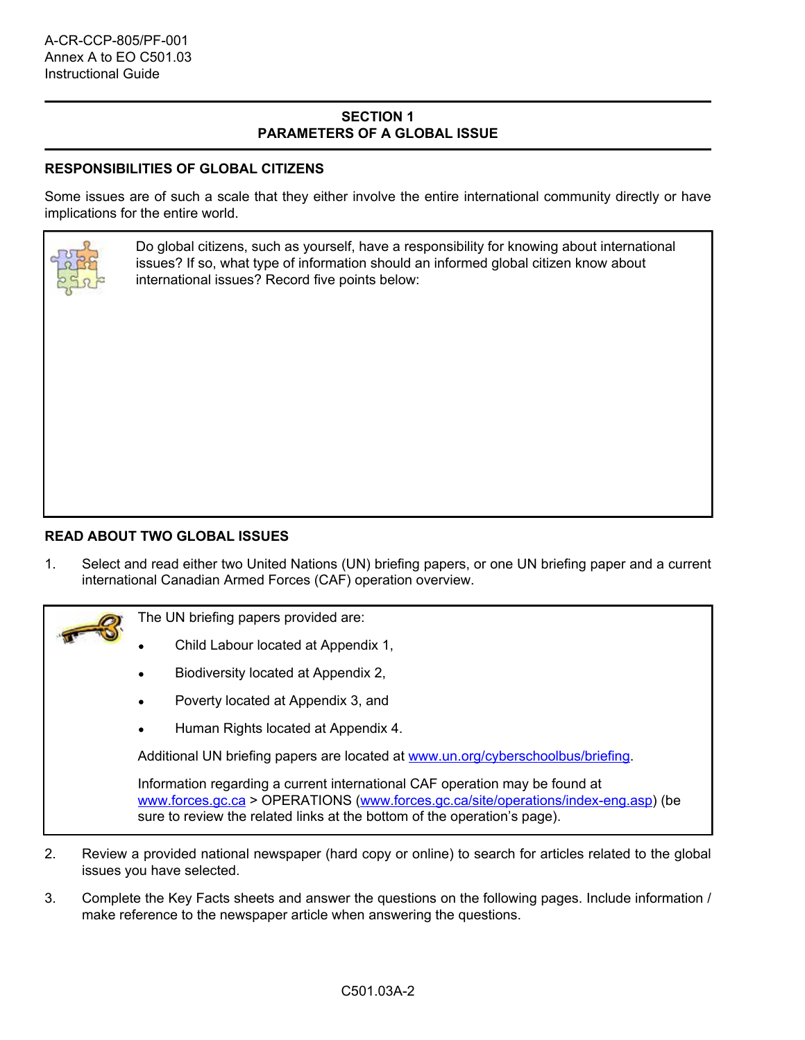## SECTION 1
## PARAMETERS OF A GLOBAL ISSUE

### RESPONSIBILITIES OF GLOBAL CITIZENS

Some issues are of such a scale that they either involve the entire international community directly or have implications for the entire world.

Do global citizens, such as yourself, have a responsibility for knowing about international issues? If so, what type of information should an informed global citizen know about international issues? Record five points below:

### READ ABOUT TWO GLOBAL ISSUES

1. Select and read either two United Nations (UN) briefing papers, or one UN briefing paper and a current international Canadian Armed Forces (CAF) operation overview.

The UN briefing papers provided are:

- Child Labour located at Appendix 1,
- Biodiversity located at Appendix 2,
- Poverty located at Appendix 3, and
- Human Rights located at Appendix 4.

Additional UN briefing papers are located at www.un.org/cyberschoolbus/briefing.

Information regarding a current international CAF operation may be found at www.forces.gc.ca > OPERATIONS (www.forces.gc.ca/site/operations/index-eng.asp) (be sure to review the related links at the bottom of the operation's page).

2. Review a provided national newspaper (hard copy or online) to search for articles related to the global issues you have selected.

3. Complete the Key Facts sheets and answer the questions on the following pages. Include information / make reference to the newspaper article when answering the questions.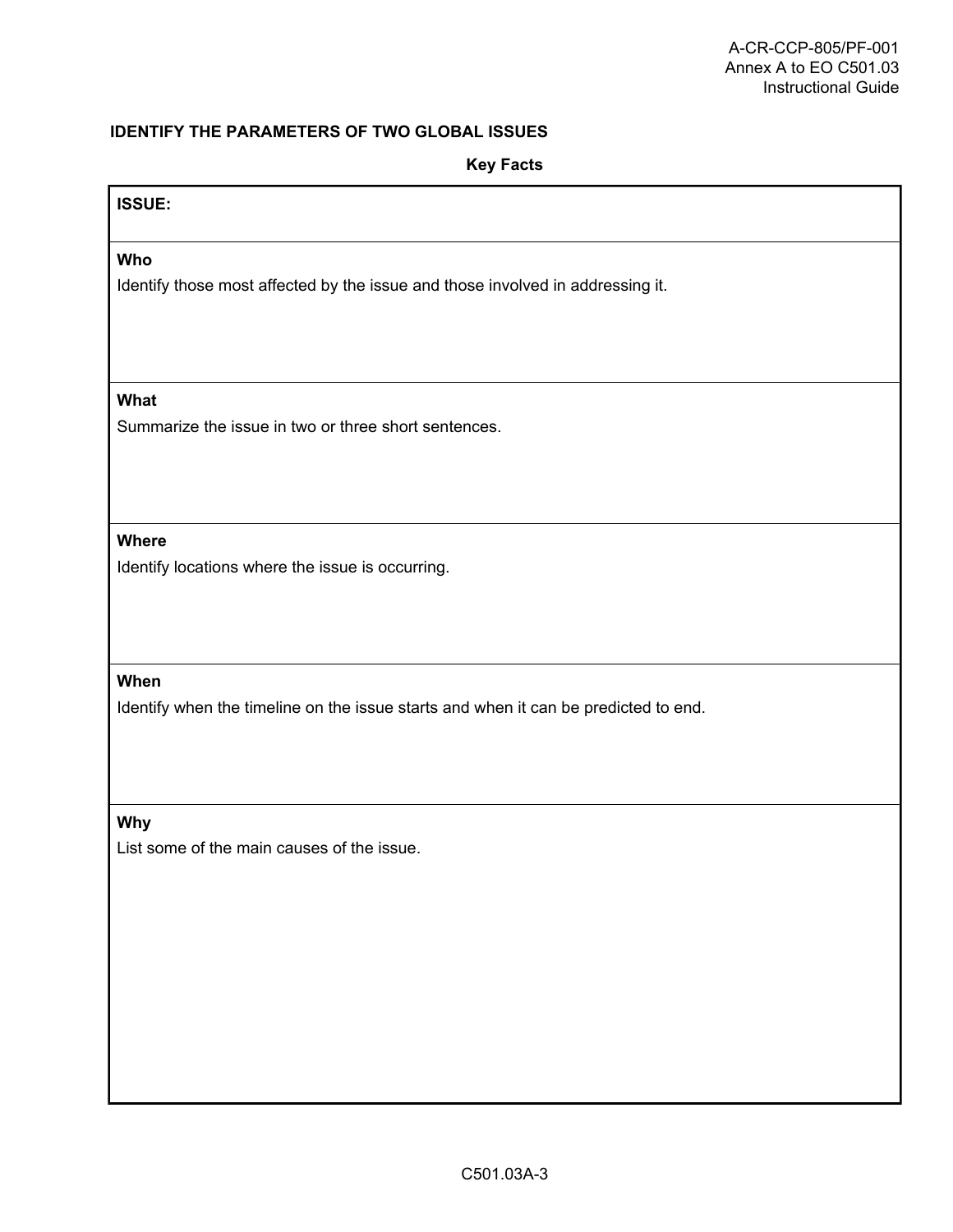**IDENTIFY THE PARAMETERS OF TWO GLOBAL ISSUES**

**Key Facts**

| **ISSUE:** |
|---|
| **Who**<br>Identify those most affected by the issue and those involved in addressing it. |
| **What**<br>Summarize the issue in two or three short sentences. |
| **Where**<br>Identify locations where the issue is occurring. |
| **When**<br>Identify when the timeline on the issue starts and when it can be predicted to end. |
| **Why**<br>List some of the main causes of the issue. |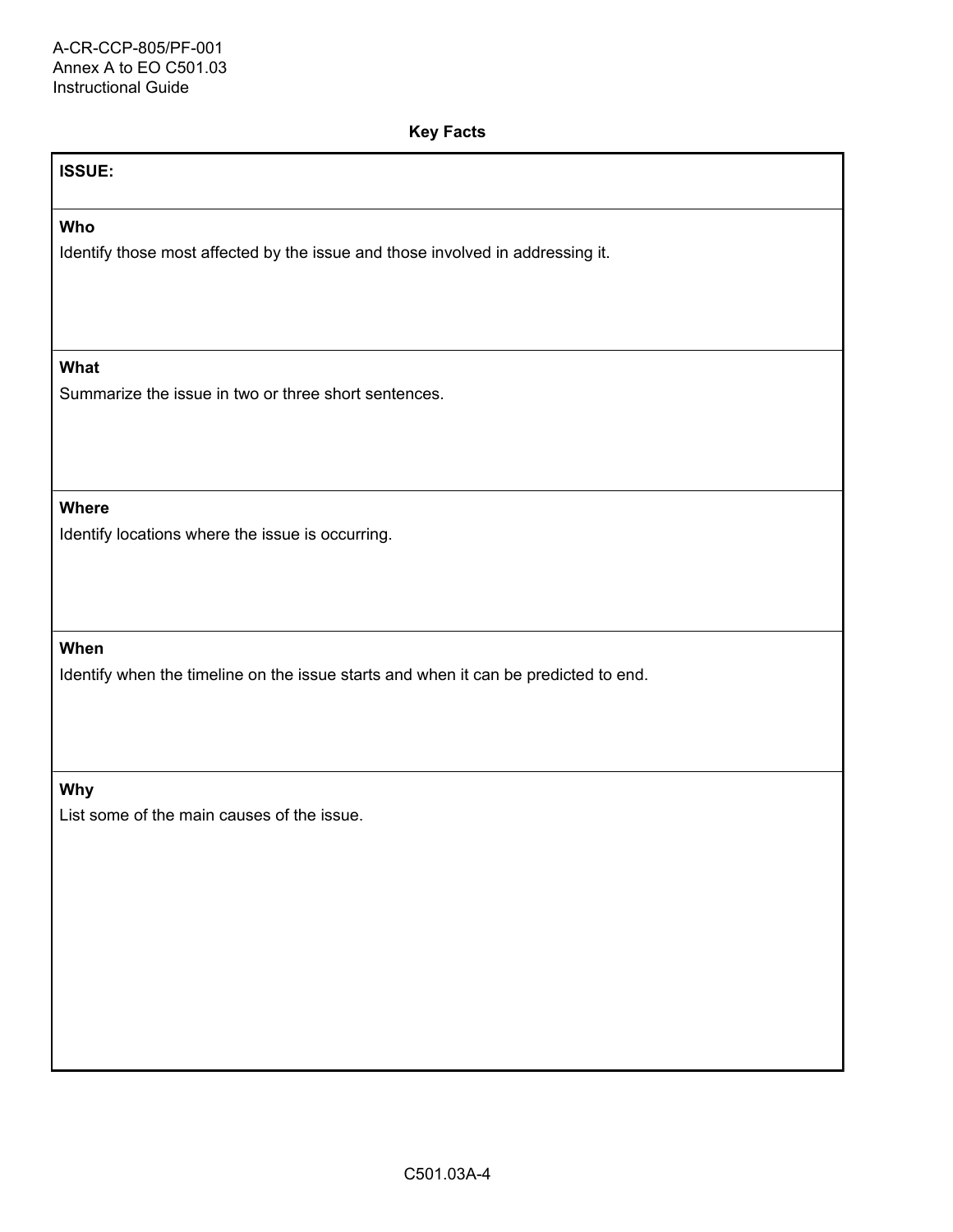**Key Facts**

| ISSUE: |
| --- |
| **Who**<br>Identify those most affected by the issue and those involved in addressing it. |
| **What**<br>Summarize the issue in two or three short sentences. |
| **Where**<br>Identify locations where the issue is occurring. |
| **When**<br>Identify when the timeline on the issue starts and when it can be predicted to end. |
| **Why**<br>List some of the main causes of the issue. |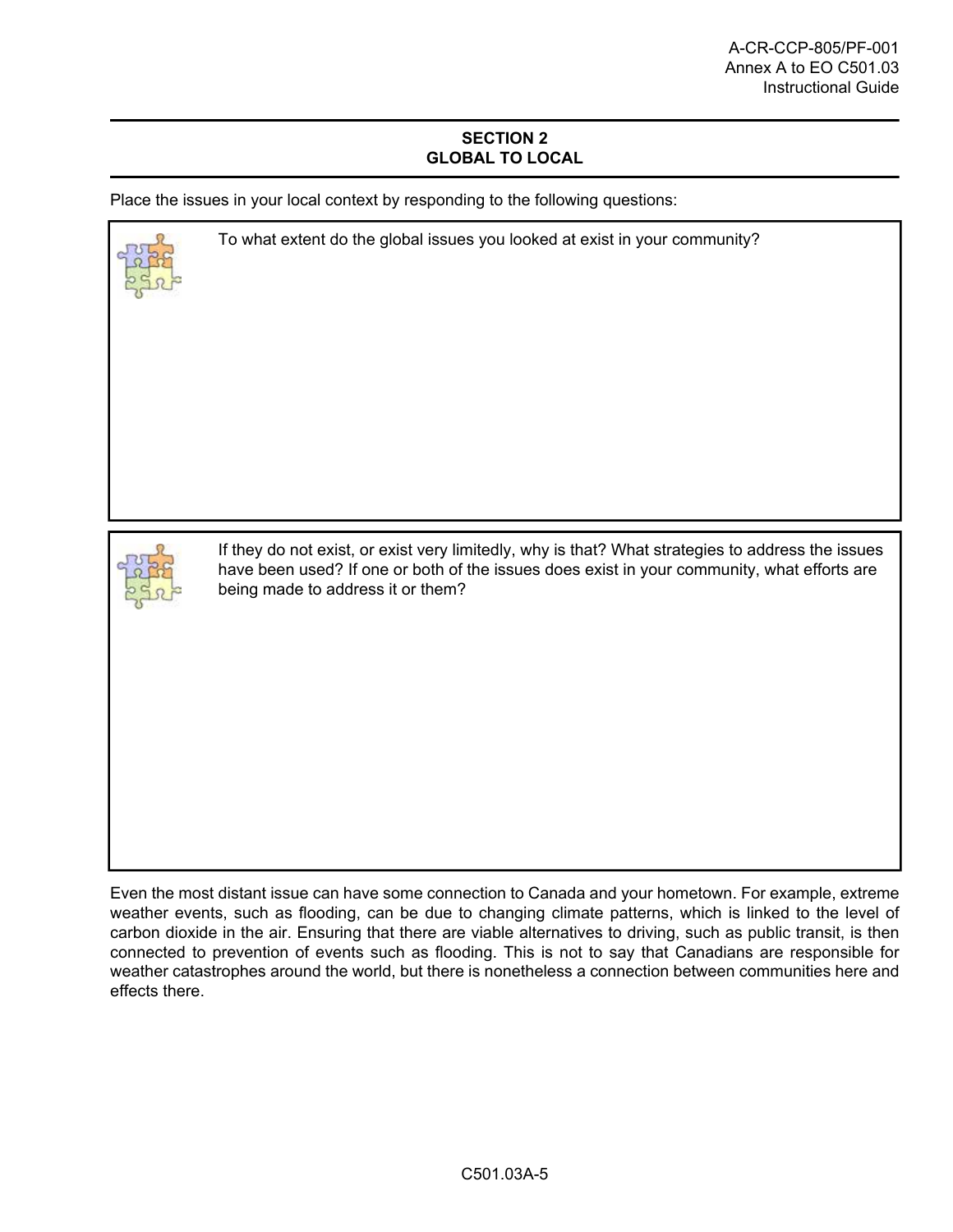## SECTION 2
## GLOBAL TO LOCAL

Place the issues in your local context by responding to the following questions:

To what extent do the global issues you looked at exist in your community?

If they do not exist, or exist very limitedly, why is that? What strategies to address the issues have been used? If one or both of the issues does exist in your community, what efforts are being made to address it or them?

Even the most distant issue can have some connection to Canada and your hometown. For example, extreme weather events, such as flooding, can be due to changing climate patterns, which is linked to the level of carbon dioxide in the air. Ensuring that there are viable alternatives to driving, such as public transit, is then connected to prevention of events such as flooding. This is not to say that Canadians are responsible for weather catastrophes around the world, but there is nonetheless a connection between communities here and effects there.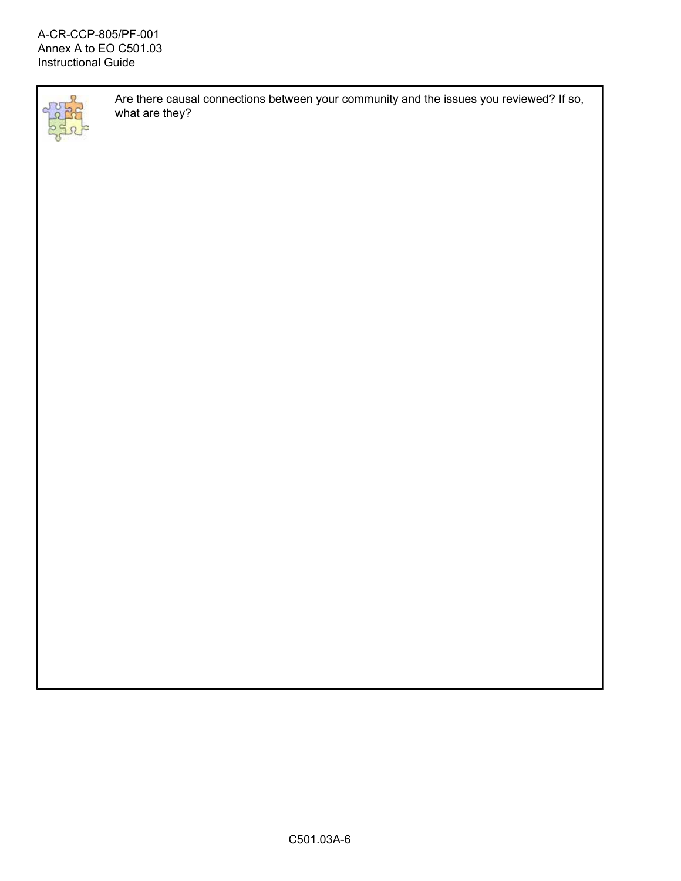Are there causal connections between your community and the issues you reviewed? If so, what are they?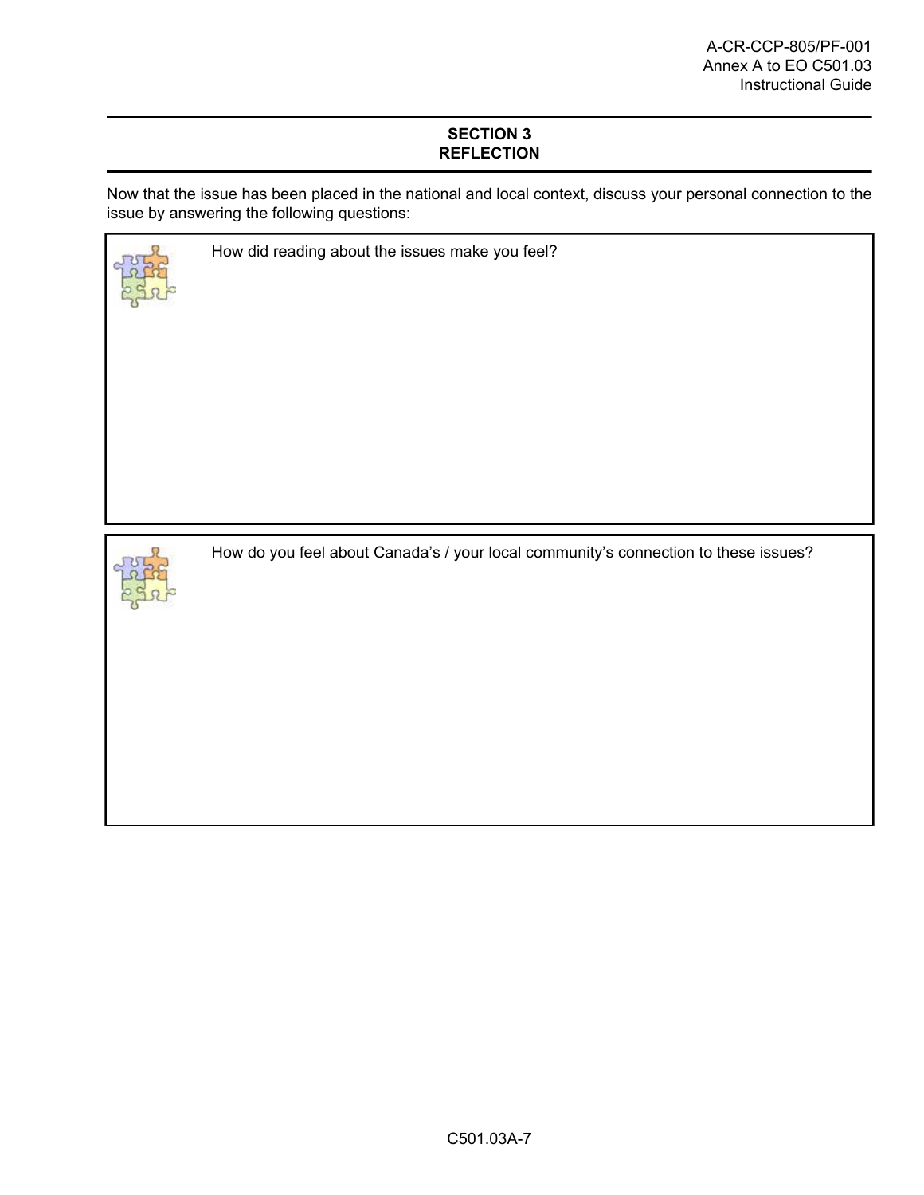## SECTION 3
## REFLECTION

Now that the issue has been placed in the national and local context, discuss your personal connection to the issue by answering the following questions:

How did reading about the issues make you feel?

How do you feel about Canada's / your local community's connection to these issues?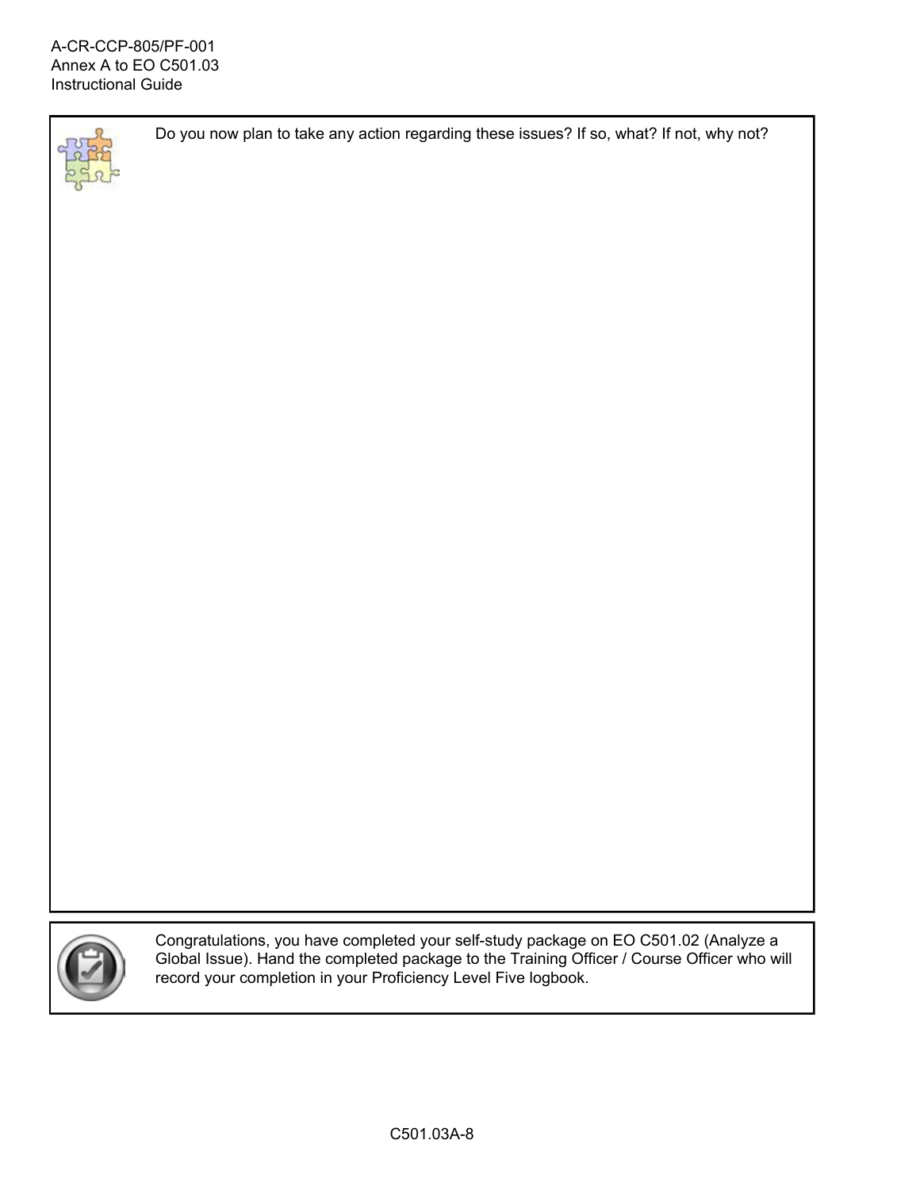Do you now plan to take any action regarding these issues? If so, what? If not, why not?

Congratulations, you have completed your self-study package on EO C501.02 (Analyze a Global Issue). Hand the completed package to the Training Officer / Course Officer who will record your completion in your Proficiency Level Five logbook.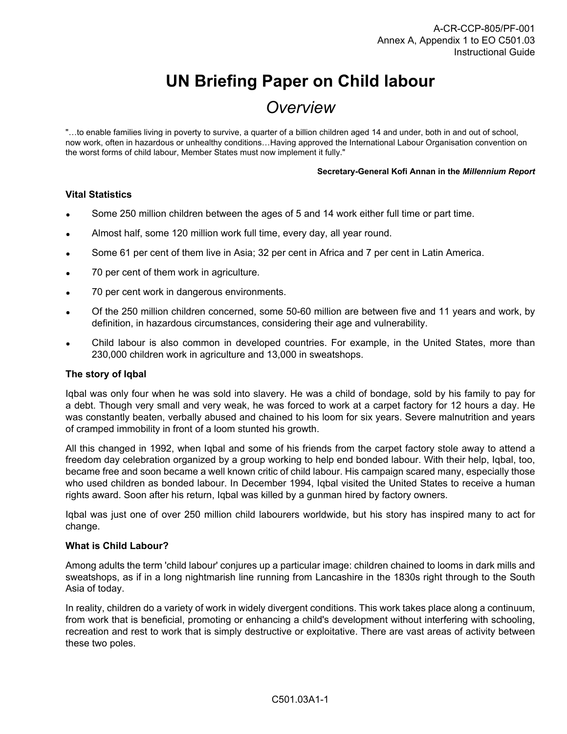// Running headers (A-CR-CCP-805/PF-001, Annex A..., Instructional Guide) and footer C501.03A1-1 omitted.

# UN Briefing Paper on Child labour

## *Overview*

"…to enable families living in poverty to survive, a quarter of a billion children aged 14 and under, both in and out of school, now work, often in hazardous or unhealthy conditions…Having approved the International Labour Organisation convention on the worst forms of child labour, Member States must now implement it fully."

**Secretary-General Kofi Annan in the *Millennium Report***

**Vital Statistics**

- Some 250 million children between the ages of 5 and 14 work either full time or part time.
- Almost half, some 120 million work full time, every day, all year round.
- Some 61 per cent of them live in Asia; 32 per cent in Africa and 7 per cent in Latin America.
- 70 per cent of them work in agriculture.
- 70 per cent work in dangerous environments.
- Of the 250 million children concerned, some 50-60 million are between five and 11 years and work, by definition, in hazardous circumstances, considering their age and vulnerability.
- Child labour is also common in developed countries. For example, in the United States, more than 230,000 children work in agriculture and 13,000 in sweatshops.

**The story of Iqbal**

Iqbal was only four when he was sold into slavery. He was a child of bondage, sold by his family to pay for a debt. Though very small and very weak, he was forced to work at a carpet factory for 12 hours a day. He was constantly beaten, verbally abused and chained to his loom for six years. Severe malnutrition and years of cramped immobility in front of a loom stunted his growth.

All this changed in 1992, when Iqbal and some of his friends from the carpet factory stole away to attend a freedom day celebration organized by a group working to help end bonded labour. With their help, Iqbal, too, became free and soon became a well known critic of child labour. His campaign scared many, especially those who used children as bonded labour. In December 1994, Iqbal visited the United States to receive a human rights award. Soon after his return, Iqbal was killed by a gunman hired by factory owners.

Iqbal was just one of over 250 million child labourers worldwide, but his story has inspired many to act for change.

**What is Child Labour?**

Among adults the term 'child labour' conjures up a particular image: children chained to looms in dark mills and sweatshops, as if in a long nightmarish line running from Lancashire in the 1830s right through to the South Asia of today.

In reality, children do a variety of work in widely divergent conditions. This work takes place along a continuum, from work that is beneficial, promoting or enhancing a child's development without interfering with schooling, recreation and rest to work that is simply destructive or exploitative. There are vast areas of activity between these two poles.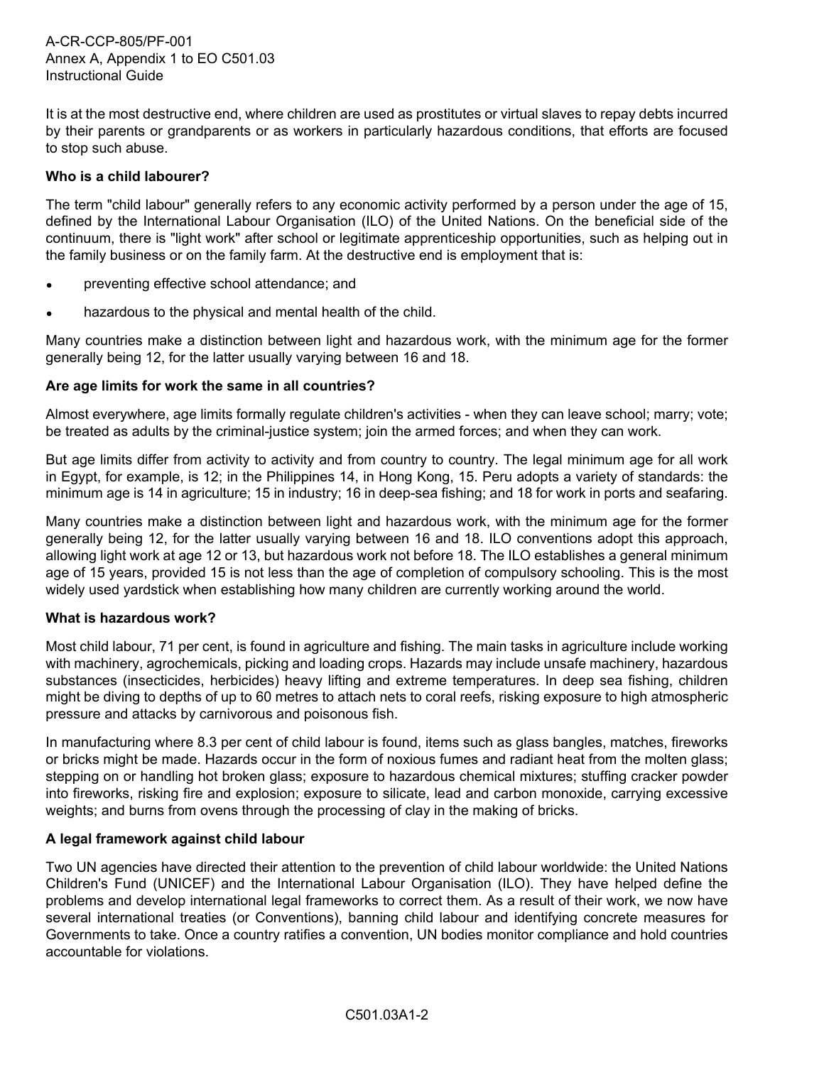It is at the most destructive end, where children are used as prostitutes or virtual slaves to repay debts incurred by their parents or grandparents or as workers in particularly hazardous conditions, that efforts are focused to stop such abuse.

**Who is a child labourer?**

The term "child labour" generally refers to any economic activity performed by a person under the age of 15, defined by the International Labour Organisation (ILO) of the United Nations. On the beneficial side of the continuum, there is "light work" after school or legitimate apprenticeship opportunities, such as helping out in the family business or on the family farm. At the destructive end is employment that is:

- preventing effective school attendance; and
- hazardous to the physical and mental health of the child.

Many countries make a distinction between light and hazardous work, with the minimum age for the former generally being 12, for the latter usually varying between 16 and 18.

**Are age limits for work the same in all countries?**

Almost everywhere, age limits formally regulate children's activities - when they can leave school; marry; vote; be treated as adults by the criminal-justice system; join the armed forces; and when they can work.

But age limits differ from activity to activity and from country to country. The legal minimum age for all work in Egypt, for example, is 12; in the Philippines 14, in Hong Kong, 15. Peru adopts a variety of standards: the minimum age is 14 in agriculture; 15 in industry; 16 in deep-sea fishing; and 18 for work in ports and seafaring.

Many countries make a distinction between light and hazardous work, with the minimum age for the former generally being 12, for the latter usually varying between 16 and 18. ILO conventions adopt this approach, allowing light work at age 12 or 13, but hazardous work not before 18. The ILO establishes a general minimum age of 15 years, provided 15 is not less than the age of completion of compulsory schooling. This is the most widely used yardstick when establishing how many children are currently working around the world.

**What is hazardous work?**

Most child labour, 71 per cent, is found in agriculture and fishing. The main tasks in agriculture include working with machinery, agrochemicals, picking and loading crops. Hazards may include unsafe machinery, hazardous substances (insecticides, herbicides) heavy lifting and extreme temperatures. In deep sea fishing, children might be diving to depths of up to 60 metres to attach nets to coral reefs, risking exposure to high atmospheric pressure and attacks by carnivorous and poisonous fish.

In manufacturing where 8.3 per cent of child labour is found, items such as glass bangles, matches, fireworks or bricks might be made. Hazards occur in the form of noxious fumes and radiant heat from the molten glass; stepping on or handling hot broken glass; exposure to hazardous chemical mixtures; stuffing cracker powder into fireworks, risking fire and explosion; exposure to silicate, lead and carbon monoxide, carrying excessive weights; and burns from ovens through the processing of clay in the making of bricks.

**A legal framework against child labour**

Two UN agencies have directed their attention to the prevention of child labour worldwide: the United Nations Children's Fund (UNICEF) and the International Labour Organisation (ILO). They have helped define the problems and develop international legal frameworks to correct them. As a result of their work, we now have several international treaties (or Conventions), banning child labour and identifying concrete measures for Governments to take. Once a country ratifies a convention, UN bodies monitor compliance and hold countries accountable for violations.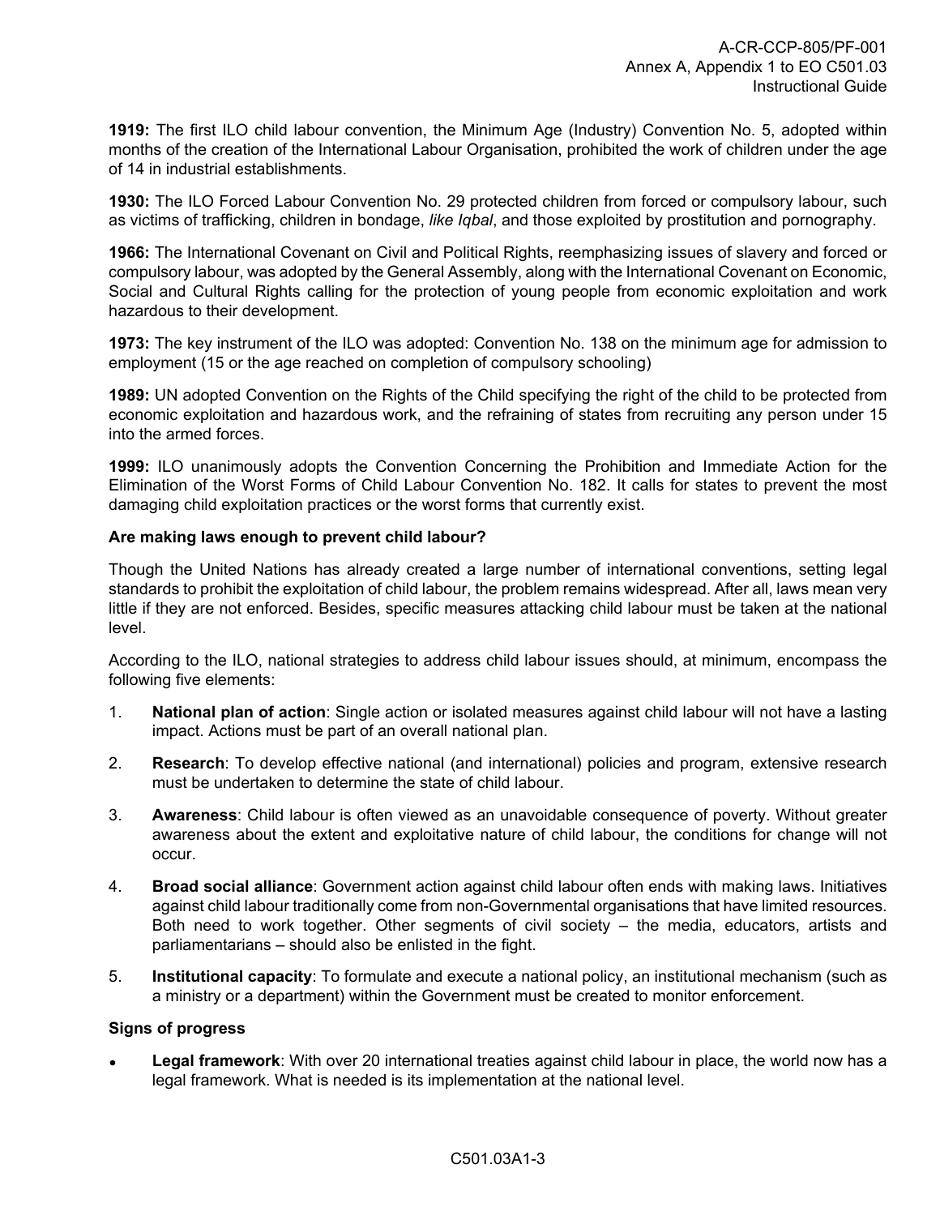**1919:** The first ILO child labour convention, the Minimum Age (Industry) Convention No. 5, adopted within months of the creation of the International Labour Organisation, prohibited the work of children under the age of 14 in industrial establishments.

**1930:** The ILO Forced Labour Convention No. 29 protected children from forced or compulsory labour, such as victims of trafficking, children in bondage, *like Iqbal*, and those exploited by prostitution and pornography.

**1966:** The International Covenant on Civil and Political Rights, reemphasizing issues of slavery and forced or compulsory labour, was adopted by the General Assembly, along with the International Covenant on Economic, Social and Cultural Rights calling for the protection of young people from economic exploitation and work hazardous to their development.

**1973:** The key instrument of the ILO was adopted: Convention No. 138 on the minimum age for admission to employment (15 or the age reached on completion of compulsory schooling)

**1989:** UN adopted Convention on the Rights of the Child specifying the right of the child to be protected from economic exploitation and hazardous work, and the refraining of states from recruiting any person under 15 into the armed forces.

**1999:** ILO unanimously adopts the Convention Concerning the Prohibition and Immediate Action for the Elimination of the Worst Forms of Child Labour Convention No. 182. It calls for states to prevent the most damaging child exploitation practices or the worst forms that currently exist.

**Are making laws enough to prevent child labour?**

Though the United Nations has already created a large number of international conventions, setting legal standards to prohibit the exploitation of child labour, the problem remains widespread. After all, laws mean very little if they are not enforced. Besides, specific measures attacking child labour must be taken at the national level.

According to the ILO, national strategies to address child labour issues should, at minimum, encompass the following five elements:

1. **National plan of action**: Single action or isolated measures against child labour will not have a lasting impact. Actions must be part of an overall national plan.
2. **Research**: To develop effective national (and international) policies and program, extensive research must be undertaken to determine the state of child labour.
3. **Awareness**: Child labour is often viewed as an unavoidable consequence of poverty. Without greater awareness about the extent and exploitative nature of child labour, the conditions for change will not occur.
4. **Broad social alliance**: Government action against child labour often ends with making laws. Initiatives against child labour traditionally come from non-Governmental organisations that have limited resources. Both need to work together. Other segments of civil society – the media, educators, artists and parliamentarians – should also be enlisted in the fight.
5. **Institutional capacity**: To formulate and execute a national policy, an institutional mechanism (such as a ministry or a department) within the Government must be created to monitor enforcement.

**Signs of progress**

- **Legal framework**: With over 20 international treaties against child labour in place, the world now has a legal framework. What is needed is its implementation at the national level.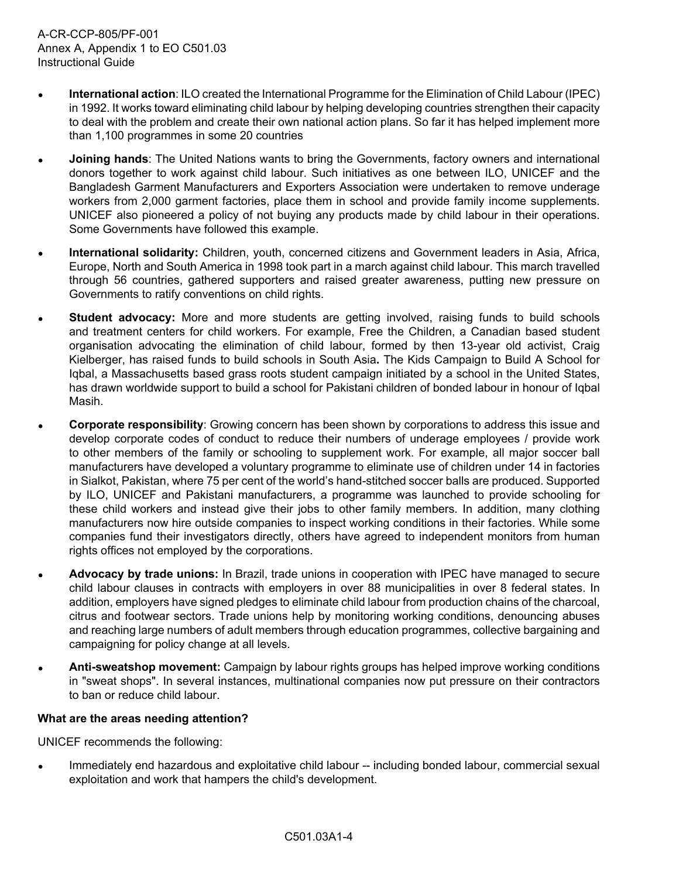- **International action**: ILO created the International Programme for the Elimination of Child Labour (IPEC) in 1992. It works toward eliminating child labour by helping developing countries strengthen their capacity to deal with the problem and create their own national action plans. So far it has helped implement more than 1,100 programmes in some 20 countries

- **Joining hands**: The United Nations wants to bring the Governments, factory owners and international donors together to work against child labour. Such initiatives as one between ILO, UNICEF and the Bangladesh Garment Manufacturers and Exporters Association were undertaken to remove underage workers from 2,000 garment factories, place them in school and provide family income supplements. UNICEF also pioneered a policy of not buying any products made by child labour in their operations. Some Governments have followed this example.

- **International solidarity:** Children, youth, concerned citizens and Government leaders in Asia, Africa, Europe, North and South America in 1998 took part in a march against child labour. This march travelled through 56 countries, gathered supporters and raised greater awareness, putting new pressure on Governments to ratify conventions on child rights.

- **Student advocacy:** More and more students are getting involved, raising funds to build schools and treatment centers for child workers. For example, Free the Children, a Canadian based student organisation advocating the elimination of child labour, formed by then 13-year old activist, Craig Kielberger, has raised funds to build schools in South Asia**.** The Kids Campaign to Build A School for Iqbal, a Massachusetts based grass roots student campaign initiated by a school in the United States, has drawn worldwide support to build a school for Pakistani children of bonded labour in honour of Iqbal Masih.

- **Corporate responsibility**: Growing concern has been shown by corporations to address this issue and develop corporate codes of conduct to reduce their numbers of underage employees / provide work to other members of the family or schooling to supplement work. For example, all major soccer ball manufacturers have developed a voluntary programme to eliminate use of children under 14 in factories in Sialkot, Pakistan, where 75 per cent of the world's hand-stitched soccer balls are produced. Supported by ILO, UNICEF and Pakistani manufacturers, a programme was launched to provide schooling for these child workers and instead give their jobs to other family members. In addition, many clothing manufacturers now hire outside companies to inspect working conditions in their factories. While some companies fund their investigators directly, others have agreed to independent monitors from human rights offices not employed by the corporations.

- **Advocacy by trade unions:** In Brazil, trade unions in cooperation with IPEC have managed to secure child labour clauses in contracts with employers in over 88 municipalities in over 8 federal states. In addition, employers have signed pledges to eliminate child labour from production chains of the charcoal, citrus and footwear sectors. Trade unions help by monitoring working conditions, denouncing abuses and reaching large numbers of adult members through education programmes, collective bargaining and campaigning for policy change at all levels.

- **Anti-sweatshop movement:** Campaign by labour rights groups has helped improve working conditions in "sweat shops". In several instances, multinational companies now put pressure on their contractors to ban or reduce child labour.

**What are the areas needing attention?**

UNICEF recommends the following:

- Immediately end hazardous and exploitative child labour -- including bonded labour, commercial sexual exploitation and work that hampers the child's development.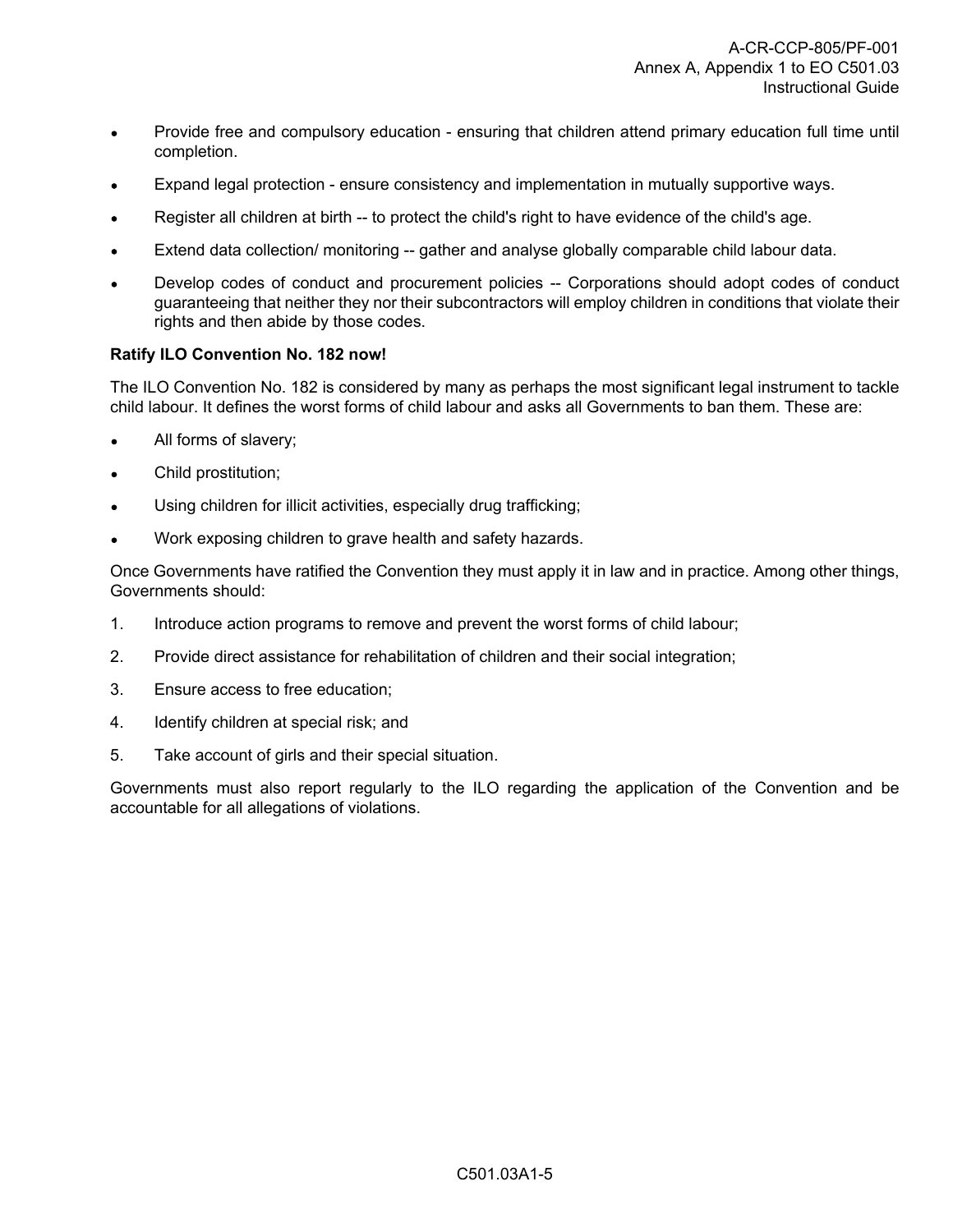- Provide free and compulsory education - ensuring that children attend primary education full time until completion.
- Expand legal protection - ensure consistency and implementation in mutually supportive ways.
- Register all children at birth -- to protect the child's right to have evidence of the child's age.
- Extend data collection/ monitoring -- gather and analyse globally comparable child labour data.
- Develop codes of conduct and procurement policies -- Corporations should adopt codes of conduct guaranteeing that neither they nor their subcontractors will employ children in conditions that violate their rights and then abide by those codes.

**Ratify ILO Convention No. 182 now!**

The ILO Convention No. 182 is considered by many as perhaps the most significant legal instrument to tackle child labour. It defines the worst forms of child labour and asks all Governments to ban them. These are:

- All forms of slavery;
- Child prostitution;
- Using children for illicit activities, especially drug trafficking;
- Work exposing children to grave health and safety hazards.

Once Governments have ratified the Convention they must apply it in law and in practice. Among other things, Governments should:

1. Introduce action programs to remove and prevent the worst forms of child labour;
2. Provide direct assistance for rehabilitation of children and their social integration;
3. Ensure access to free education;
4. Identify children at special risk; and
5. Take account of girls and their special situation.

Governments must also report regularly to the ILO regarding the application of the Convention and be accountable for all allegations of violations.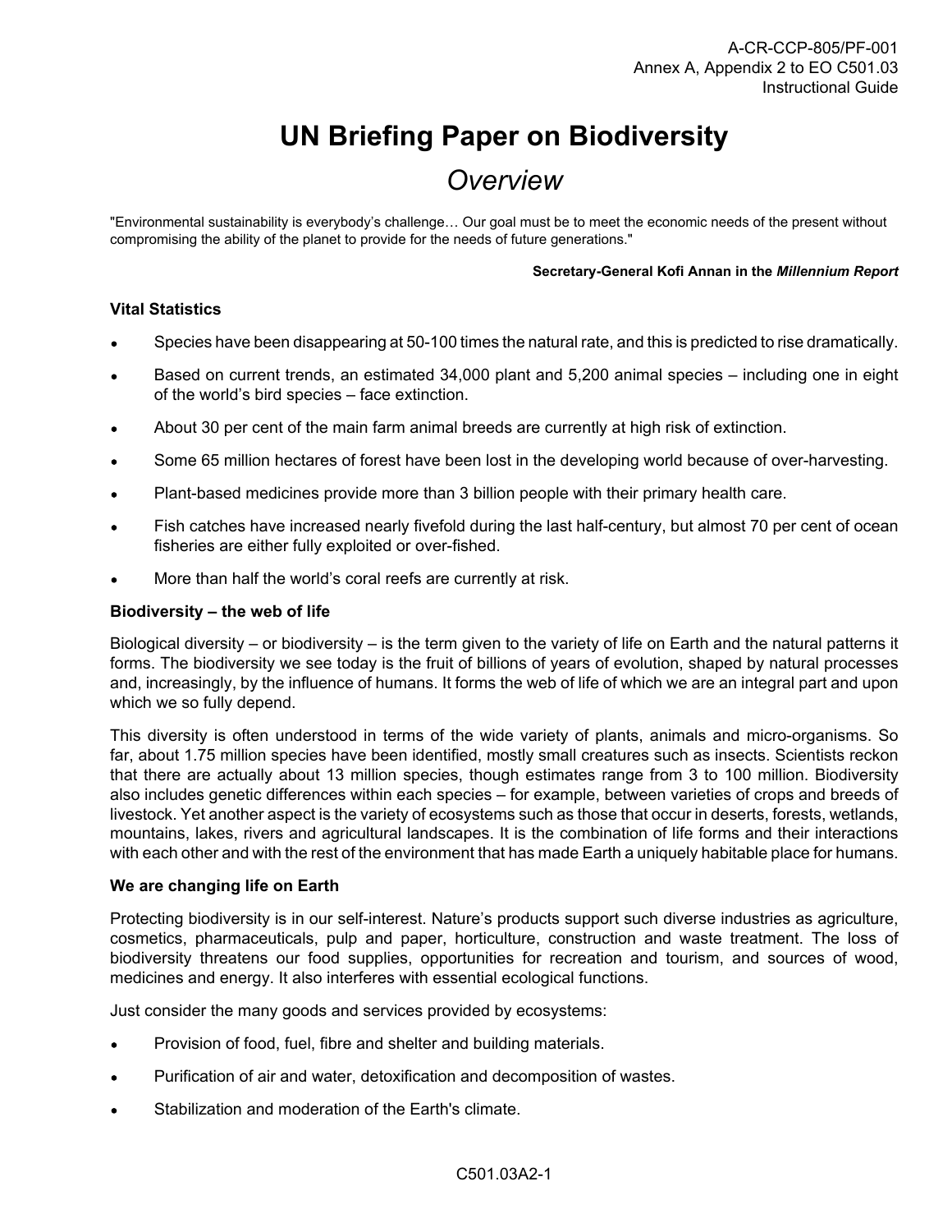# UN Briefing Paper on Biodiversity

## *Overview*

"Environmental sustainability is everybody's challenge… Our goal must be to meet the economic needs of the present without compromising the ability of the planet to provide for the needs of future generations."

**Secretary-General Kofi Annan in the *Millennium Report***

### Vital Statistics

- Species have been disappearing at 50-100 times the natural rate, and this is predicted to rise dramatically.
- Based on current trends, an estimated 34,000 plant and 5,200 animal species – including one in eight of the world's bird species – face extinction.
- About 30 per cent of the main farm animal breeds are currently at high risk of extinction.
- Some 65 million hectares of forest have been lost in the developing world because of over-harvesting.
- Plant-based medicines provide more than 3 billion people with their primary health care.
- Fish catches have increased nearly fivefold during the last half-century, but almost 70 per cent of ocean fisheries are either fully exploited or over-fished.
- More than half the world's coral reefs are currently at risk.

### Biodiversity – the web of life

Biological diversity – or biodiversity – is the term given to the variety of life on Earth and the natural patterns it forms. The biodiversity we see today is the fruit of billions of years of evolution, shaped by natural processes and, increasingly, by the influence of humans. It forms the web of life of which we are an integral part and upon which we so fully depend.

This diversity is often understood in terms of the wide variety of plants, animals and micro-organisms. So far, about 1.75 million species have been identified, mostly small creatures such as insects. Scientists reckon that there are actually about 13 million species, though estimates range from 3 to 100 million. Biodiversity also includes genetic differences within each species – for example, between varieties of crops and breeds of livestock. Yet another aspect is the variety of ecosystems such as those that occur in deserts, forests, wetlands, mountains, lakes, rivers and agricultural landscapes. It is the combination of life forms and their interactions with each other and with the rest of the environment that has made Earth a uniquely habitable place for humans.

### We are changing life on Earth

Protecting biodiversity is in our self-interest. Nature's products support such diverse industries as agriculture, cosmetics, pharmaceuticals, pulp and paper, horticulture, construction and waste treatment. The loss of biodiversity threatens our food supplies, opportunities for recreation and tourism, and sources of wood, medicines and energy. It also interferes with essential ecological functions.

Just consider the many goods and services provided by ecosystems:

- Provision of food, fuel, fibre and shelter and building materials.
- Purification of air and water, detoxification and decomposition of wastes.
- Stabilization and moderation of the Earth's climate.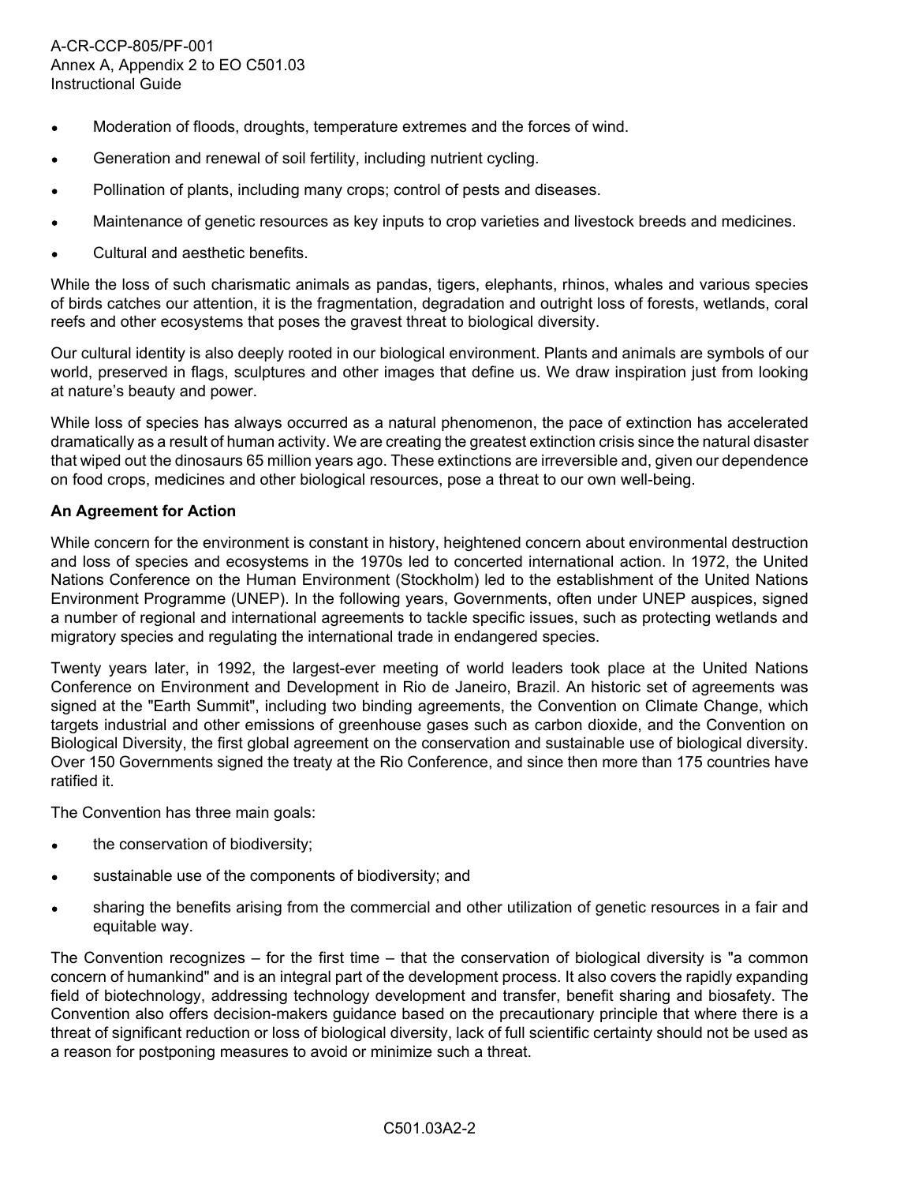- Moderation of floods, droughts, temperature extremes and the forces of wind.
- Generation and renewal of soil fertility, including nutrient cycling.
- Pollination of plants, including many crops; control of pests and diseases.
- Maintenance of genetic resources as key inputs to crop varieties and livestock breeds and medicines.
- Cultural and aesthetic benefits.

While the loss of such charismatic animals as pandas, tigers, elephants, rhinos, whales and various species of birds catches our attention, it is the fragmentation, degradation and outright loss of forests, wetlands, coral reefs and other ecosystems that poses the gravest threat to biological diversity.

Our cultural identity is also deeply rooted in our biological environment. Plants and animals are symbols of our world, preserved in flags, sculptures and other images that define us. We draw inspiration just from looking at nature's beauty and power.

While loss of species has always occurred as a natural phenomenon, the pace of extinction has accelerated dramatically as a result of human activity. We are creating the greatest extinction crisis since the natural disaster that wiped out the dinosaurs 65 million years ago. These extinctions are irreversible and, given our dependence on food crops, medicines and other biological resources, pose a threat to our own well-being.

**An Agreement for Action**

While concern for the environment is constant in history, heightened concern about environmental destruction and loss of species and ecosystems in the 1970s led to concerted international action. In 1972, the United Nations Conference on the Human Environment (Stockholm) led to the establishment of the United Nations Environment Programme (UNEP). In the following years, Governments, often under UNEP auspices, signed a number of regional and international agreements to tackle specific issues, such as protecting wetlands and migratory species and regulating the international trade in endangered species.

Twenty years later, in 1992, the largest-ever meeting of world leaders took place at the United Nations Conference on Environment and Development in Rio de Janeiro, Brazil. An historic set of agreements was signed at the "Earth Summit", including two binding agreements, the Convention on Climate Change, which targets industrial and other emissions of greenhouse gases such as carbon dioxide, and the Convention on Biological Diversity, the first global agreement on the conservation and sustainable use of biological diversity. Over 150 Governments signed the treaty at the Rio Conference, and since then more than 175 countries have ratified it.

The Convention has three main goals:

- the conservation of biodiversity;
- sustainable use of the components of biodiversity; and
- sharing the benefits arising from the commercial and other utilization of genetic resources in a fair and equitable way.

The Convention recognizes – for the first time – that the conservation of biological diversity is "a common concern of humankind" and is an integral part of the development process. It also covers the rapidly expanding field of biotechnology, addressing technology development and transfer, benefit sharing and biosafety. The Convention also offers decision-makers guidance based on the precautionary principle that where there is a threat of significant reduction or loss of biological diversity, lack of full scientific certainty should not be used as a reason for postponing measures to avoid or minimize such a threat.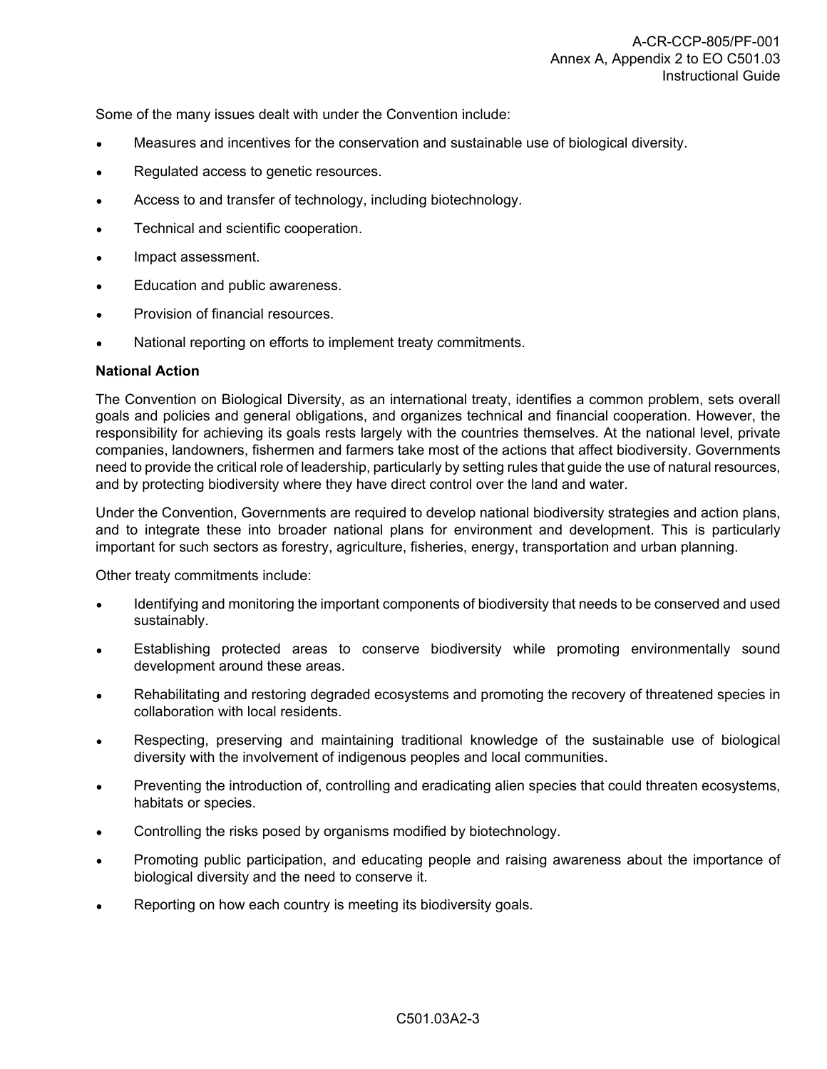Some of the many issues dealt with under the Convention include:

- Measures and incentives for the conservation and sustainable use of biological diversity.
- Regulated access to genetic resources.
- Access to and transfer of technology, including biotechnology.
- Technical and scientific cooperation.
- Impact assessment.
- Education and public awareness.
- Provision of financial resources.
- National reporting on efforts to implement treaty commitments.

**National Action**

The Convention on Biological Diversity, as an international treaty, identifies a common problem, sets overall goals and policies and general obligations, and organizes technical and financial cooperation. However, the responsibility for achieving its goals rests largely with the countries themselves. At the national level, private companies, landowners, fishermen and farmers take most of the actions that affect biodiversity. Governments need to provide the critical role of leadership, particularly by setting rules that guide the use of natural resources, and by protecting biodiversity where they have direct control over the land and water.

Under the Convention, Governments are required to develop national biodiversity strategies and action plans, and to integrate these into broader national plans for environment and development. This is particularly important for such sectors as forestry, agriculture, fisheries, energy, transportation and urban planning.

Other treaty commitments include:

- Identifying and monitoring the important components of biodiversity that needs to be conserved and used sustainably.
- Establishing protected areas to conserve biodiversity while promoting environmentally sound development around these areas.
- Rehabilitating and restoring degraded ecosystems and promoting the recovery of threatened species in collaboration with local residents.
- Respecting, preserving and maintaining traditional knowledge of the sustainable use of biological diversity with the involvement of indigenous peoples and local communities.
- Preventing the introduction of, controlling and eradicating alien species that could threaten ecosystems, habitats or species.
- Controlling the risks posed by organisms modified by biotechnology.
- Promoting public participation, and educating people and raising awareness about the importance of biological diversity and the need to conserve it.
- Reporting on how each country is meeting its biodiversity goals.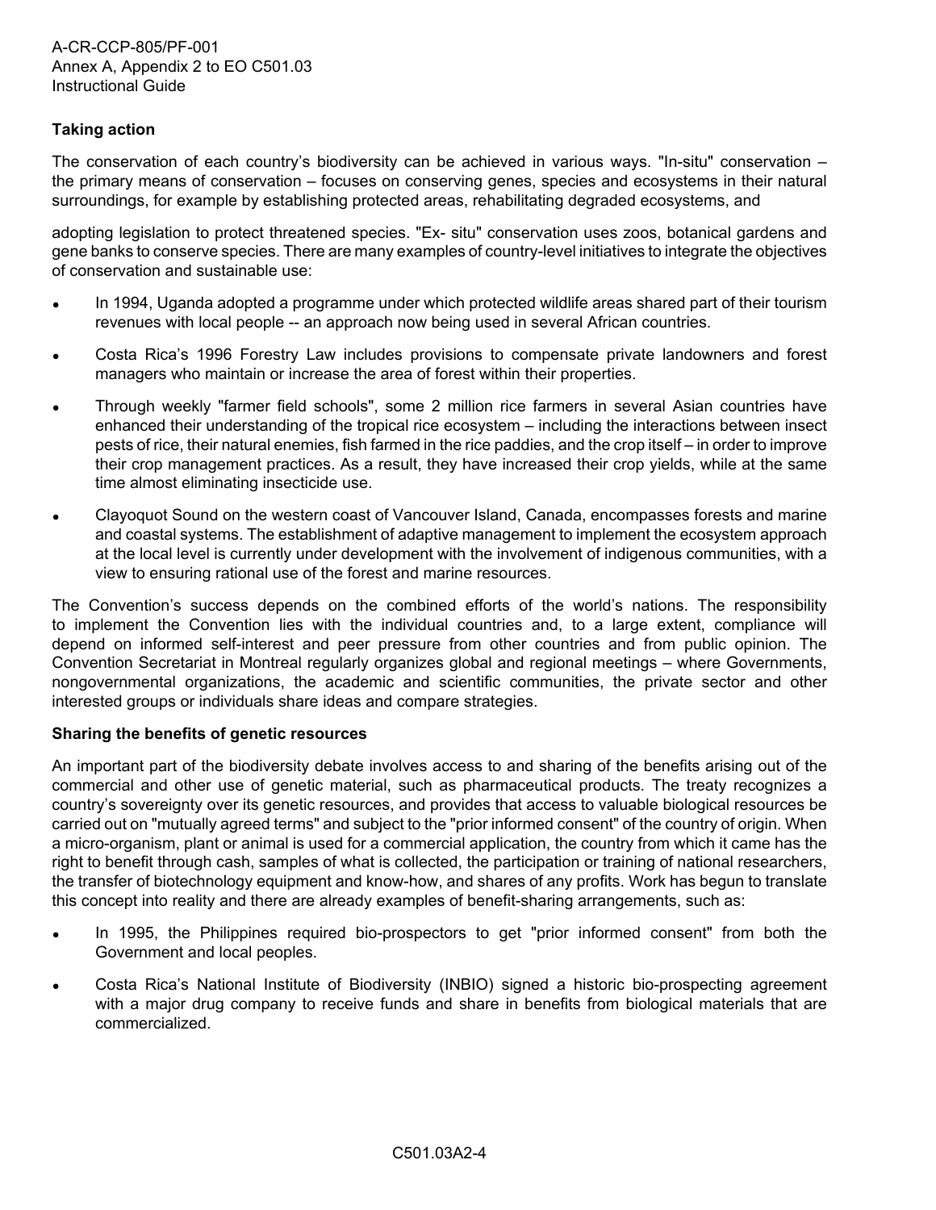**Taking action**

The conservation of each country's biodiversity can be achieved in various ways. "In-situ" conservation – the primary means of conservation – focuses on conserving genes, species and ecosystems in their natural surroundings, for example by establishing protected areas, rehabilitating degraded ecosystems, and

adopting legislation to protect threatened species. "Ex- situ" conservation uses zoos, botanical gardens and gene banks to conserve species. There are many examples of country-level initiatives to integrate the objectives of conservation and sustainable use:

- In 1994, Uganda adopted a programme under which protected wildlife areas shared part of their tourism revenues with local people -- an approach now being used in several African countries.
- Costa Rica's 1996 Forestry Law includes provisions to compensate private landowners and forest managers who maintain or increase the area of forest within their properties.
- Through weekly "farmer field schools", some 2 million rice farmers in several Asian countries have enhanced their understanding of the tropical rice ecosystem – including the interactions between insect pests of rice, their natural enemies, fish farmed in the rice paddies, and the crop itself – in order to improve their crop management practices. As a result, they have increased their crop yields, while at the same time almost eliminating insecticide use.
- Clayoquot Sound on the western coast of Vancouver Island, Canada, encompasses forests and marine and coastal systems. The establishment of adaptive management to implement the ecosystem approach at the local level is currently under development with the involvement of indigenous communities, with a view to ensuring rational use of the forest and marine resources.

The Convention's success depends on the combined efforts of the world's nations. The responsibility to implement the Convention lies with the individual countries and, to a large extent, compliance will depend on informed self-interest and peer pressure from other countries and from public opinion. The Convention Secretariat in Montreal regularly organizes global and regional meetings – where Governments, nongovernmental organizations, the academic and scientific communities, the private sector and other interested groups or individuals share ideas and compare strategies.

**Sharing the benefits of genetic resources**

An important part of the biodiversity debate involves access to and sharing of the benefits arising out of the commercial and other use of genetic material, such as pharmaceutical products. The treaty recognizes a country's sovereignty over its genetic resources, and provides that access to valuable biological resources be carried out on "mutually agreed terms" and subject to the "prior informed consent" of the country of origin. When a micro-organism, plant or animal is used for a commercial application, the country from which it came has the right to benefit through cash, samples of what is collected, the participation or training of national researchers, the transfer of biotechnology equipment and know-how, and shares of any profits. Work has begun to translate this concept into reality and there are already examples of benefit-sharing arrangements, such as:

- In 1995, the Philippines required bio-prospectors to get "prior informed consent" from both the Government and local peoples.
- Costa Rica's National Institute of Biodiversity (INBIO) signed a historic bio-prospecting agreement with a major drug company to receive funds and share in benefits from biological materials that are commercialized.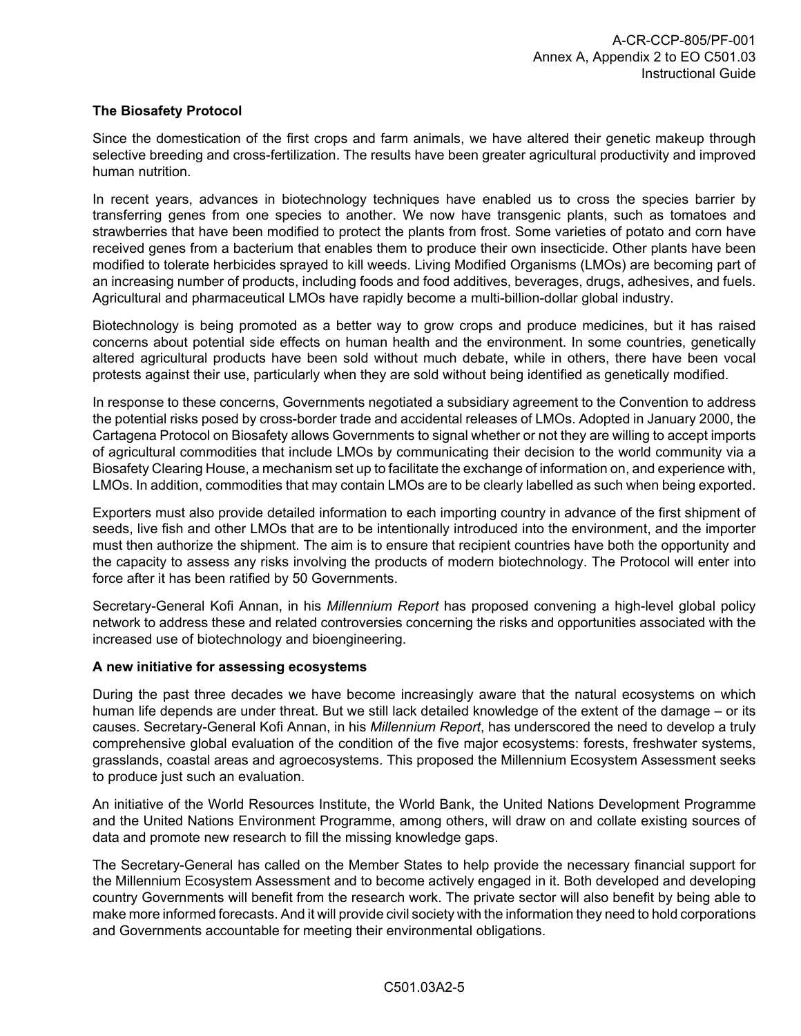**The Biosafety Protocol**

Since the domestication of the first crops and farm animals, we have altered their genetic makeup through selective breeding and cross-fertilization. The results have been greater agricultural productivity and improved human nutrition.

In recent years, advances in biotechnology techniques have enabled us to cross the species barrier by transferring genes from one species to another. We now have transgenic plants, such as tomatoes and strawberries that have been modified to protect the plants from frost. Some varieties of potato and corn have received genes from a bacterium that enables them to produce their own insecticide. Other plants have been modified to tolerate herbicides sprayed to kill weeds. Living Modified Organisms (LMOs) are becoming part of an increasing number of products, including foods and food additives, beverages, drugs, adhesives, and fuels. Agricultural and pharmaceutical LMOs have rapidly become a multi-billion-dollar global industry.

Biotechnology is being promoted as a better way to grow crops and produce medicines, but it has raised concerns about potential side effects on human health and the environment. In some countries, genetically altered agricultural products have been sold without much debate, while in others, there have been vocal protests against their use, particularly when they are sold without being identified as genetically modified.

In response to these concerns, Governments negotiated a subsidiary agreement to the Convention to address the potential risks posed by cross-border trade and accidental releases of LMOs. Adopted in January 2000, the Cartagena Protocol on Biosafety allows Governments to signal whether or not they are willing to accept imports of agricultural commodities that include LMOs by communicating their decision to the world community via a Biosafety Clearing House, a mechanism set up to facilitate the exchange of information on, and experience with, LMOs. In addition, commodities that may contain LMOs are to be clearly labelled as such when being exported.

Exporters must also provide detailed information to each importing country in advance of the first shipment of seeds, live fish and other LMOs that are to be intentionally introduced into the environment, and the importer must then authorize the shipment. The aim is to ensure that recipient countries have both the opportunity and the capacity to assess any risks involving the products of modern biotechnology. The Protocol will enter into force after it has been ratified by 50 Governments.

Secretary-General Kofi Annan, in his *Millennium Report* has proposed convening a high-level global policy network to address these and related controversies concerning the risks and opportunities associated with the increased use of biotechnology and bioengineering.

**A new initiative for assessing ecosystems**

During the past three decades we have become increasingly aware that the natural ecosystems on which human life depends are under threat. But we still lack detailed knowledge of the extent of the damage – or its causes. Secretary-General Kofi Annan, in his *Millennium Report*, has underscored the need to develop a truly comprehensive global evaluation of the condition of the five major ecosystems: forests, freshwater systems, grasslands, coastal areas and agroecosystems. This proposed the Millennium Ecosystem Assessment seeks to produce just such an evaluation.

An initiative of the World Resources Institute, the World Bank, the United Nations Development Programme and the United Nations Environment Programme, among others, will draw on and collate existing sources of data and promote new research to fill the missing knowledge gaps.

The Secretary-General has called on the Member States to help provide the necessary financial support for the Millennium Ecosystem Assessment and to become actively engaged in it. Both developed and developing country Governments will benefit from the research work. The private sector will also benefit by being able to make more informed forecasts. And it will provide civil society with the information they need to hold corporations and Governments accountable for meeting their environmental obligations.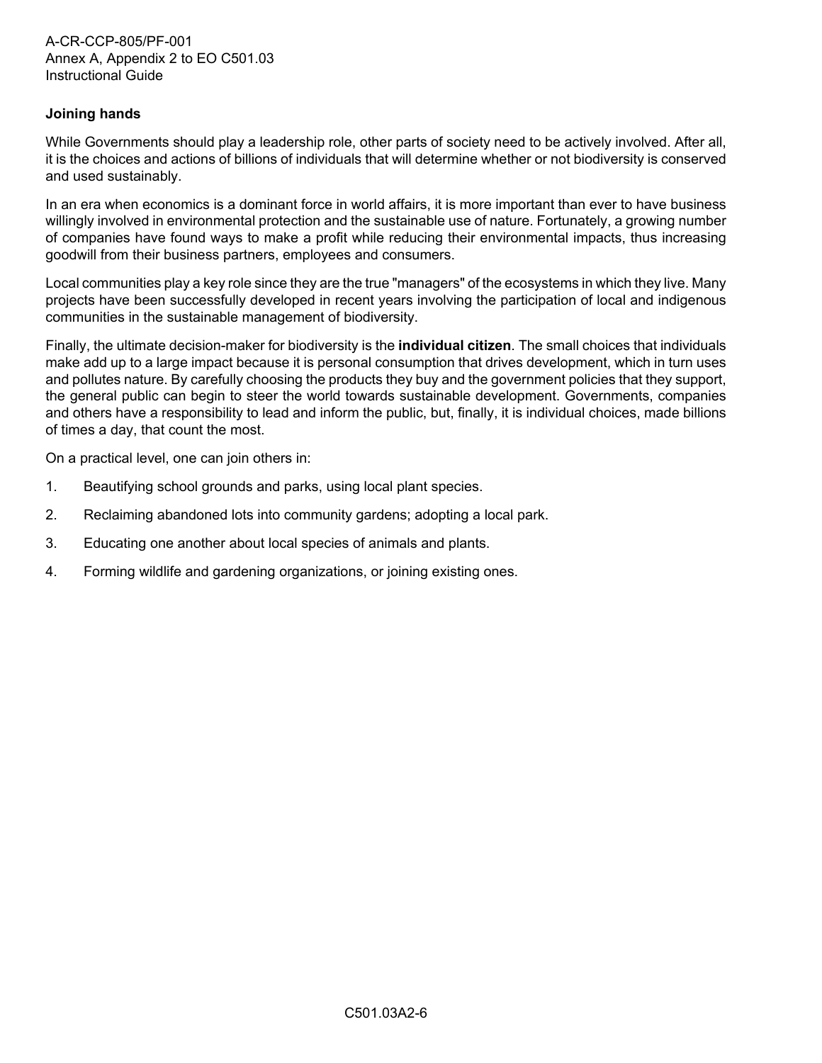**Joining hands**

While Governments should play a leadership role, other parts of society need to be actively involved. After all, it is the choices and actions of billions of individuals that will determine whether or not biodiversity is conserved and used sustainably.

In an era when economics is a dominant force in world affairs, it is more important than ever to have business willingly involved in environmental protection and the sustainable use of nature. Fortunately, a growing number of companies have found ways to make a profit while reducing their environmental impacts, thus increasing goodwill from their business partners, employees and consumers.

Local communities play a key role since they are the true "managers" of the ecosystems in which they live. Many projects have been successfully developed in recent years involving the participation of local and indigenous communities in the sustainable management of biodiversity.

Finally, the ultimate decision-maker for biodiversity is the **individual citizen**. The small choices that individuals make add up to a large impact because it is personal consumption that drives development, which in turn uses and pollutes nature. By carefully choosing the products they buy and the government policies that they support, the general public can begin to steer the world towards sustainable development. Governments, companies and others have a responsibility to lead and inform the public, but, finally, it is individual choices, made billions of times a day, that count the most.

On a practical level, one can join others in:

1. Beautifying school grounds and parks, using local plant species.
2. Reclaiming abandoned lots into community gardens; adopting a local park.
3. Educating one another about local species of animals and plants.
4. Forming wildlife and gardening organizations, or joining existing ones.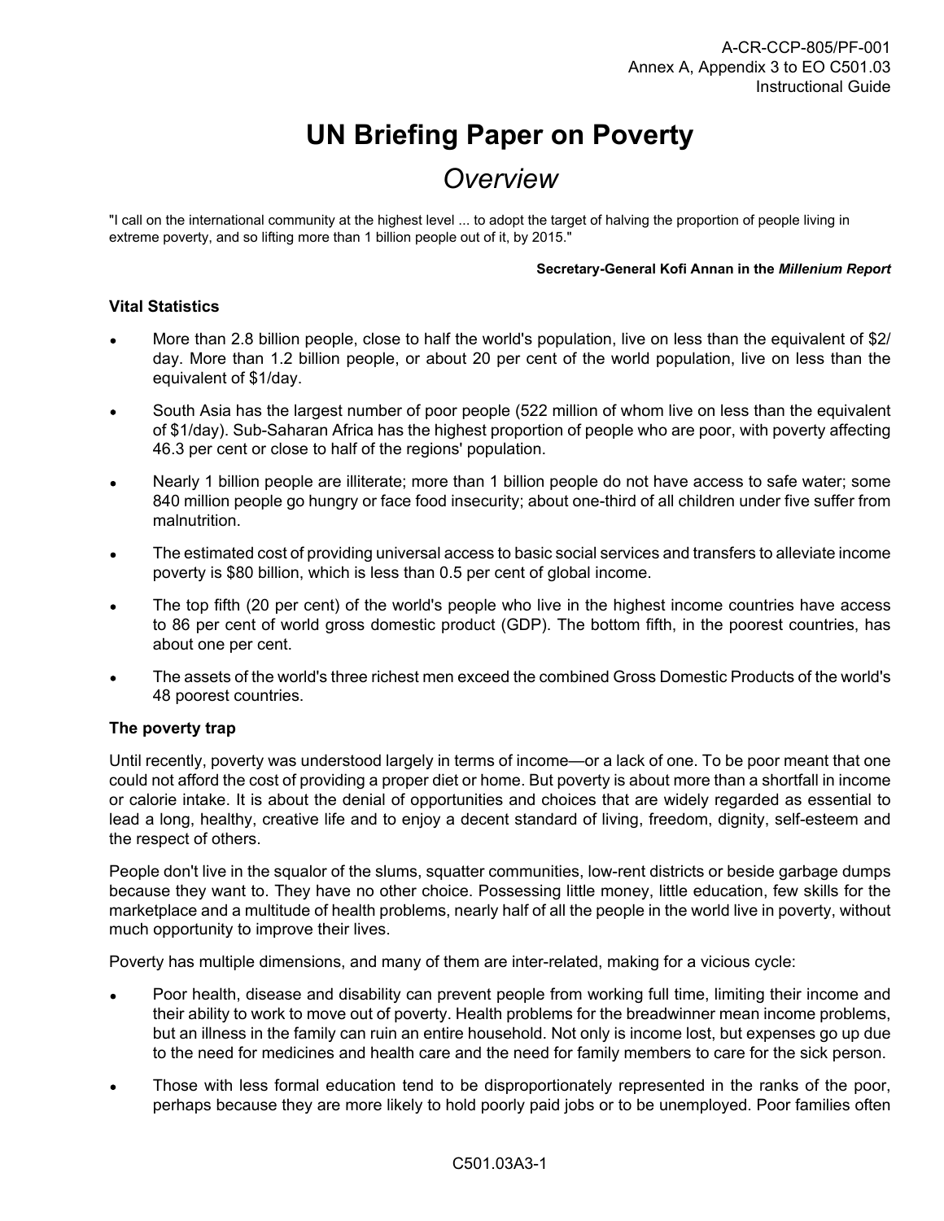# UN Briefing Paper on Poverty

## *Overview*

"I call on the international community at the highest level ... to adopt the target of halving the proportion of people living in extreme poverty, and so lifting more than 1 billion people out of it, by 2015."

**Secretary-General Kofi Annan in the *Millenium Report***

### Vital Statistics

- More than 2.8 billion people, close to half the world's population, live on less than the equivalent of $2/day. More than 1.2 billion people, or about 20 per cent of the world population, live on less than the equivalent of $1/day.
- South Asia has the largest number of poor people (522 million of whom live on less than the equivalent of $1/day). Sub-Saharan Africa has the highest proportion of people who are poor, with poverty affecting 46.3 per cent or close to half of the regions' population.
- Nearly 1 billion people are illiterate; more than 1 billion people do not have access to safe water; some 840 million people go hungry or face food insecurity; about one-third of all children under five suffer from malnutrition.
- The estimated cost of providing universal access to basic social services and transfers to alleviate income poverty is $80 billion, which is less than 0.5 per cent of global income.
- The top fifth (20 per cent) of the world's people who live in the highest income countries have access to 86 per cent of world gross domestic product (GDP). The bottom fifth, in the poorest countries, has about one per cent.
- The assets of the world's three richest men exceed the combined Gross Domestic Products of the world's 48 poorest countries.

### The poverty trap

Until recently, poverty was understood largely in terms of income—or a lack of one. To be poor meant that one could not afford the cost of providing a proper diet or home. But poverty is about more than a shortfall in income or calorie intake. It is about the denial of opportunities and choices that are widely regarded as essential to lead a long, healthy, creative life and to enjoy a decent standard of living, freedom, dignity, self-esteem and the respect of others.

People don't live in the squalor of the slums, squatter communities, low-rent districts or beside garbage dumps because they want to. They have no other choice. Possessing little money, little education, few skills for the marketplace and a multitude of health problems, nearly half of all the people in the world live in poverty, without much opportunity to improve their lives.

Poverty has multiple dimensions, and many of them are inter-related, making for a vicious cycle:

- Poor health, disease and disability can prevent people from working full time, limiting their income and their ability to work to move out of poverty. Health problems for the breadwinner mean income problems, but an illness in the family can ruin an entire household. Not only is income lost, but expenses go up due to the need for medicines and health care and the need for family members to care for the sick person.
- Those with less formal education tend to be disproportionately represented in the ranks of the poor, perhaps because they are more likely to hold poorly paid jobs or to be unemployed. Poor families often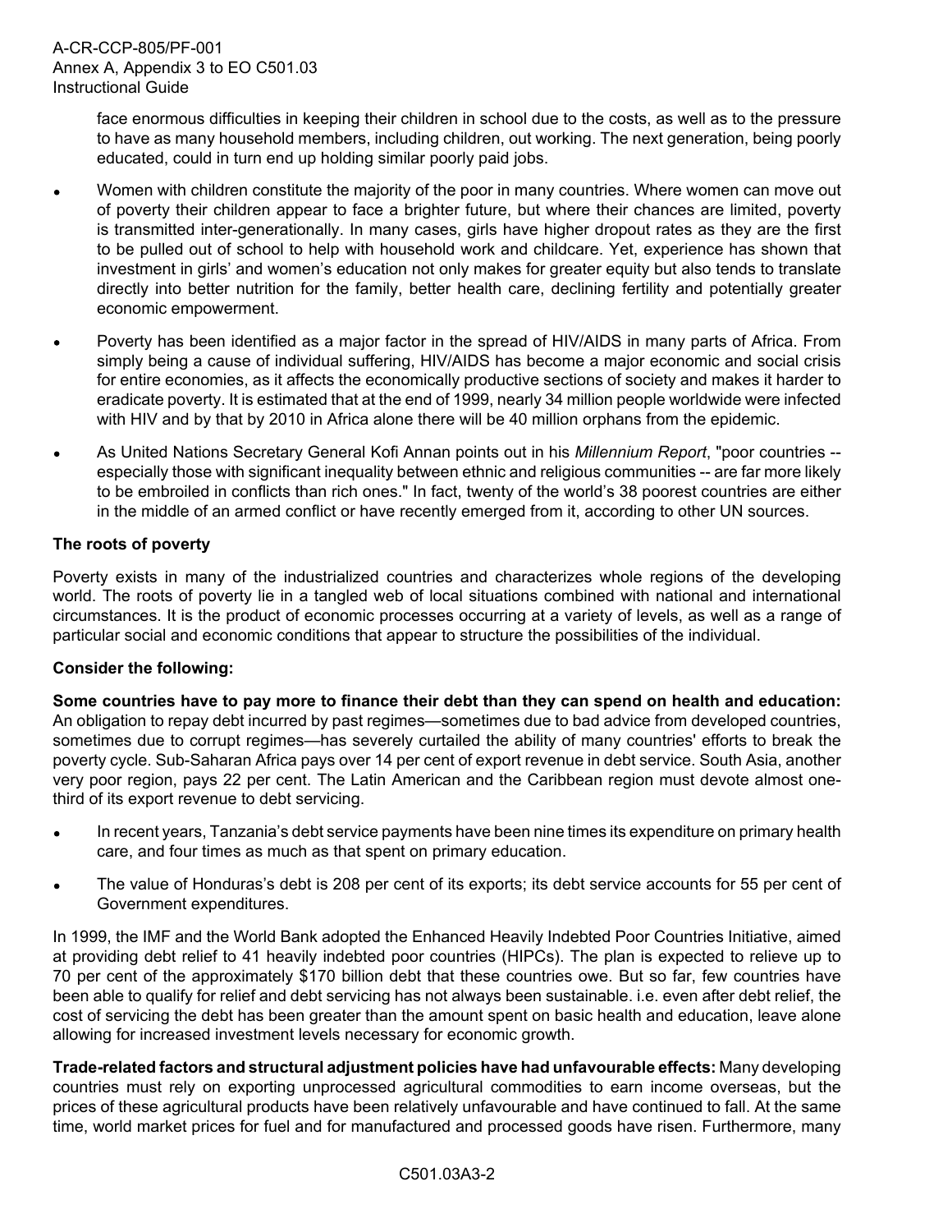face enormous difficulties in keeping their children in school due to the costs, as well as to the pressure to have as many household members, including children, out working. The next generation, being poorly educated, could in turn end up holding similar poorly paid jobs.

- Women with children constitute the majority of the poor in many countries. Where women can move out of poverty their children appear to face a brighter future, but where their chances are limited, poverty is transmitted inter-generationally. In many cases, girls have higher dropout rates as they are the first to be pulled out of school to help with household work and childcare. Yet, experience has shown that investment in girls' and women's education not only makes for greater equity but also tends to translate directly into better nutrition for the family, better health care, declining fertility and potentially greater economic empowerment.

- Poverty has been identified as a major factor in the spread of HIV/AIDS in many parts of Africa. From simply being a cause of individual suffering, HIV/AIDS has become a major economic and social crisis for entire economies, as it affects the economically productive sections of society and makes it harder to eradicate poverty. It is estimated that at the end of 1999, nearly 34 million people worldwide were infected with HIV and by that by 2010 in Africa alone there will be 40 million orphans from the epidemic.

- As United Nations Secretary General Kofi Annan points out in his *Millennium Report*, "poor countries -- especially those with significant inequality between ethnic and religious communities -- are far more likely to be embroiled in conflicts than rich ones." In fact, twenty of the world's 38 poorest countries are either in the middle of an armed conflict or have recently emerged from it, according to other UN sources.

**The roots of poverty**

Poverty exists in many of the industrialized countries and characterizes whole regions of the developing world. The roots of poverty lie in a tangled web of local situations combined with national and international circumstances. It is the product of economic processes occurring at a variety of levels, as well as a range of particular social and economic conditions that appear to structure the possibilities of the individual.

**Consider the following:**

**Some countries have to pay more to finance their debt than they can spend on health and education:** An obligation to repay debt incurred by past regimes—sometimes due to bad advice from developed countries, sometimes due to corrupt regimes—has severely curtailed the ability of many countries' efforts to break the poverty cycle. Sub-Saharan Africa pays over 14 per cent of export revenue in debt service. South Asia, another very poor region, pays 22 per cent. The Latin American and the Caribbean region must devote almost one-third of its export revenue to debt servicing.

- In recent years, Tanzania's debt service payments have been nine times its expenditure on primary health care, and four times as much as that spent on primary education.

- The value of Honduras's debt is 208 per cent of its exports; its debt service accounts for 55 per cent of Government expenditures.

In 1999, the IMF and the World Bank adopted the Enhanced Heavily Indebted Poor Countries Initiative, aimed at providing debt relief to 41 heavily indebted poor countries (HIPCs). The plan is expected to relieve up to 70 per cent of the approximately $170 billion debt that these countries owe. But so far, few countries have been able to qualify for relief and debt servicing has not always been sustainable. i.e. even after debt relief, the cost of servicing the debt has been greater than the amount spent on basic health and education, leave alone allowing for increased investment levels necessary for economic growth.

**Trade-related factors and structural adjustment policies have had unfavourable effects:** Many developing countries must rely on exporting unprocessed agricultural commodities to earn income overseas, but the prices of these agricultural products have been relatively unfavourable and have continued to fall. At the same time, world market prices for fuel and for manufactured and processed goods have risen. Furthermore, many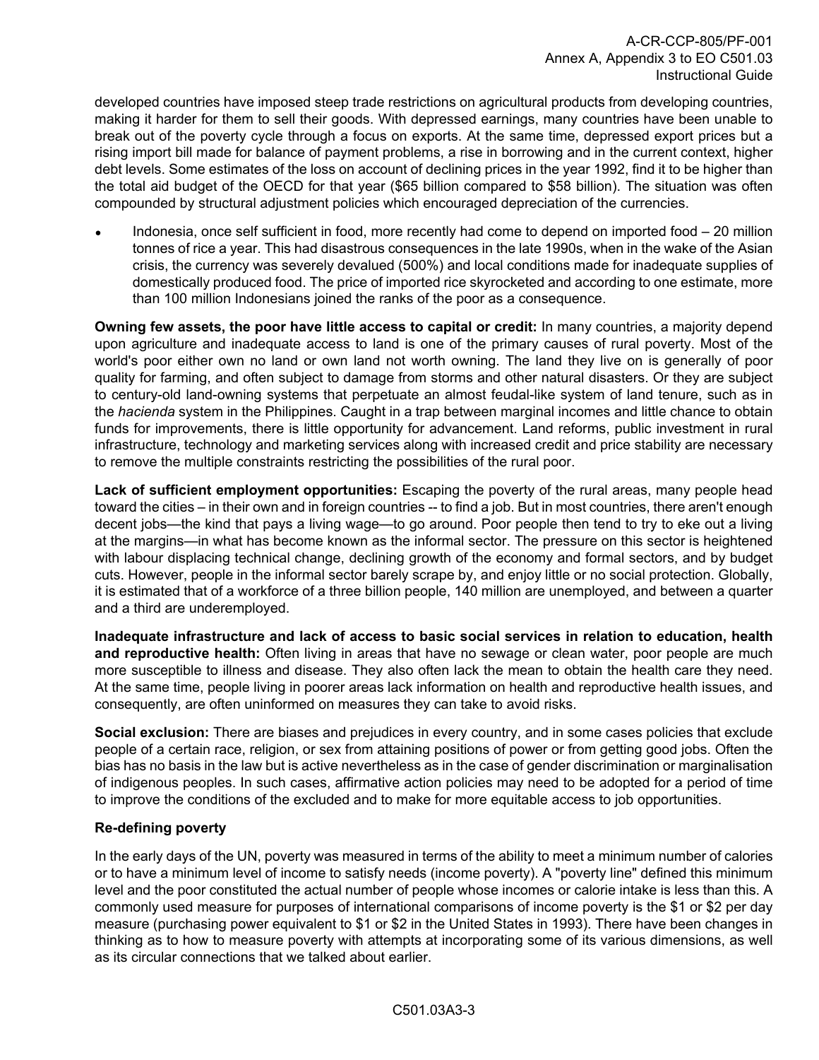developed countries have imposed steep trade restrictions on agricultural products from developing countries, making it harder for them to sell their goods. With depressed earnings, many countries have been unable to break out of the poverty cycle through a focus on exports. At the same time, depressed export prices but a rising import bill made for balance of payment problems, a rise in borrowing and in the current context, higher debt levels. Some estimates of the loss on account of declining prices in the year 1992, find it to be higher than the total aid budget of the OECD for that year ($65 billion compared to $58 billion). The situation was often compounded by structural adjustment policies which encouraged depreciation of the currencies.

- Indonesia, once self sufficient in food, more recently had come to depend on imported food – 20 million tonnes of rice a year. This had disastrous consequences in the late 1990s, when in the wake of the Asian crisis, the currency was severely devalued (500%) and local conditions made for inadequate supplies of domestically produced food. The price of imported rice skyrocketed and according to one estimate, more than 100 million Indonesians joined the ranks of the poor as a consequence.

**Owning few assets, the poor have little access to capital or credit:** In many countries, a majority depend upon agriculture and inadequate access to land is one of the primary causes of rural poverty. Most of the world's poor either own no land or own land not worth owning. The land they live on is generally of poor quality for farming, and often subject to damage from storms and other natural disasters. Or they are subject to century-old land-owning systems that perpetuate an almost feudal-like system of land tenure, such as in the *hacienda* system in the Philippines. Caught in a trap between marginal incomes and little chance to obtain funds for improvements, there is little opportunity for advancement. Land reforms, public investment in rural infrastructure, technology and marketing services along with increased credit and price stability are necessary to remove the multiple constraints restricting the possibilities of the rural poor.

**Lack of sufficient employment opportunities:** Escaping the poverty of the rural areas, many people head toward the cities – in their own and in foreign countries -- to find a job. But in most countries, there aren't enough decent jobs—the kind that pays a living wage—to go around. Poor people then tend to try to eke out a living at the margins—in what has become known as the informal sector. The pressure on this sector is heightened with labour displacing technical change, declining growth of the economy and formal sectors, and by budget cuts. However, people in the informal sector barely scrape by, and enjoy little or no social protection. Globally, it is estimated that of a workforce of a three billion people, 140 million are unemployed, and between a quarter and a third are underemployed.

**Inadequate infrastructure and lack of access to basic social services in relation to education, health and reproductive health:** Often living in areas that have no sewage or clean water, poor people are much more susceptible to illness and disease. They also often lack the mean to obtain the health care they need. At the same time, people living in poorer areas lack information on health and reproductive health issues, and consequently, are often uninformed on measures they can take to avoid risks.

**Social exclusion:** There are biases and prejudices in every country, and in some cases policies that exclude people of a certain race, religion, or sex from attaining positions of power or from getting good jobs. Often the bias has no basis in the law but is active nevertheless as in the case of gender discrimination or marginalisation of indigenous peoples. In such cases, affirmative action policies may need to be adopted for a period of time to improve the conditions of the excluded and to make for more equitable access to job opportunities.

**Re-defining poverty**

In the early days of the UN, poverty was measured in terms of the ability to meet a minimum number of calories or to have a minimum level of income to satisfy needs (income poverty). A "poverty line" defined this minimum level and the poor constituted the actual number of people whose incomes or calorie intake is less than this. A commonly used measure for purposes of international comparisons of income poverty is the $1 or $2 per day measure (purchasing power equivalent to $1 or $2 in the United States in 1993). There have been changes in thinking as to how to measure poverty with attempts at incorporating some of its various dimensions, as well as its circular connections that we talked about earlier.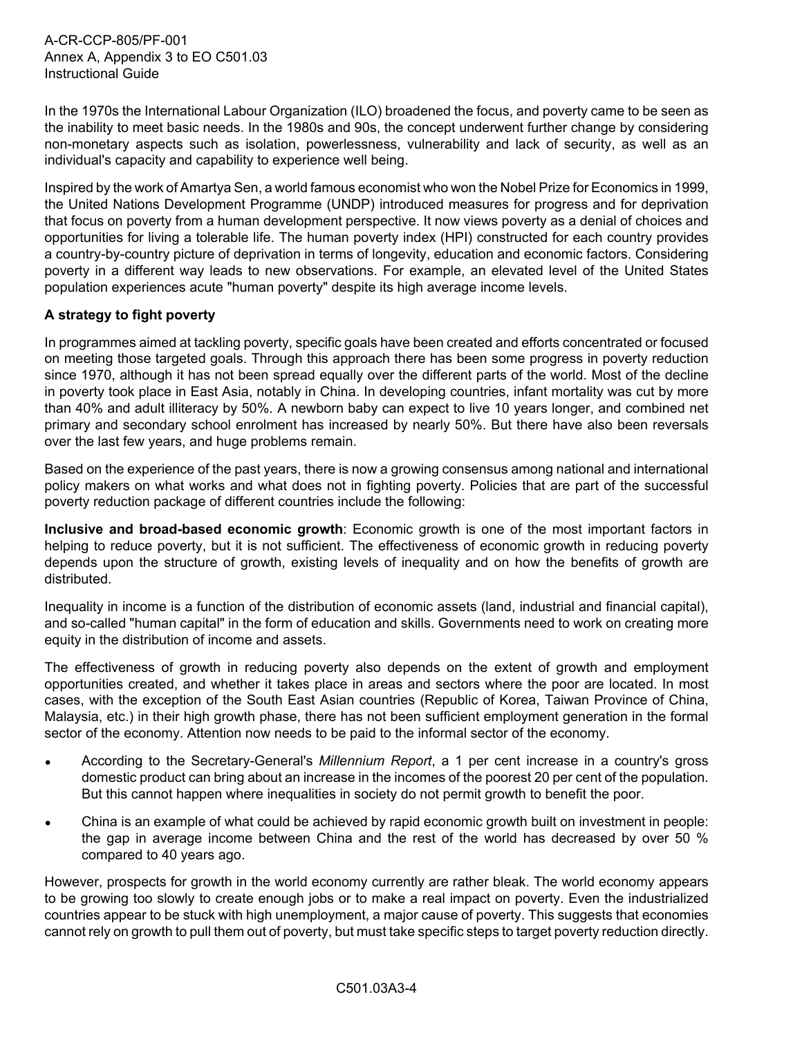In the 1970s the International Labour Organization (ILO) broadened the focus, and poverty came to be seen as the inability to meet basic needs. In the 1980s and 90s, the concept underwent further change by considering non-monetary aspects such as isolation, powerlessness, vulnerability and lack of security, as well as an individual's capacity and capability to experience well being.

Inspired by the work of Amartya Sen, a world famous economist who won the Nobel Prize for Economics in 1999, the United Nations Development Programme (UNDP) introduced measures for progress and for deprivation that focus on poverty from a human development perspective. It now views poverty as a denial of choices and opportunities for living a tolerable life. The human poverty index (HPI) constructed for each country provides a country-by-country picture of deprivation in terms of longevity, education and economic factors. Considering poverty in a different way leads to new observations. For example, an elevated level of the United States population experiences acute "human poverty" despite its high average income levels.

**A strategy to fight poverty**

In programmes aimed at tackling poverty, specific goals have been created and efforts concentrated or focused on meeting those targeted goals. Through this approach there has been some progress in poverty reduction since 1970, although it has not been spread equally over the different parts of the world. Most of the decline in poverty took place in East Asia, notably in China. In developing countries, infant mortality was cut by more than 40% and adult illiteracy by 50%. A newborn baby can expect to live 10 years longer, and combined net primary and secondary school enrolment has increased by nearly 50%. But there have also been reversals over the last few years, and huge problems remain.

Based on the experience of the past years, there is now a growing consensus among national and international policy makers on what works and what does not in fighting poverty. Policies that are part of the successful poverty reduction package of different countries include the following:

**Inclusive and broad-based economic growth**: Economic growth is one of the most important factors in helping to reduce poverty, but it is not sufficient. The effectiveness of economic growth in reducing poverty depends upon the structure of growth, existing levels of inequality and on how the benefits of growth are distributed.

Inequality in income is a function of the distribution of economic assets (land, industrial and financial capital), and so-called "human capital" in the form of education and skills. Governments need to work on creating more equity in the distribution of income and assets.

The effectiveness of growth in reducing poverty also depends on the extent of growth and employment opportunities created, and whether it takes place in areas and sectors where the poor are located. In most cases, with the exception of the South East Asian countries (Republic of Korea, Taiwan Province of China, Malaysia, etc.) in their high growth phase, there has not been sufficient employment generation in the formal sector of the economy. Attention now needs to be paid to the informal sector of the economy.

- According to the Secretary-General's *Millennium Report*, a 1 per cent increase in a country's gross domestic product can bring about an increase in the incomes of the poorest 20 per cent of the population. But this cannot happen where inequalities in society do not permit growth to benefit the poor.
- China is an example of what could be achieved by rapid economic growth built on investment in people: the gap in average income between China and the rest of the world has decreased by over 50 % compared to 40 years ago.

However, prospects for growth in the world economy currently are rather bleak. The world economy appears to be growing too slowly to create enough jobs or to make a real impact on poverty. Even the industrialized countries appear to be stuck with high unemployment, a major cause of poverty. This suggests that economies cannot rely on growth to pull them out of poverty, but must take specific steps to target poverty reduction directly.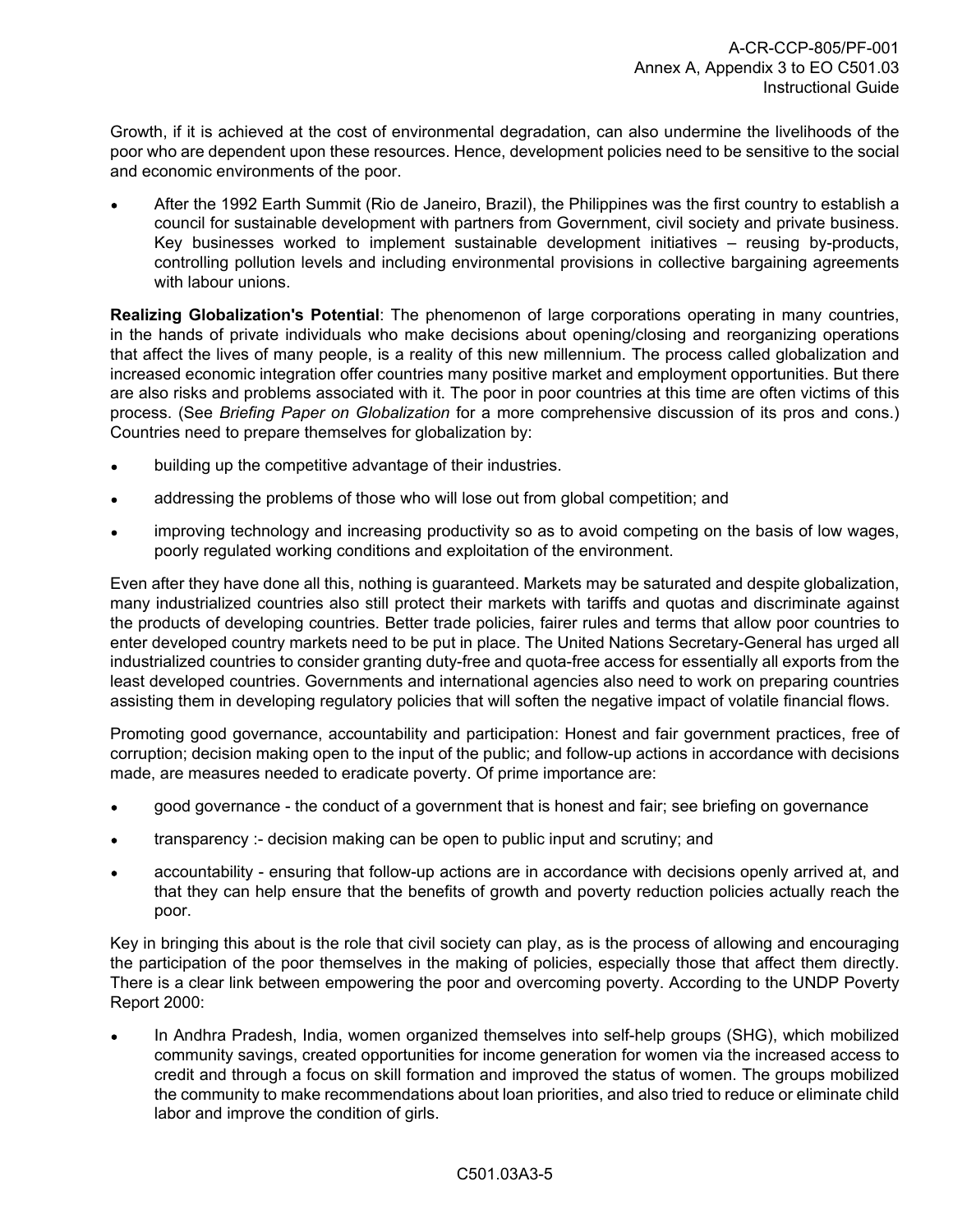Growth, if it is achieved at the cost of environmental degradation, can also undermine the livelihoods of the poor who are dependent upon these resources. Hence, development policies need to be sensitive to the social and economic environments of the poor.

- After the 1992 Earth Summit (Rio de Janeiro, Brazil), the Philippines was the first country to establish a council for sustainable development with partners from Government, civil society and private business. Key businesses worked to implement sustainable development initiatives – reusing by-products, controlling pollution levels and including environmental provisions in collective bargaining agreements with labour unions.

**Realizing Globalization's Potential**: The phenomenon of large corporations operating in many countries, in the hands of private individuals who make decisions about opening/closing and reorganizing operations that affect the lives of many people, is a reality of this new millennium. The process called globalization and increased economic integration offer countries many positive market and employment opportunities. But there are also risks and problems associated with it. The poor in poor countries at this time are often victims of this process. (See *Briefing Paper on Globalization* for a more comprehensive discussion of its pros and cons.) Countries need to prepare themselves for globalization by:

- building up the competitive advantage of their industries.
- addressing the problems of those who will lose out from global competition; and
- improving technology and increasing productivity so as to avoid competing on the basis of low wages, poorly regulated working conditions and exploitation of the environment.

Even after they have done all this, nothing is guaranteed. Markets may be saturated and despite globalization, many industrialized countries also still protect their markets with tariffs and quotas and discriminate against the products of developing countries. Better trade policies, fairer rules and terms that allow poor countries to enter developed country markets need to be put in place. The United Nations Secretary-General has urged all industrialized countries to consider granting duty-free and quota-free access for essentially all exports from the least developed countries. Governments and international agencies also need to work on preparing countries assisting them in developing regulatory policies that will soften the negative impact of volatile financial flows.

Promoting good governance, accountability and participation: Honest and fair government practices, free of corruption; decision making open to the input of the public; and follow-up actions in accordance with decisions made, are measures needed to eradicate poverty. Of prime importance are:

- good governance - the conduct of a government that is honest and fair; see briefing on governance
- transparency :- decision making can be open to public input and scrutiny; and
- accountability - ensuring that follow-up actions are in accordance with decisions openly arrived at, and that they can help ensure that the benefits of growth and poverty reduction policies actually reach the poor.

Key in bringing this about is the role that civil society can play, as is the process of allowing and encouraging the participation of the poor themselves in the making of policies, especially those that affect them directly. There is a clear link between empowering the poor and overcoming poverty. According to the UNDP Poverty Report 2000:

- In Andhra Pradesh, India, women organized themselves into self-help groups (SHG), which mobilized community savings, created opportunities for income generation for women via the increased access to credit and through a focus on skill formation and improved the status of women. The groups mobilized the community to make recommendations about loan priorities, and also tried to reduce or eliminate child labor and improve the condition of girls.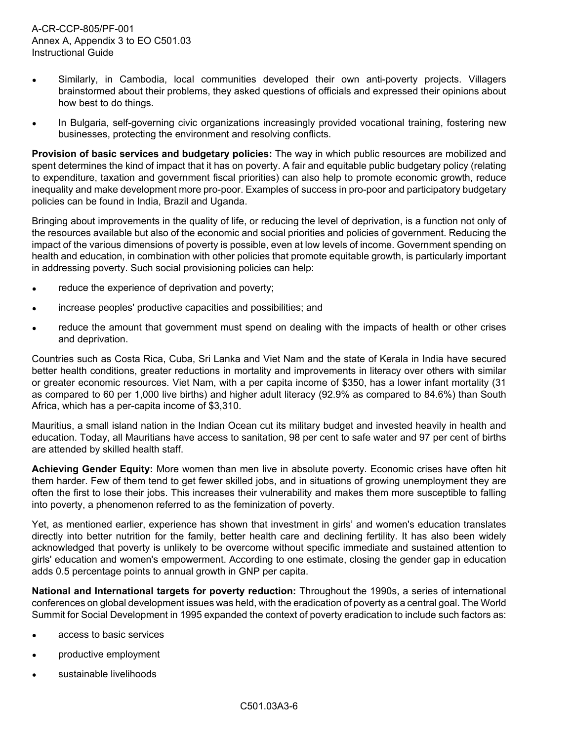- Similarly, in Cambodia, local communities developed their own anti-poverty projects. Villagers brainstormed about their problems, they asked questions of officials and expressed their opinions about how best to do things.
- In Bulgaria, self-governing civic organizations increasingly provided vocational training, fostering new businesses, protecting the environment and resolving conflicts.

**Provision of basic services and budgetary policies:** The way in which public resources are mobilized and spent determines the kind of impact that it has on poverty. A fair and equitable public budgetary policy (relating to expenditure, taxation and government fiscal priorities) can also help to promote economic growth, reduce inequality and make development more pro-poor. Examples of success in pro-poor and participatory budgetary policies can be found in India, Brazil and Uganda.

Bringing about improvements in the quality of life, or reducing the level of deprivation, is a function not only of the resources available but also of the economic and social priorities and policies of government. Reducing the impact of the various dimensions of poverty is possible, even at low levels of income. Government spending on health and education, in combination with other policies that promote equitable growth, is particularly important in addressing poverty. Such social provisioning policies can help:

- reduce the experience of deprivation and poverty;
- increase peoples' productive capacities and possibilities; and
- reduce the amount that government must spend on dealing with the impacts of health or other crises and deprivation.

Countries such as Costa Rica, Cuba, Sri Lanka and Viet Nam and the state of Kerala in India have secured better health conditions, greater reductions in mortality and improvements in literacy over others with similar or greater economic resources. Viet Nam, with a per capita income of $350, has a lower infant mortality (31 as compared to 60 per 1,000 live births) and higher adult literacy (92.9% as compared to 84.6%) than South Africa, which has a per-capita income of $3,310.

Mauritius, a small island nation in the Indian Ocean cut its military budget and invested heavily in health and education. Today, all Mauritians have access to sanitation, 98 per cent to safe water and 97 per cent of births are attended by skilled health staff.

**Achieving Gender Equity:** More women than men live in absolute poverty. Economic crises have often hit them harder. Few of them tend to get fewer skilled jobs, and in situations of growing unemployment they are often the first to lose their jobs. This increases their vulnerability and makes them more susceptible to falling into poverty, a phenomenon referred to as the feminization of poverty.

Yet, as mentioned earlier, experience has shown that investment in girls' and women's education translates directly into better nutrition for the family, better health care and declining fertility. It has also been widely acknowledged that poverty is unlikely to be overcome without specific immediate and sustained attention to girls' education and women's empowerment. According to one estimate, closing the gender gap in education adds 0.5 percentage points to annual growth in GNP per capita.

**National and International targets for poverty reduction:** Throughout the 1990s, a series of international conferences on global development issues was held, with the eradication of poverty as a central goal. The World Summit for Social Development in 1995 expanded the context of poverty eradication to include such factors as:

- access to basic services
- productive employment
- sustainable livelihoods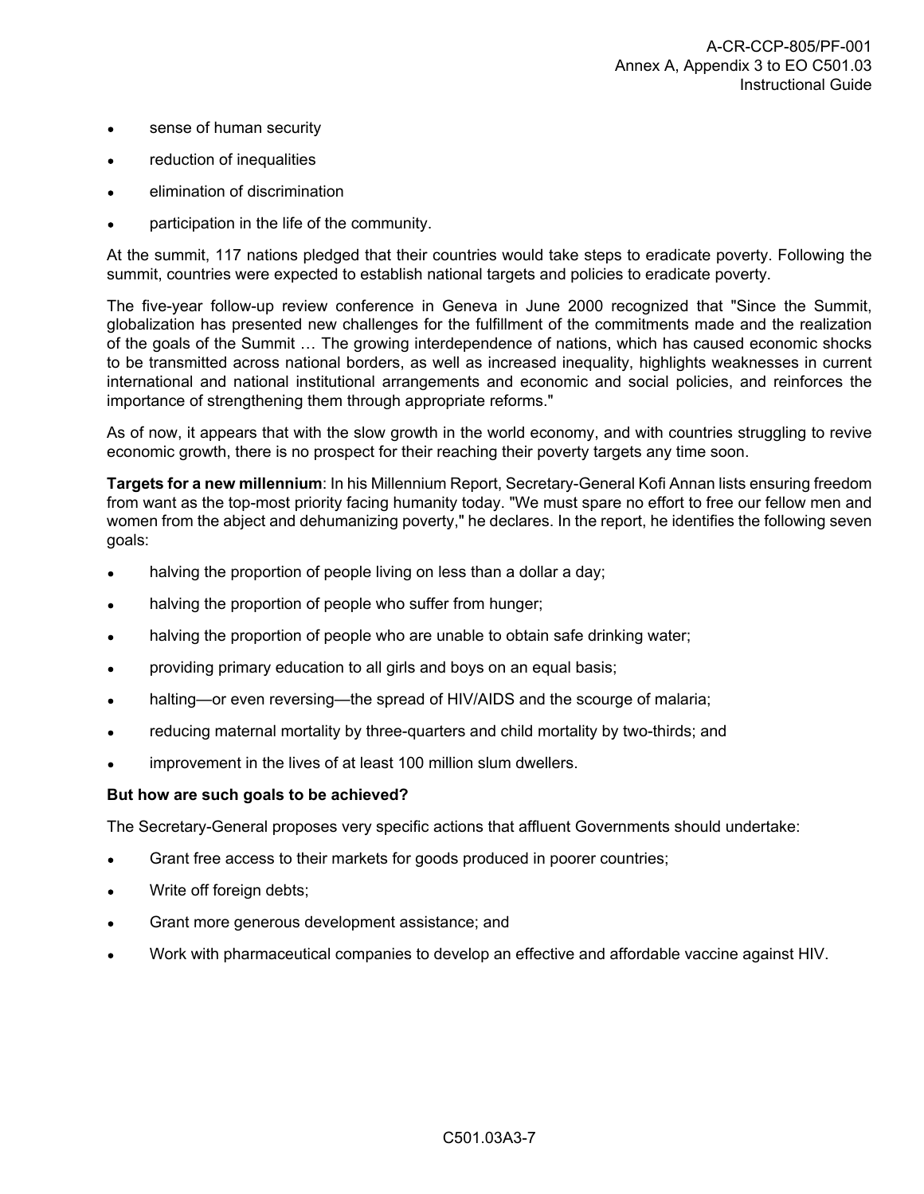- sense of human security
- reduction of inequalities
- elimination of discrimination
- participation in the life of the community.

At the summit, 117 nations pledged that their countries would take steps to eradicate poverty. Following the summit, countries were expected to establish national targets and policies to eradicate poverty.

The five-year follow-up review conference in Geneva in June 2000 recognized that "Since the Summit, globalization has presented new challenges for the fulfillment of the commitments made and the realization of the goals of the Summit … The growing interdependence of nations, which has caused economic shocks to be transmitted across national borders, as well as increased inequality, highlights weaknesses in current international and national institutional arrangements and economic and social policies, and reinforces the importance of strengthening them through appropriate reforms."

As of now, it appears that with the slow growth in the world economy, and with countries struggling to revive economic growth, there is no prospect for their reaching their poverty targets any time soon.

**Targets for a new millennium**: In his Millennium Report, Secretary-General Kofi Annan lists ensuring freedom from want as the top-most priority facing humanity today. "We must spare no effort to free our fellow men and women from the abject and dehumanizing poverty," he declares. In the report, he identifies the following seven goals:

- halving the proportion of people living on less than a dollar a day;
- halving the proportion of people who suffer from hunger;
- halving the proportion of people who are unable to obtain safe drinking water;
- providing primary education to all girls and boys on an equal basis;
- halting—or even reversing—the spread of HIV/AIDS and the scourge of malaria;
- reducing maternal mortality by three-quarters and child mortality by two-thirds; and
- improvement in the lives of at least 100 million slum dwellers.

**But how are such goals to be achieved?**

The Secretary-General proposes very specific actions that affluent Governments should undertake:

- Grant free access to their markets for goods produced in poorer countries;
- Write off foreign debts;
- Grant more generous development assistance; and
- Work with pharmaceutical companies to develop an effective and affordable vaccine against HIV.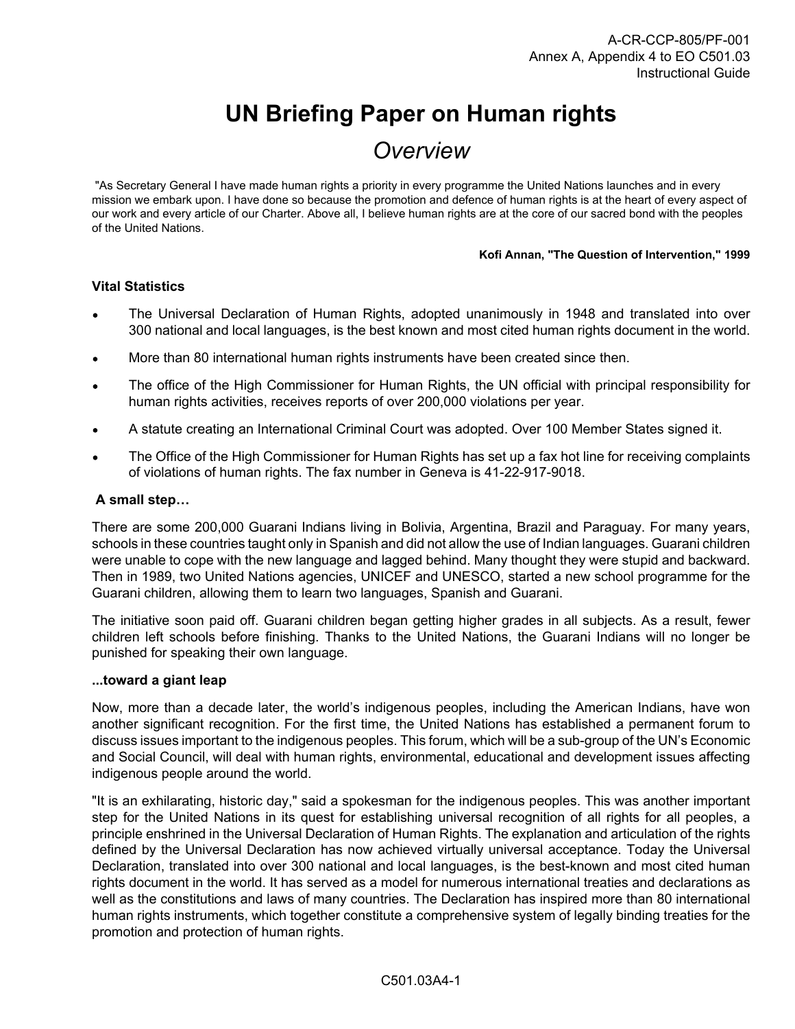# UN Briefing Paper on Human rights

## *Overview*

"As Secretary General I have made human rights a priority in every programme the United Nations launches and in every mission we embark upon. I have done so because the promotion and defence of human rights is at the heart of every aspect of our work and every article of our Charter. Above all, I believe human rights are at the core of our sacred bond with the peoples of the United Nations.

**Kofi Annan, "The Question of Intervention," 1999**

### Vital Statistics

- The Universal Declaration of Human Rights, adopted unanimously in 1948 and translated into over 300 national and local languages, is the best known and most cited human rights document in the world.
- More than 80 international human rights instruments have been created since then.
- The office of the High Commissioner for Human Rights, the UN official with principal responsibility for human rights activities, receives reports of over 200,000 violations per year.
- A statute creating an International Criminal Court was adopted. Over 100 Member States signed it.
- The Office of the High Commissioner for Human Rights has set up a fax hot line for receiving complaints of violations of human rights. The fax number in Geneva is 41-22-917-9018.

### A small step…

There are some 200,000 Guarani Indians living in Bolivia, Argentina, Brazil and Paraguay. For many years, schools in these countries taught only in Spanish and did not allow the use of Indian languages. Guarani children were unable to cope with the new language and lagged behind. Many thought they were stupid and backward. Then in 1989, two United Nations agencies, UNICEF and UNESCO, started a new school programme for the Guarani children, allowing them to learn two languages, Spanish and Guarani.

The initiative soon paid off. Guarani children began getting higher grades in all subjects. As a result, fewer children left schools before finishing. Thanks to the United Nations, the Guarani Indians will no longer be punished for speaking their own language.

### ...toward a giant leap

Now, more than a decade later, the world's indigenous peoples, including the American Indians, have won another significant recognition. For the first time, the United Nations has established a permanent forum to discuss issues important to the indigenous peoples. This forum, which will be a sub-group of the UN's Economic and Social Council, will deal with human rights, environmental, educational and development issues affecting indigenous people around the world.

"It is an exhilarating, historic day," said a spokesman for the indigenous peoples. This was another important step for the United Nations in its quest for establishing universal recognition of all rights for all peoples, a principle enshrined in the Universal Declaration of Human Rights. The explanation and articulation of the rights defined by the Universal Declaration has now achieved virtually universal acceptance. Today the Universal Declaration, translated into over 300 national and local languages, is the best-known and most cited human rights document in the world. It has served as a model for numerous international treaties and declarations as well as the constitutions and laws of many countries. The Declaration has inspired more than 80 international human rights instruments, which together constitute a comprehensive system of legally binding treaties for the promotion and protection of human rights.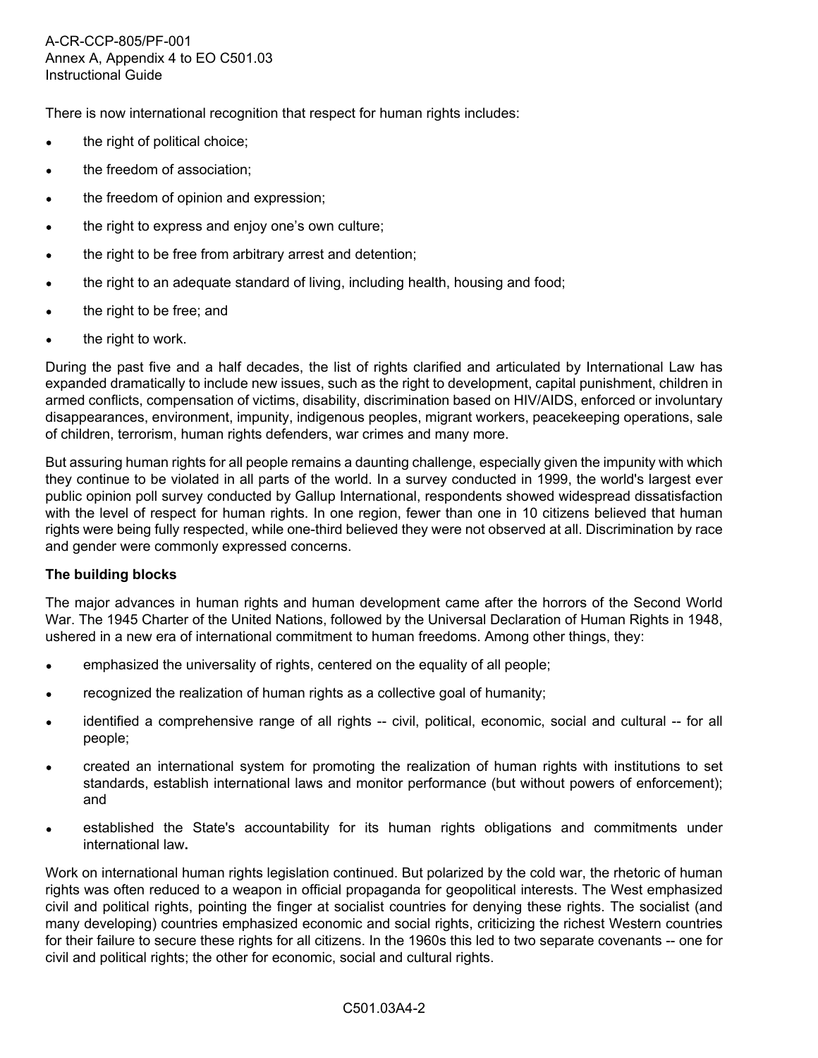There is now international recognition that respect for human rights includes:

- the right of political choice;
- the freedom of association;
- the freedom of opinion and expression;
- the right to express and enjoy one's own culture;
- the right to be free from arbitrary arrest and detention;
- the right to an adequate standard of living, including health, housing and food;
- the right to be free; and
- the right to work.

During the past five and a half decades, the list of rights clarified and articulated by International Law has expanded dramatically to include new issues, such as the right to development, capital punishment, children in armed conflicts, compensation of victims, disability, discrimination based on HIV/AIDS, enforced or involuntary disappearances, environment, impunity, indigenous peoples, migrant workers, peacekeeping operations, sale of children, terrorism, human rights defenders, war crimes and many more.

But assuring human rights for all people remains a daunting challenge, especially given the impunity with which they continue to be violated in all parts of the world. In a survey conducted in 1999, the world's largest ever public opinion poll survey conducted by Gallup International, respondents showed widespread dissatisfaction with the level of respect for human rights. In one region, fewer than one in 10 citizens believed that human rights were being fully respected, while one-third believed they were not observed at all. Discrimination by race and gender were commonly expressed concerns.

**The building blocks**

The major advances in human rights and human development came after the horrors of the Second World War. The 1945 Charter of the United Nations, followed by the Universal Declaration of Human Rights in 1948, ushered in a new era of international commitment to human freedoms. Among other things, they:

- emphasized the universality of rights, centered on the equality of all people;
- recognized the realization of human rights as a collective goal of humanity;
- identified a comprehensive range of all rights -- civil, political, economic, social and cultural -- for all people;
- created an international system for promoting the realization of human rights with institutions to set standards, establish international laws and monitor performance (but without powers of enforcement); and
- established the State's accountability for its human rights obligations and commitments under international law.

Work on international human rights legislation continued. But polarized by the cold war, the rhetoric of human rights was often reduced to a weapon in official propaganda for geopolitical interests. The West emphasized civil and political rights, pointing the finger at socialist countries for denying these rights. The socialist (and many developing) countries emphasized economic and social rights, criticizing the richest Western countries for their failure to secure these rights for all citizens. In the 1960s this led to two separate covenants -- one for civil and political rights; the other for economic, social and cultural rights.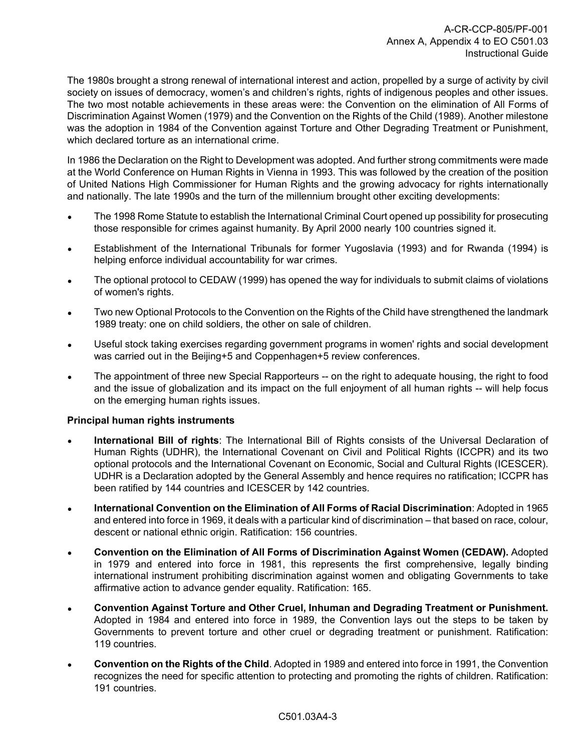The 1980s brought a strong renewal of international interest and action, propelled by a surge of activity by civil society on issues of democracy, women's and children's rights, rights of indigenous peoples and other issues. The two most notable achievements in these areas were: the Convention on the elimination of All Forms of Discrimination Against Women (1979) and the Convention on the Rights of the Child (1989). Another milestone was the adoption in 1984 of the Convention against Torture and Other Degrading Treatment or Punishment, which declared torture as an international crime.

In 1986 the Declaration on the Right to Development was adopted. And further strong commitments were made at the World Conference on Human Rights in Vienna in 1993. This was followed by the creation of the position of United Nations High Commissioner for Human Rights and the growing advocacy for rights internationally and nationally. The late 1990s and the turn of the millennium brought other exciting developments:

- The 1998 Rome Statute to establish the International Criminal Court opened up possibility for prosecuting those responsible for crimes against humanity. By April 2000 nearly 100 countries signed it.
- Establishment of the International Tribunals for former Yugoslavia (1993) and for Rwanda (1994) is helping enforce individual accountability for war crimes.
- The optional protocol to CEDAW (1999) has opened the way for individuals to submit claims of violations of women's rights.
- Two new Optional Protocols to the Convention on the Rights of the Child have strengthened the landmark 1989 treaty: one on child soldiers, the other on sale of children.
- Useful stock taking exercises regarding government programs in women' rights and social development was carried out in the Beijing+5 and Coppenhagen+5 review conferences.
- The appointment of three new Special Rapporteurs -- on the right to adequate housing, the right to food and the issue of globalization and its impact on the full enjoyment of all human rights -- will help focus on the emerging human rights issues.

**Principal human rights instruments**

- **International Bill of rights**: The International Bill of Rights consists of the Universal Declaration of Human Rights (UDHR), the International Covenant on Civil and Political Rights (ICCPR) and its two optional protocols and the International Covenant on Economic, Social and Cultural Rights (ICESCER). UDHR is a Declaration adopted by the General Assembly and hence requires no ratification; ICCPR has been ratified by 144 countries and ICESCER by 142 countries.
- **International Convention on the Elimination of All Forms of Racial Discrimination**: Adopted in 1965 and entered into force in 1969, it deals with a particular kind of discrimination – that based on race, colour, descent or national ethnic origin. Ratification: 156 countries.
- **Convention on the Elimination of All Forms of Discrimination Against Women (CEDAW).** Adopted in 1979 and entered into force in 1981, this represents the first comprehensive, legally binding international instrument prohibiting discrimination against women and obligating Governments to take affirmative action to advance gender equality. Ratification: 165.
- **Convention Against Torture and Other Cruel, Inhuman and Degrading Treatment or Punishment.** Adopted in 1984 and entered into force in 1989, the Convention lays out the steps to be taken by Governments to prevent torture and other cruel or degrading treatment or punishment. Ratification: 119 countries.
- **Convention on the Rights of the Child**. Adopted in 1989 and entered into force in 1991, the Convention recognizes the need for specific attention to protecting and promoting the rights of children. Ratification: 191 countries.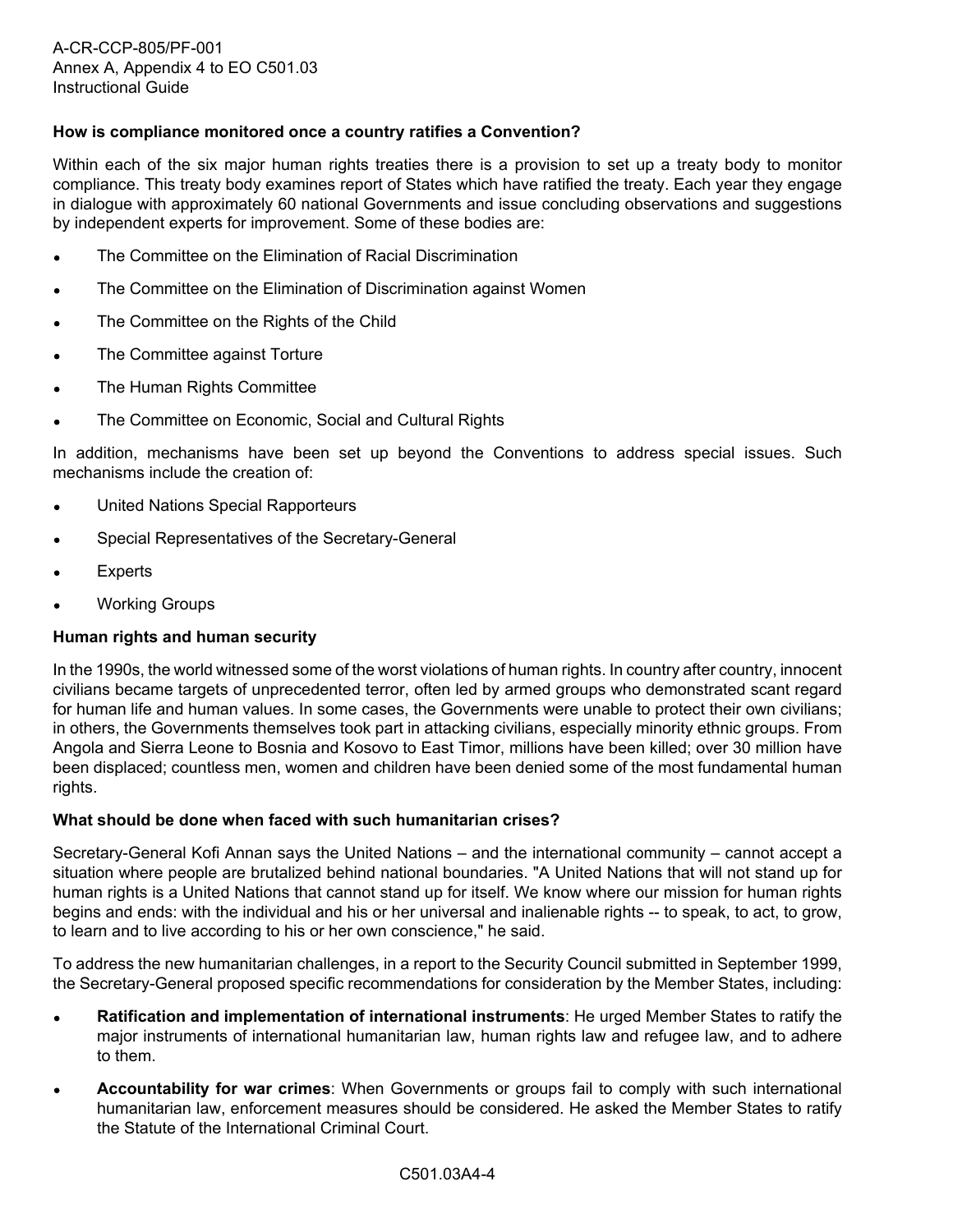**How is compliance monitored once a country ratifies a Convention?**

Within each of the six major human rights treaties there is a provision to set up a treaty body to monitor compliance. This treaty body examines report of States which have ratified the treaty. Each year they engage in dialogue with approximately 60 national Governments and issue concluding observations and suggestions by independent experts for improvement. Some of these bodies are:

- The Committee on the Elimination of Racial Discrimination
- The Committee on the Elimination of Discrimination against Women
- The Committee on the Rights of the Child
- The Committee against Torture
- The Human Rights Committee
- The Committee on Economic, Social and Cultural Rights

In addition, mechanisms have been set up beyond the Conventions to address special issues. Such mechanisms include the creation of:

- United Nations Special Rapporteurs
- Special Representatives of the Secretary-General
- Experts
- Working Groups

**Human rights and human security**

In the 1990s, the world witnessed some of the worst violations of human rights. In country after country, innocent civilians became targets of unprecedented terror, often led by armed groups who demonstrated scant regard for human life and human values. In some cases, the Governments were unable to protect their own civilians; in others, the Governments themselves took part in attacking civilians, especially minority ethnic groups. From Angola and Sierra Leone to Bosnia and Kosovo to East Timor, millions have been killed; over 30 million have been displaced; countless men, women and children have been denied some of the most fundamental human rights.

**What should be done when faced with such humanitarian crises?**

Secretary-General Kofi Annan says the United Nations – and the international community – cannot accept a situation where people are brutalized behind national boundaries. "A United Nations that will not stand up for human rights is a United Nations that cannot stand up for itself. We know where our mission for human rights begins and ends: with the individual and his or her universal and inalienable rights -- to speak, to act, to grow, to learn and to live according to his or her own conscience," he said.

To address the new humanitarian challenges, in a report to the Security Council submitted in September 1999, the Secretary-General proposed specific recommendations for consideration by the Member States, including:

- **Ratification and implementation of international instruments**: He urged Member States to ratify the major instruments of international humanitarian law, human rights law and refugee law, and to adhere to them.
- **Accountability for war crimes**: When Governments or groups fail to comply with such international humanitarian law, enforcement measures should be considered. He asked the Member States to ratify the Statute of the International Criminal Court.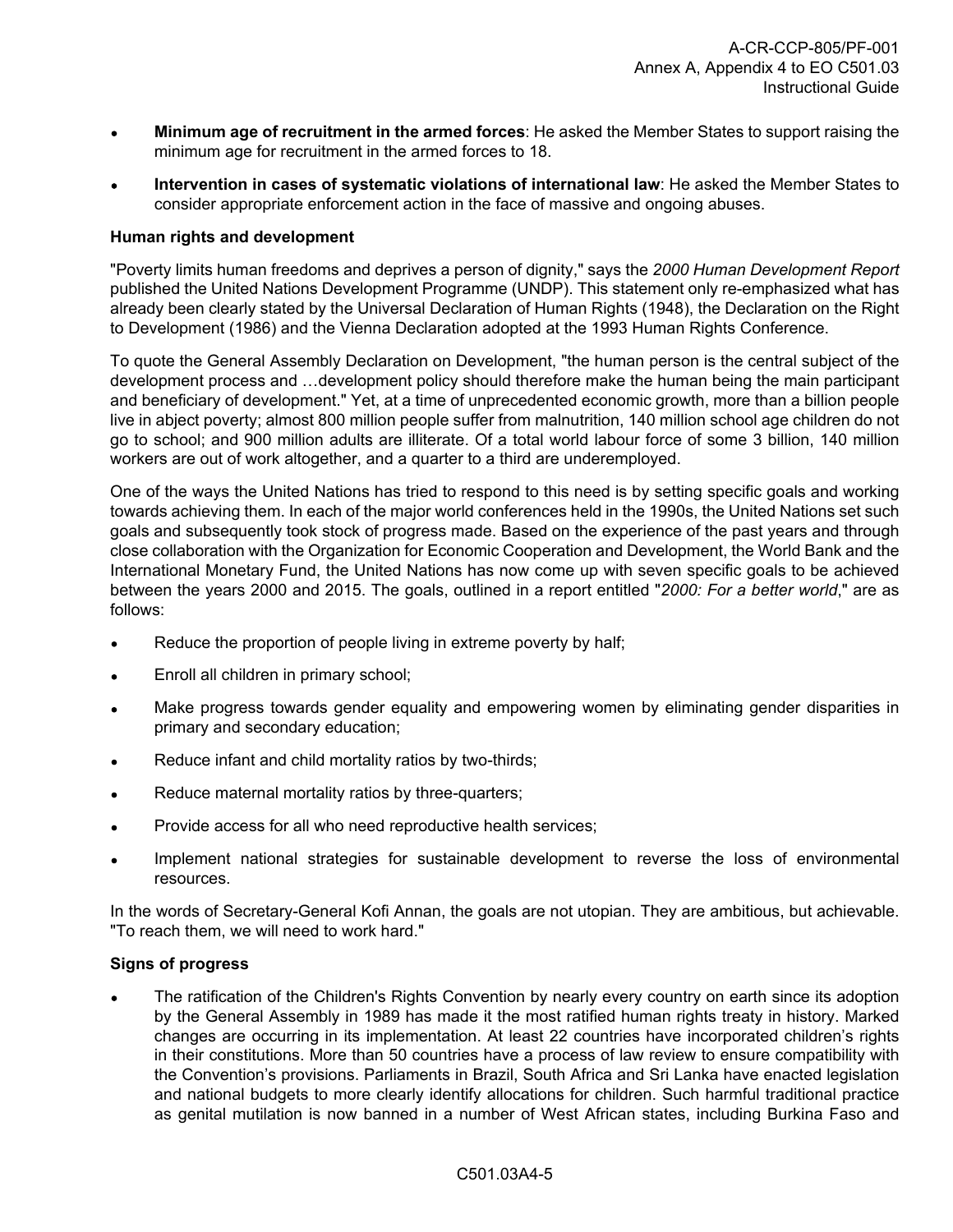- **Minimum age of recruitment in the armed forces**: He asked the Member States to support raising the minimum age for recruitment in the armed forces to 18.
- **Intervention in cases of systematic violations of international law**: He asked the Member States to consider appropriate enforcement action in the face of massive and ongoing abuses.

**Human rights and development**

"Poverty limits human freedoms and deprives a person of dignity," says the *2000 Human Development Report* published the United Nations Development Programme (UNDP). This statement only re-emphasized what has already been clearly stated by the Universal Declaration of Human Rights (1948), the Declaration on the Right to Development (1986) and the Vienna Declaration adopted at the 1993 Human Rights Conference.

To quote the General Assembly Declaration on Development, "the human person is the central subject of the development process and …development policy should therefore make the human being the main participant and beneficiary of development." Yet, at a time of unprecedented economic growth, more than a billion people live in abject poverty; almost 800 million people suffer from malnutrition, 140 million school age children do not go to school; and 900 million adults are illiterate. Of a total world labour force of some 3 billion, 140 million workers are out of work altogether, and a quarter to a third are underemployed.

One of the ways the United Nations has tried to respond to this need is by setting specific goals and working towards achieving them. In each of the major world conferences held in the 1990s, the United Nations set such goals and subsequently took stock of progress made. Based on the experience of the past years and through close collaboration with the Organization for Economic Cooperation and Development, the World Bank and the International Monetary Fund, the United Nations has now come up with seven specific goals to be achieved between the years 2000 and 2015. The goals, outlined in a report entitled "*2000: For a better world*," are as follows:

- Reduce the proportion of people living in extreme poverty by half;
- Enroll all children in primary school;
- Make progress towards gender equality and empowering women by eliminating gender disparities in primary and secondary education;
- Reduce infant and child mortality ratios by two-thirds;
- Reduce maternal mortality ratios by three-quarters;
- Provide access for all who need reproductive health services;
- Implement national strategies for sustainable development to reverse the loss of environmental resources.

In the words of Secretary-General Kofi Annan, the goals are not utopian. They are ambitious, but achievable. "To reach them, we will need to work hard."

**Signs of progress**

- The ratification of the Children's Rights Convention by nearly every country on earth since its adoption by the General Assembly in 1989 has made it the most ratified human rights treaty in history. Marked changes are occurring in its implementation. At least 22 countries have incorporated children's rights in their constitutions. More than 50 countries have a process of law review to ensure compatibility with the Convention's provisions. Parliaments in Brazil, South Africa and Sri Lanka have enacted legislation and national budgets to more clearly identify allocations for children. Such harmful traditional practice as genital mutilation is now banned in a number of West African states, including Burkina Faso and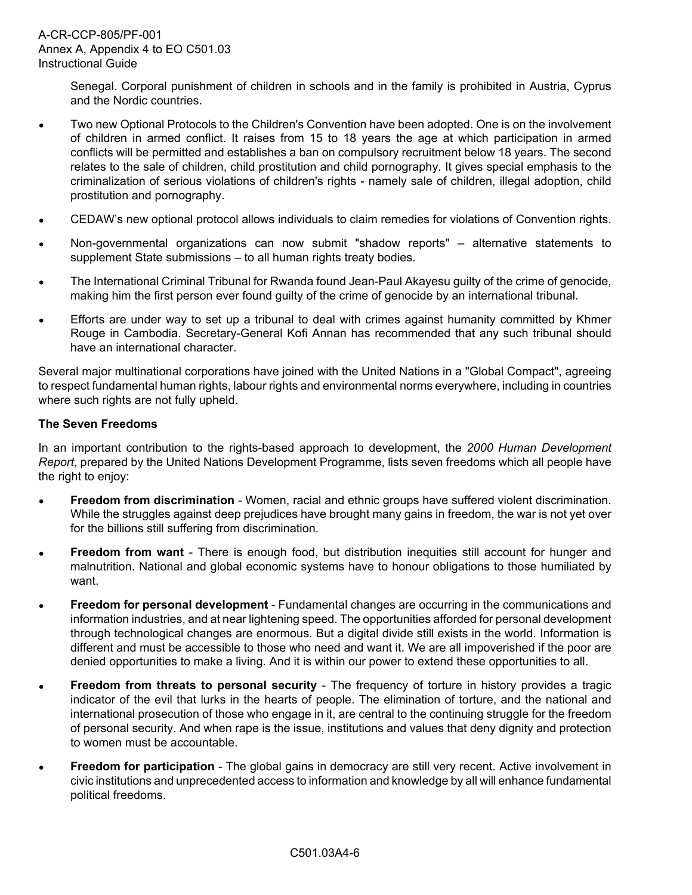Senegal. Corporal punishment of children in schools and in the family is prohibited in Austria, Cyprus and the Nordic countries.

- Two new Optional Protocols to the Children's Convention have been adopted. One is on the involvement of children in armed conflict. It raises from 15 to 18 years the age at which participation in armed conflicts will be permitted and establishes a ban on compulsory recruitment below 18 years. The second relates to the sale of children, child prostitution and child pornography. It gives special emphasis to the criminalization of serious violations of children's rights - namely sale of children, illegal adoption, child prostitution and pornography.
- CEDAW's new optional protocol allows individuals to claim remedies for violations of Convention rights.
- Non-governmental organizations can now submit "shadow reports" – alternative statements to supplement State submissions – to all human rights treaty bodies.
- The International Criminal Tribunal for Rwanda found Jean-Paul Akayesu guilty of the crime of genocide, making him the first person ever found guilty of the crime of genocide by an international tribunal.
- Efforts are under way to set up a tribunal to deal with crimes against humanity committed by Khmer Rouge in Cambodia. Secretary-General Kofi Annan has recommended that any such tribunal should have an international character.

Several major multinational corporations have joined with the United Nations in a "Global Compact", agreeing to respect fundamental human rights, labour rights and environmental norms everywhere, including in countries where such rights are not fully upheld.

**The Seven Freedoms**

In an important contribution to the rights-based approach to development, the *2000 Human Development Report*, prepared by the United Nations Development Programme, lists seven freedoms which all people have the right to enjoy:

- **Freedom from discrimination** - Women, racial and ethnic groups have suffered violent discrimination. While the struggles against deep prejudices have brought many gains in freedom, the war is not yet over for the billions still suffering from discrimination.
- **Freedom from want** - There is enough food, but distribution inequities still account for hunger and malnutrition. National and global economic systems have to honour obligations to those humiliated by want.
- **Freedom for personal development** - Fundamental changes are occurring in the communications and information industries, and at near lightening speed. The opportunities afforded for personal development through technological changes are enormous. But a digital divide still exists in the world. Information is different and must be accessible to those who need and want it. We are all impoverished if the poor are denied opportunities to make a living. And it is within our power to extend these opportunities to all.
- **Freedom from threats to personal security** - The frequency of torture in history provides a tragic indicator of the evil that lurks in the hearts of people. The elimination of torture, and the national and international prosecution of those who engage in it, are central to the continuing struggle for the freedom of personal security. And when rape is the issue, institutions and values that deny dignity and protection to women must be accountable.
- **Freedom for participation** - The global gains in democracy are still very recent. Active involvement in civic institutions and unprecedented access to information and knowledge by all will enhance fundamental political freedoms.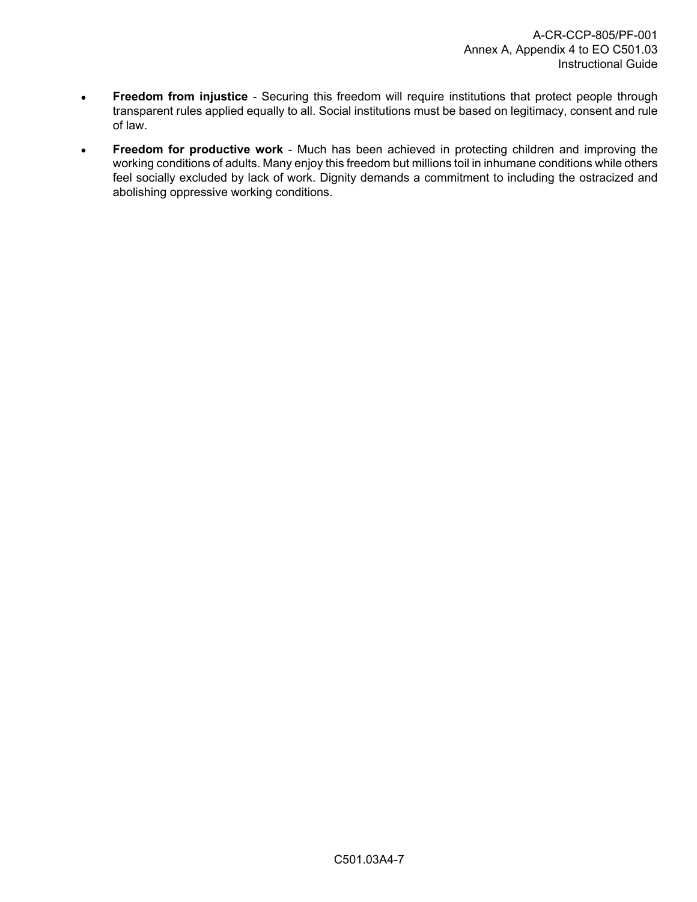- **Freedom from injustice** - Securing this freedom will require institutions that protect people through transparent rules applied equally to all. Social institutions must be based on legitimacy, consent and rule of law.

- **Freedom for productive work** - Much has been achieved in protecting children and improving the working conditions of adults. Many enjoy this freedom but millions toil in inhumane conditions while others feel socially excluded by lack of work. Dignity demands a commitment to including the ostracized and abolishing oppressive working conditions.